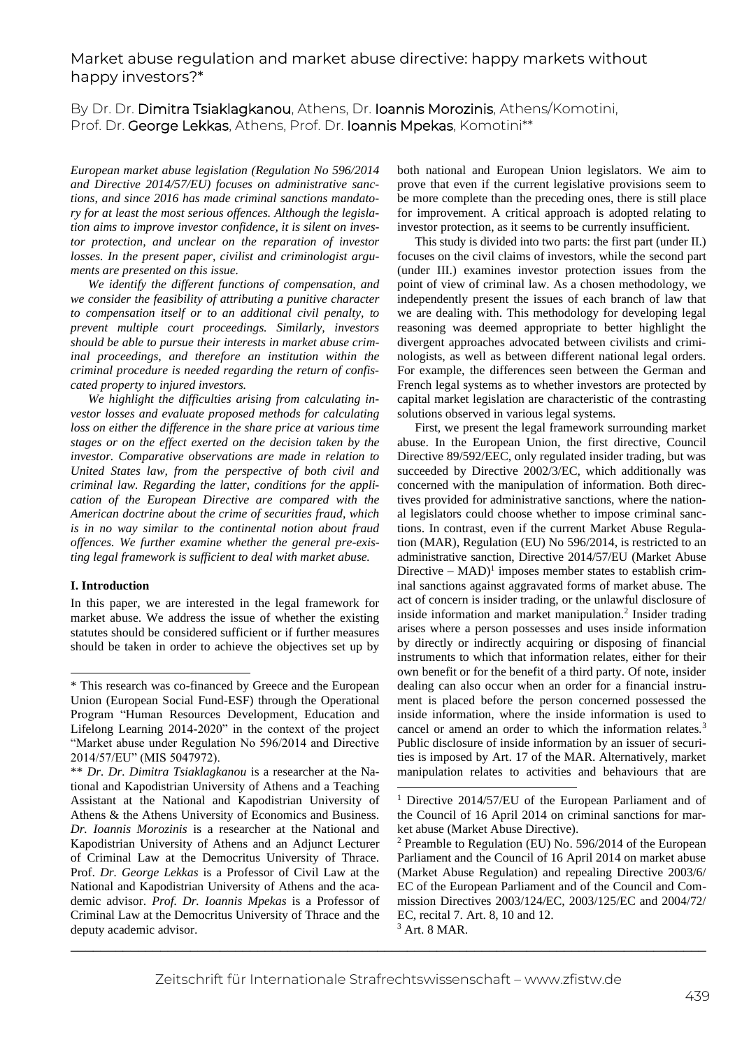# Market abuse regulation and market abuse directive: happy markets without happy investors?*

By Dr. Dr. **Dimitra Tsiaklagkanou**, Athens, Dr. **Ioannis Morozinis**, Athens/Komotini, Prof. Dr. **George Lekkas**, Athens, Prof. Dr. **Ioannis Mpekas**, Komotini**

*European market abuse legislation (Regulation No 596/2014 and Directive 2014/57/EU) focuses on administrative sanctions, and since 2016 has made criminal sanctions mandatory for at least the most serious offences. Although the legislation aims to improve investor confidence, it is silent on investor protection, and unclear on the reparation of investor losses. In the present paper, civilist and criminologist arguments are presented on this issue.*

*We identify the different functions of compensation, and we consider the feasibility of attributing a punitive character to compensation itself or to an additional civil penalty, to prevent multiple court proceedings. Similarly, investors should be able to pursue their interests in market abuse criminal proceedings, and therefore an institution within the criminal procedure is needed regarding the return of confiscated property to injured investors.*

*We highlight the difficulties arising from calculating investor losses and evaluate proposed methods for calculating loss on either the difference in the share price at various time stages or on the effect exerted on the decision taken by the investor. Comparative observations are made in relation to United States law, from the perspective of both civil and criminal law. Regarding the latter, conditions for the application of the European Directive are compared with the American doctrine about the crime of securities fraud, which is in no way similar to the continental notion about fraud offences. We further examine whether the general pre-existing legal framework is sufficient to deal with market abuse.*

## I. Introduction

In this paper, we are interested in the legal framework for market abuse. We address the issue of whether the existing statutes should be considered sufficient or if further measures should be taken in order to achieve the objectives set up by both national and European Union legislators. We aim to prove that even if the current legislative provisions seem to be more complete than the preceding ones, there is still place for improvement. A critical approach is adopted relating to investor protection, as it seems to be currently insufficient.

This study is divided into two parts: the first part (under II.) focuses on the civil claims of investors, while the second part (under III.) examines investor protection issues from the point of view of criminal law. As a chosen methodology, we independently present the issues of each branch of law that we are dealing with. This methodology for developing legal reasoning was deemed appropriate to better highlight the divergent approaches advocated between civilists and criminologists, as well as between different national legal orders. For example, the differences seen between the German and French legal systems as to whether investors are protected by capital market legislation are characteristic of the contrasting solutions observed in various legal systems.

First, we present the legal framework surrounding market abuse. In the European Union, the first directive, Council Directive 89/592/EEC, only regulated insider trading, but was succeeded by Directive 2002/3/EC, which additionally was concerned with the manipulation of information. Both directives provided for administrative sanctions, where the national legislators could choose whether to impose criminal sanctions. In contrast, even if the current Market Abuse Regulation (MAR), Regulation (EU) No 596/2014, is restricted to an administrative sanction, Directive 2014/57/EU (Market Abuse Directive – MAD)[1] imposes member states to establish criminal sanctions against aggravated forms of market abuse. The act of concern is insider trading, or the unlawful disclosure of inside information and market manipulation.[2] Insider trading arises where a person possesses and uses inside information by directly or indirectly acquiring or disposing of financial instruments to which that information relates, either for their own benefit or for the benefit of a third party. Of note, insider dealing can also occur when an order for a financial instrument is placed before the person concerned possessed the inside information, where the inside information is used to cancel or amend an order to which the information relates.[3] Public disclosure of inside information by an issuer of securities is imposed by Art. 17 of the MAR. Alternatively, market manipulation relates to activities and behaviours that are

---

\* This research was co-financed by Greece and the European Union (European Social Fund-ESF) through the Operational Program "Human Resources Development, Education and Lifelong Learning 2014-2020" in the context of the project "Market abuse under Regulation No 596/2014 and Directive 2014/57/EU" (MIS 5047972).

\*\* *Dr. Dr. Dimitra Tsiaklagkanou* is a researcher at the National and Kapodistrian University of Athens and a Teaching Assistant at the National and Kapodistrian University of Athens & the Athens University of Economics and Business. *Dr. Ioannis Morozinis* is a researcher at the National and Kapodistrian University of Athens and an Adjunct Lecturer of Criminal Law at the Democritus University of Thrace. Prof. *Dr. George Lekkas* is a Professor of Civil Law at the National and Kapodistrian University of Athens and the academic advisor. *Prof. Dr. Ioannis Mpekas* is a Professor of Criminal Law at the Democritus University of Thrace and the deputy academic advisor.

[1] Directive 2014/57/EU of the European Parliament and of the Council of 16 April 2014 on criminal sanctions for market abuse (Market Abuse Directive).

[2] Preamble to Regulation (EU) No. 596/2014 of the European Parliament and the Council of 16 April 2014 on market abuse (Market Abuse Regulation) and repealing Directive 2003/6/EC of the European Parliament and of the Council and Commission Directives 2003/124/EC, 2003/125/EC and 2004/72/EC, recital 7. Art. 8, 10 and 12.

[3] Art. 8 MAR.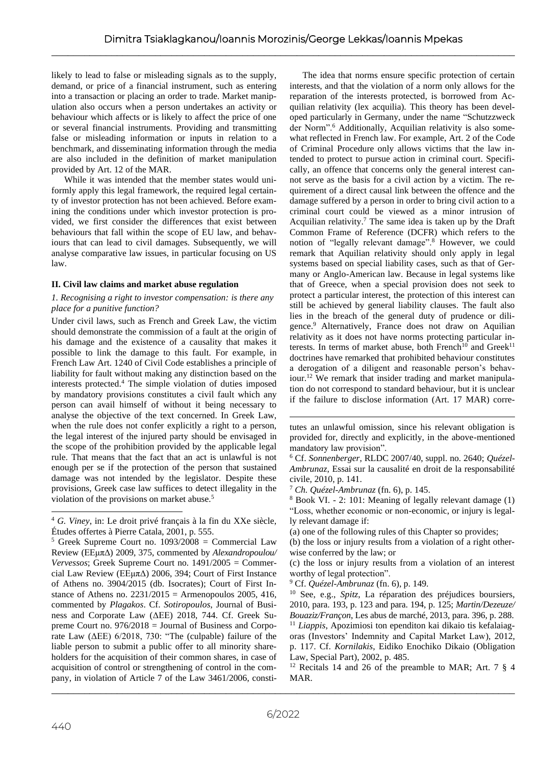likely to lead to false or misleading signals as to the supply, demand, or price of a financial instrument, such as entering into a transaction or placing an order to trade. Market manipulation also occurs when a person undertakes an activity or behaviour which affects or is likely to affect the price of one or several financial instruments. Providing and transmitting false or misleading information or inputs in relation to a benchmark, and disseminating information through the media are also included in the definition of market manipulation provided by Art. 12 of the MAR.

While it was intended that the member states would uniformly apply this legal framework, the required legal certainty of investor protection has not been achieved. Before examining the conditions under which investor protection is provided, we first consider the differences that exist between behaviours that fall within the scope of EU law, and behaviours that can lead to civil damages. Subsequently, we will analyse comparative law issues, in particular focusing on US law.

## II. Civil law claims and market abuse regulation

### *1. Recognising a right to investor compensation: is there any place for a punitive function?*

Under civil laws, such as French and Greek Law, the victim should demonstrate the commission of a fault at the origin of his damage and the existence of a causality that makes it possible to link the damage to this fault. For example, in French Law Art. 1240 of Civil Code establishes a principle of liability for fault without making any distinction based on the interests protected.[4] The simple violation of duties imposed by mandatory provisions constitutes a civil fault which any person can avail himself of without it being necessary to analyse the objective of the text concerned. In Greek Law, when the rule does not confer explicitly a right to a person, the legal interest of the injured party should be envisaged in the scope of the prohibition provided by the applicable legal rule. That means that the fact that an act is unlawful is not enough per se if the protection of the person that sustained damage was not intended by the legislator. Despite these provisions, Greek case law suffices to detect illegality in the violation of the provisions on market abuse.[5]

The idea that norms ensure specific protection of certain interests, and that the violation of a norm only allows for the reparation of the interests protected, is borrowed from Acquilian relativity (lex acquilia). This theory has been developed particularly in Germany, under the name "Schutzzweck der Norm".[6] Additionally, Acquilian relativity is also somewhat reflected in French law. For example, Art. 2 of the Code of Criminal Procedure only allows victims that the law intended to protect to pursue action in criminal court. Specifically, an offence that concerns only the general interest cannot serve as the basis for a civil action by a victim. The requirement of a direct causal link between the offence and the damage suffered by a person in order to bring civil action to a criminal court could be viewed as a minor intrusion of Acquilian relativity.[7] The same idea is taken up by the Draft Common Frame of Reference (DCFR) which refers to the notion of "legally relevant damage".[8] However, we could remark that Aquilian relativity should only apply in legal systems based on special liability cases, such as that of Germany or Anglo-American law. Because in legal systems like that of Greece, when a special provision does not seek to protect a particular interest, the protection of this interest can still be achieved by general liability clauses. The fault also lies in the breach of the general duty of prudence or diligence.[9] Alternatively, France does not draw on Aquilian relativity as it does not have norms protecting particular interests. In terms of market abuse, both French[10] and Greek[11] doctrines have remarked that prohibited behaviour constitutes a derogation of a diligent and reasonable person's behaviour.[12] We remark that insider trading and market manipulation do not correspond to standard behaviour, but it is unclear if the failure to disclose information (Art. 17 MAR) corre-

---

[4] *G. Viney*, in: Le droit privé français à la fin du XXe siècle, Études offertes à Pierre Catala, 2001, p. 555.

[5] Greek Supreme Court no. 1093/2008 = Commercial Law Review (ΕΕμπΔ) 2009, 375, commented by *Alexandropoulou/Vervessos*; Greek Supreme Court no. 1491/2005 = Commercial Law Review (ΕΕμπΔ) 2006, 394; Court of First Instance of Athens no. 3904/2015 (db. Isocrates); Court of First Instance of Athens no. 2231/2015 = Armenopoulos 2005, 416, commented by *Plagakos*. Cf. *Sotiropoulos*, Journal of Business and Corporate Law (ΔΕΕ) 2018, 744. Cf. Greek Supreme Court no. 976/2018 = Journal of Business and Corporate Law (ΔΕΕ) 6/2018, 730: "The (culpable) failure of the liable person to submit a public offer to all minority shareholders for the acquisition of their common shares, in case of acquisition of control or strengthening of control in the company, in violation of Article 7 of the Law 3461/2006, constitutes an unlawful omission, since his relevant obligation is provided for, directly and explicitly, in the above-mentioned mandatory law provision".

[6] Cf. *Sonnenberger*, RLDC 2007/40, suppl. no. 2640; *Quézel-Ambrunaz*, Essai sur la causalité en droit de la responsabilité civile, 2010, p. 141.

[7] *Ch. Quézel-Ambrunaz* (fn. 6), p. 145.

[8] Book VI. - 2: 101: Meaning of legally relevant damage (1) "Loss, whether economic or non-economic, or injury is legally relevant damage if:

(a) one of the following rules of this Chapter so provides;

(b) the loss or injury results from a violation of a right otherwise conferred by the law; or

(c) the loss or injury results from a violation of an interest worthy of legal protection".

[9] Cf. *Quézel-Ambrunaz* (fn. 6), p. 149.

[10] See, e.g., *Spitz*, La réparation des préjudices boursiers, 2010, para. 193, p. 123 and para. 194, p. 125; *Martin/Dezeuze/Bouaziz/Françon*, Les abus de marché, 2013, para. 396, p. 288.

[11] *Liappis*, Apozimiosi ton ependiton kai dikaio tis kefalaiagoras (Investors' Indemnity and Capital Market Law), 2012, p. 117. Cf. *Kornilakis*, Eidiko Enochiko Dikaio (Obligation Law, Special Part), 2002, p. 485.

[12] Recitals 14 and 26 of the preamble to MAR; Art. 7 § 4 MAR.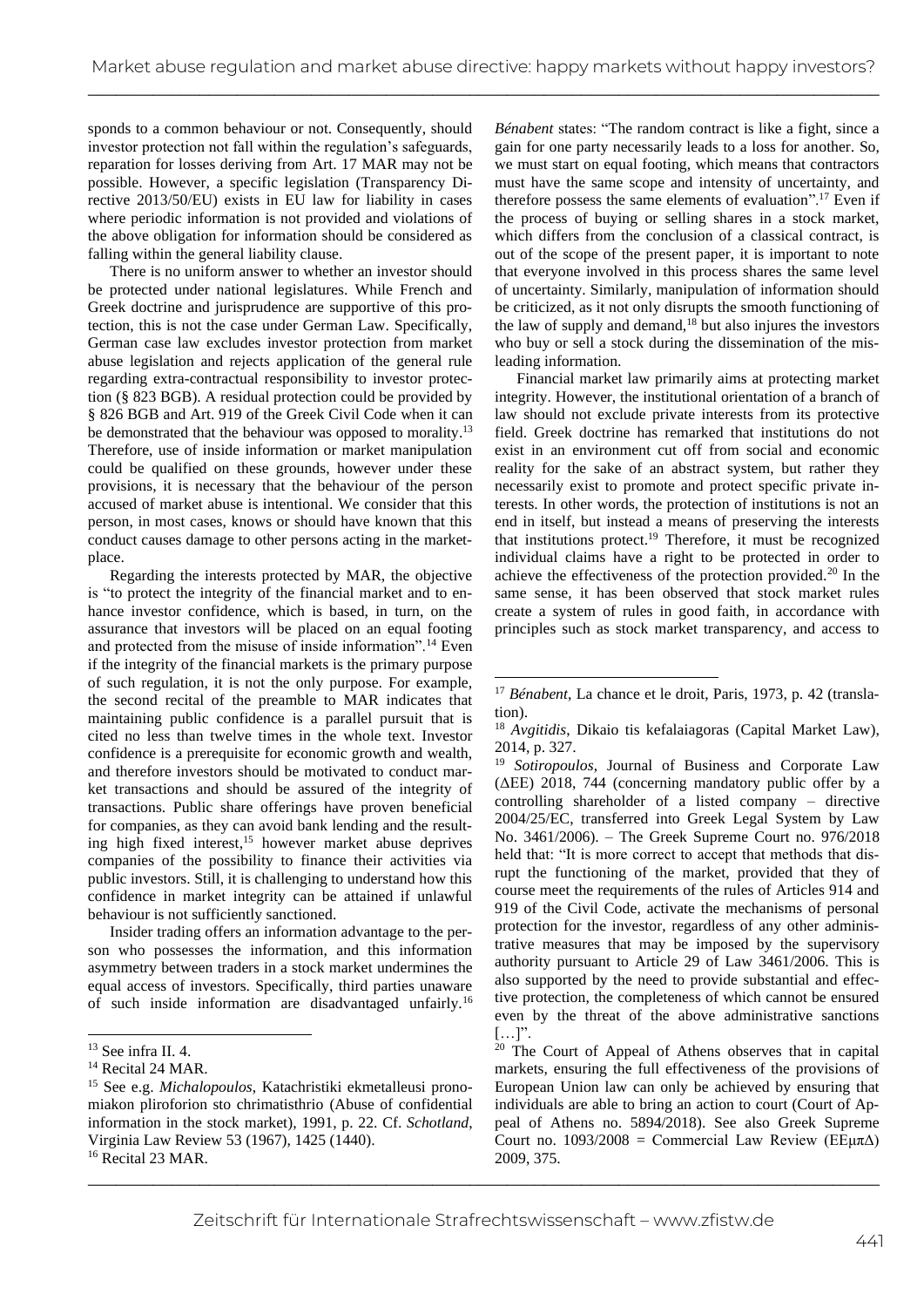sponds to a common behaviour or not. Consequently, should investor protection not fall within the regulation's safeguards, reparation for losses deriving from Art. 17 MAR may not be possible. However, a specific legislation (Transparency Directive 2013/50/EU) exists in EU law for liability in cases where periodic information is not provided and violations of the above obligation for information should be considered as falling within the general liability clause.

There is no uniform answer to whether an investor should be protected under national legislatures. While French and Greek doctrine and jurisprudence are supportive of this protection, this is not the case under German Law. Specifically, German case law excludes investor protection from market abuse legislation and rejects application of the general rule regarding extra-contractual responsibility to investor protection (§ 823 BGB). A residual protection could be provided by § 826 BGB and Art. 919 of the Greek Civil Code when it can be demonstrated that the behaviour was opposed to morality.[13] Therefore, use of inside information or market manipulation could be qualified on these grounds, however under these provisions, it is necessary that the behaviour of the person accused of market abuse is intentional. We consider that this person, in most cases, knows or should have known that this conduct causes damage to other persons acting in the marketplace.

Regarding the interests protected by MAR, the objective is "to protect the integrity of the financial market and to enhance investor confidence, which is based, in turn, on the assurance that investors will be placed on an equal footing and protected from the misuse of inside information".[14] Even if the integrity of the financial markets is the primary purpose of such regulation, it is not the only purpose. For example, the second recital of the preamble to MAR indicates that maintaining public confidence is a parallel pursuit that is cited no less than twelve times in the whole text. Investor confidence is a prerequisite for economic growth and wealth, and therefore investors should be motivated to conduct market transactions and should be assured of the integrity of transactions. Public share offerings have proven beneficial for companies, as they can avoid bank lending and the resulting high fixed interest,[15] however market abuse deprives companies of the possibility to finance their activities via public investors. Still, it is challenging to understand how this confidence in market integrity can be attained if unlawful behaviour is not sufficiently sanctioned.

Insider trading offers an information advantage to the person who possesses the information, and this information asymmetry between traders in a stock market undermines the equal access of investors. Specifically, third parties unaware of such inside information are disadvantaged unfairly.[16] *Bénabent* states: "The random contract is like a fight, since a gain for one party necessarily leads to a loss for another. So, we must start on equal footing, which means that contractors must have the same scope and intensity of uncertainty, and therefore possess the same elements of evaluation".[17] Even if the process of buying or selling shares in a stock market, which differs from the conclusion of a classical contract, is out of the scope of the present paper, it is important to note that everyone involved in this process shares the same level of uncertainty. Similarly, manipulation of information should be criticized, as it not only disrupts the smooth functioning of the law of supply and demand,[18] but also injures the investors who buy or sell a stock during the dissemination of the misleading information.

Financial market law primarily aims at protecting market integrity. However, the institutional orientation of a branch of law should not exclude private interests from its protective field. Greek doctrine has remarked that institutions do not exist in an environment cut off from social and economic reality for the sake of an abstract system, but rather they necessarily exist to promote and protect specific private interests. In other words, the protection of institutions is not an end in itself, but instead a means of preserving the interests that institutions protect.[19] Therefore, it must be recognized individual claims have a right to be protected in order to achieve the effectiveness of the protection provided.[20] In the same sense, it has been observed that stock market rules create a system of rules in good faith, in accordance with principles such as stock market transparency, and access to

---

[13] See infra II. 4.

[14] Recital 24 MAR.

[15] See e.g. *Michalopoulos*, Katachristiki ekmetalleusi pronomiakon pliroforion sto chrimatisthrio (Abuse of confidential information in the stock market), 1991, p. 22. Cf. *Schotland*, Virginia Law Review 53 (1967), 1425 (1440).

[16] Recital 23 MAR.

[17] *Bénabent*, La chance et le droit, Paris, 1973, p. 42 (translation).

[18] *Avgitidis*, Dikaio tis kefalaiagoras (Capital Market Law), 2014, p. 327.

[19] *Sotiropoulos*, Journal of Business and Corporate Law (ΔΕΕ) 2018, 744 (concerning mandatory public offer by a controlling shareholder of a listed company – directive 2004/25/EC, transferred into Greek Legal System by Law No. 3461/2006). – The Greek Supreme Court no. 976/2018 held that: "It is more correct to accept that methods that disrupt the functioning of the market, provided that they of course meet the requirements of the rules of Articles 914 and 919 of the Civil Code, activate the mechanisms of personal protection for the investor, regardless of any other administrative measures that may be imposed by the supervisory authority pursuant to Article 29 of Law 3461/2006. This is also supported by the need to provide substantial and effective protection, the completeness of which cannot be ensured even by the threat of the above administrative sanctions […]".

[20] The Court of Appeal of Athens observes that in capital markets, ensuring the full effectiveness of the provisions of European Union law can only be achieved by ensuring that individuals are able to bring an action to court (Court of Appeal of Athens no. 5894/2018). See also Greek Supreme Court no. 1093/2008 = Commercial Law Review (ΕΕμπΔ) 2009, 375.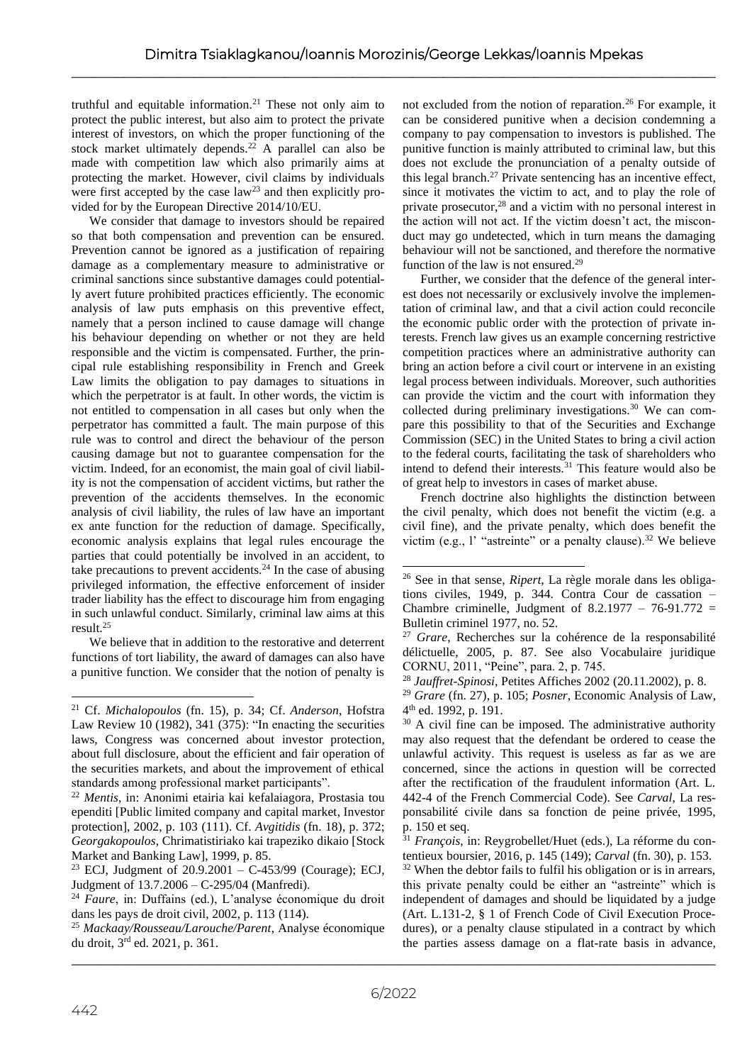truthful and equitable information.[21] These not only aim to protect the public interest, but also aim to protect the private interest of investors, on which the proper functioning of the stock market ultimately depends.[22] A parallel can also be made with competition law which also primarily aims at protecting the market. However, civil claims by individuals were first accepted by the case law[23] and then explicitly provided for by the European Directive 2014/10/EU.

We consider that damage to investors should be repaired so that both compensation and prevention can be ensured. Prevention cannot be ignored as a justification of repairing damage as a complementary measure to administrative or criminal sanctions since substantive damages could potentially avert future prohibited practices efficiently. The economic analysis of law puts emphasis on this preventive effect, namely that a person inclined to cause damage will change his behaviour depending on whether or not they are held responsible and the victim is compensated. Further, the principal rule establishing responsibility in French and Greek Law limits the obligation to pay damages to situations in which the perpetrator is at fault. In other words, the victim is not entitled to compensation in all cases but only when the perpetrator has committed a fault. The main purpose of this rule was to control and direct the behaviour of the person causing damage but not to guarantee compensation for the victim. Indeed, for an economist, the main goal of civil liability is not the compensation of accident victims, but rather the prevention of the accidents themselves. In the economic analysis of civil liability, the rules of law have an important ex ante function for the reduction of damage. Specifically, economic analysis explains that legal rules encourage the parties that could potentially be involved in an accident, to take precautions to prevent accidents.[24] In the case of abusing privileged information, the effective enforcement of insider trader liability has the effect to discourage him from engaging in such unlawful conduct. Similarly, criminal law aims at this result.[25]

We believe that in addition to the restorative and deterrent functions of tort liability, the award of damages can also have a punitive function. We consider that the notion of penalty is not excluded from the notion of reparation.[26] For example, it can be considered punitive when a decision condemning a company to pay compensation to investors is published. The punitive function is mainly attributed to criminal law, but this does not exclude the pronunciation of a penalty outside of this legal branch.[27] Private sentencing has an incentive effect, since it motivates the victim to act, and to play the role of private prosecutor,[28] and a victim with no personal interest in the action will not act. If the victim doesn't act, the misconduct may go undetected, which in turn means the damaging behaviour will not be sanctioned, and therefore the normative function of the law is not ensured.[29]

Further, we consider that the defence of the general interest does not necessarily or exclusively involve the implementation of criminal law, and that a civil action could reconcile the economic public order with the protection of private interests. French law gives us an example concerning restrictive competition practices where an administrative authority can bring an action before a civil court or intervene in an existing legal process between individuals. Moreover, such authorities can provide the victim and the court with information they collected during preliminary investigations.[30] We can compare this possibility to that of the Securities and Exchange Commission (SEC) in the United States to bring a civil action to the federal courts, facilitating the task of shareholders who intend to defend their interests.[31] This feature would also be of great help to investors in cases of market abuse.

French doctrine also highlights the distinction between the civil penalty, which does not benefit the victim (e.g. a civil fine), and the private penalty, which does benefit the victim (e.g., l' "astreinte" or a penalty clause).[32] We believe

---

[21] Cf. *Michalopoulos* (fn. 15), p. 34; Cf. *Anderson*, Hofstra Law Review 10 (1982), 341 (375): "In enacting the securities laws, Congress was concerned about investor protection, about full disclosure, about the efficient and fair operation of the securities markets, and about the improvement of ethical standards among professional market participants".

[22] *Mentis*, in: Anonimi etairia kai kefalaiagora, Prostasia tou ependiti [Public limited company and capital market, Investor protection], 2002, p. 103 (111). Cf. *Avgitidis* (fn. 18), p. 372; *Georgakopoulos*, Chrimatistiriako kai trapeziko dikaio [Stock Market and Banking Law], 1999, p. 85.

[23] ECJ, Judgment of 20.9.2001 – C-453/99 (Courage); ECJ, Judgment of 13.7.2006 – C-295/04 (Manfredi).

[24] *Faure*, in: Duffains (ed.), L'analyse économique du droit dans les pays de droit civil, 2002, p. 113 (114).

[25] *Mackaay/Rousseau/Larouche/Parent*, Analyse économique du droit, 3rd ed. 2021, p. 361.

[26] See in that sense, *Ripert*, La règle morale dans les obligations civiles, 1949, p. 344. Contra Cour de cassation – Chambre criminelle, Judgment of 8.2.1977 – 76-91.772 = Bulletin criminel 1977, no. 52.

[27] *Grare*, Recherches sur la cohérence de la responsabilité délictuelle, 2005, p. 87. See also Vocabulaire juridique CORNU, 2011, "Peine", para. 2, p. 745.

[28] *Jauffret-Spinosi*, Petites Affiches 2002 (20.11.2002), p. 8.

[29] *Grare* (fn. 27), p. 105; *Posner*, Economic Analysis of Law, 4th ed. 1992, p. 191.

[30] A civil fine can be imposed. The administrative authority may also request that the defendant be ordered to cease the unlawful activity. This request is useless as far as we are concerned, since the actions in question will be corrected after the rectification of the fraudulent information (Art. L. 442-4 of the French Commercial Code). See *Carval*, La responsabilité civile dans sa fonction de peine privée, 1995, p. 150 et seq.

[31] *François*, in: Reygrobellet/Huet (eds.), La réforme du contentieux boursier, 2016, p. 145 (149); *Carval* (fn. 30), p. 153.

[32] When the debtor fails to fulfil his obligation or is in arrears, this private penalty could be either an "astreinte" which is independent of damages and should be liquidated by a judge (Art. L.131-2, § 1 of French Code of Civil Execution Procedures), or a penalty clause stipulated in a contract by which the parties assess damage on a flat-rate basis in advance,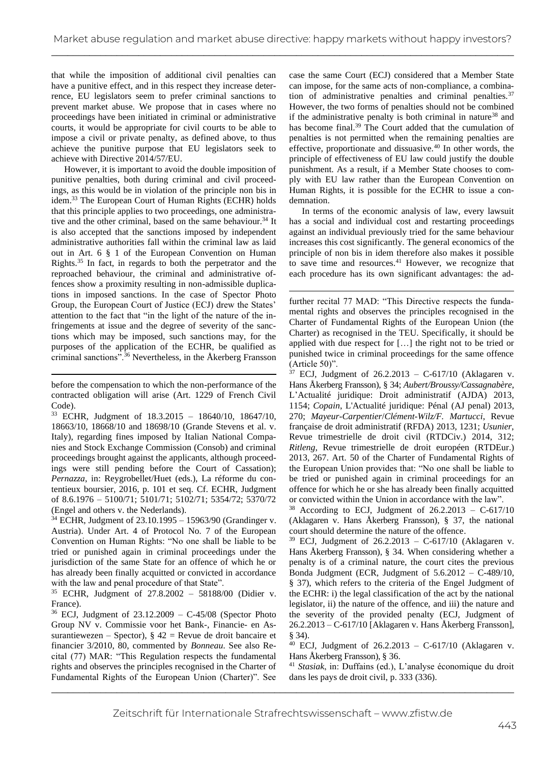that while the imposition of additional civil penalties can have a punitive effect, and in this respect they increase deterrence, EU legislators seem to prefer criminal sanctions to prevent market abuse. We propose that in cases where no proceedings have been initiated in criminal or administrative courts, it would be appropriate for civil courts to be able to impose a civil or private penalty, as defined above, to thus achieve the punitive purpose that EU legislators seek to achieve with Directive 2014/57/EU.

However, it is important to avoid the double imposition of punitive penalties, both during criminal and civil proceedings, as this would be in violation of the principle non bis in idem.[33] The European Court of Human Rights (ECHR) holds that this principle applies to two proceedings, one administrative and the other criminal, based on the same behaviour.[34] It is also accepted that the sanctions imposed by independent administrative authorities fall within the criminal law as laid out in Art. 6 § 1 of the European Convention on Human Rights.[35] In fact, in regards to both the perpetrator and the reproached behaviour, the criminal and administrative offences show a proximity resulting in non-admissible duplications in imposed sanctions. In the case of Spector Photo Group, the European Court of Justice (ECJ) drew the States' attention to the fact that "in the light of the nature of the infringements at issue and the degree of severity of the sanctions which may be imposed, such sanctions may, for the purposes of the application of the ECHR, be qualified as criminal sanctions".[36] Nevertheless, in the Åkerberg Fransson case the same Court (ECJ) considered that a Member State can impose, for the same acts of non-compliance, a combination of administrative penalties and criminal penalties.[37] However, the two forms of penalties should not be combined if the administrative penalty is both criminal in nature[38] and has become final.[39] The Court added that the cumulation of penalties is not permitted when the remaining penalties are effective, proportionate and dissuasive.[40] In other words, the principle of effectiveness of EU law could justify the double punishment. As a result, if a Member State chooses to comply with EU law rather than the European Convention on Human Rights, it is possible for the ECHR to issue a condemnation.

In terms of the economic analysis of law, every lawsuit has a social and individual cost and restarting proceedings against an individual previously tried for the same behaviour increases this cost significantly. The general economics of the principle of non bis in idem therefore also makes it possible to save time and resources.[41] However, we recognize that each procedure has its own significant advantages: the ad-

---

before the compensation to which the non-performance of the contracted obligation will arise (Art. 1229 of French Civil Code).

[33] ECHR, Judgment of 18.3.2015 – 18640/10, 18647/10, 18663/10, 18668/10 and 18698/10 (Grande Stevens et al. v. Italy), regarding fines imposed by Italian National Companies and Stock Exchange Commission (Consob) and criminal proceedings brought against the applicants, although proceedings were still pending before the Court of Cassation); *Pernazza*, in: Reygrobellet/Huet (eds.), La réforme du contentieux boursier, 2016, p. 101 et seq. Cf. ECHR, Judgment of 8.6.1976 – 5100/71; 5101/71; 5102/71; 5354/72; 5370/72 (Engel and others v. the Nederlands).

[34] ECHR, Judgment of 23.10.1995 – 15963/90 (Grandinger v. Austria). Under Art. 4 of Protocol No. 7 of the European Convention on Human Rights: "No one shall be liable to be tried or punished again in criminal proceedings under the jurisdiction of the same State for an offence of which he or has already been finally acquitted or convicted in accordance with the law and penal procedure of that State".

[35] ECHR, Judgment of 27.8.2002 – 58188/00 (Didier v. France).

[36] ECJ, Judgment of 23.12.2009 – C-45/08 (Spector Photo Group NV v. Commissie voor het Bank-, Financie- en Assurantiewezen – Spector), § 42 = Revue de droit bancaire et financier 3/2010, 80, commented by *Bonneau*. See also Recital (77) MAR: "This Regulation respects the fundamental rights and observes the principles recognised in the Charter of Fundamental Rights of the European Union (Charter)". See further recital 77 MAD: "This Directive respects the fundamental rights and observes the principles recognised in the Charter of Fundamental Rights of the European Union (the Charter) as recognised in the TEU. Specifically, it should be applied with due respect for […] the right not to be tried or punished twice in criminal proceedings for the same offence (Article 50)".

[37] ECJ, Judgment of 26.2.2013 – C-617/10 (Aklagaren v. Hans Åkerberg Fransson), § 34; *Aubert/Broussy/Cassagnabère*, L'Actualité juridique: Droit administratif (AJDA) 2013, 1154; *Copain*, L'Actualité juridique: Pénal (AJ penal) 2013, 270; *Mayeur-Carpentier*/*Clément-Wilz/F. Martucci*, Revue française de droit administratif (RFDA) 2013, 1231; *Usunier*, Revue trimestrielle de droit civil (RTDCiv.) 2014, 312; *Ritleng*, Revue trimestrielle de droit européen (RTDEur.) 2013, 267. Art. 50 of the Charter of Fundamental Rights of the European Union provides that: "No one shall be liable to be tried or punished again in criminal proceedings for an offence for which he or she has already been finally acquitted or convicted within the Union in accordance with the law".

[38] According to ECJ, Judgment of 26.2.2013 – C-617/10 (Aklagaren v. Hans Åkerberg Fransson), § 37, the national court should determine the nature of the offence.

[39] ECJ, Judgment of 26.2.2013 – C-617/10 (Aklagaren v. Hans Åkerberg Fransson), § 34. When considering whether a penalty is of a criminal nature, the court cites the previous Bonda Judgment (ECR, Judgment of 5.6.2012 – C-489/10, § 37), which refers to the criteria of the Engel Judgment of the ECHR: i) the legal classification of the act by the national legislator, ii) the nature of the offence, and iii) the nature and the severity of the provided penalty (ECJ, Judgment of 26.2.2013 – C-617/10 [Aklagaren v. Hans Åkerberg Fransson], § 34).

[40] ECJ, Judgment of 26.2.2013 – C-617/10 (Aklagaren v. Hans Åkerberg Fransson), § 36.

[41] *Stasiak*, in: Duffains (ed.), L'analyse économique du droit dans les pays de droit civil, p. 333 (336).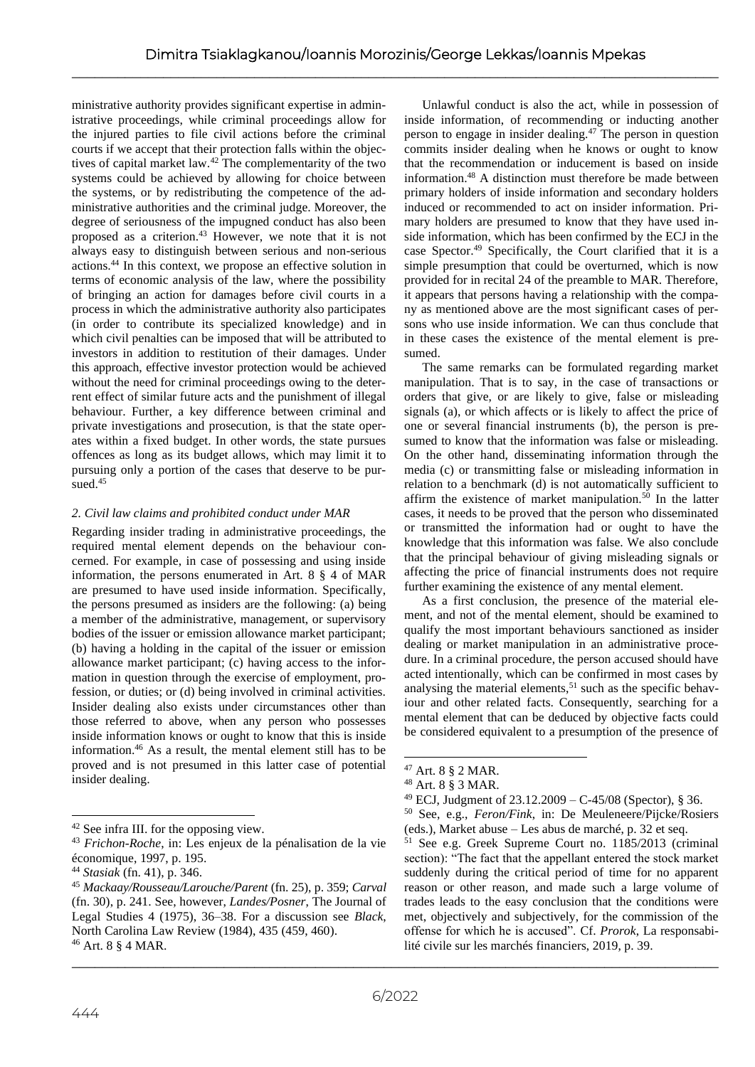ministrative authority provides significant expertise in administrative proceedings, while criminal proceedings allow for the injured parties to file civil actions before the criminal courts if we accept that their protection falls within the objectives of capital market law.[42] The complementarity of the two systems could be achieved by allowing for choice between the systems, or by redistributing the competence of the administrative authorities and the criminal judge. Moreover, the degree of seriousness of the impugned conduct has also been proposed as a criterion.[43] However, we note that it is not always easy to distinguish between serious and non-serious actions.[44] In this context, we propose an effective solution in terms of economic analysis of the law, where the possibility of bringing an action for damages before civil courts in a process in which the administrative authority also participates (in order to contribute its specialized knowledge) and in which civil penalties can be imposed that will be attributed to investors in addition to restitution of their damages. Under this approach, effective investor protection would be achieved without the need for criminal proceedings owing to the deterrent effect of similar future acts and the punishment of illegal behaviour. Further, a key difference between criminal and private investigations and prosecution, is that the state operates within a fixed budget. In other words, the state pursues offences as long as its budget allows, which may limit it to pursuing only a portion of the cases that deserve to be pursued.[45]

### *2. Civil law claims and prohibited conduct under MAR*

Regarding insider trading in administrative proceedings, the required mental element depends on the behaviour concerned. For example, in case of possessing and using inside information, the persons enumerated in Art. 8 § 4 of MAR are presumed to have used inside information. Specifically, the persons presumed as insiders are the following: (a) being a member of the administrative, management, or supervisory bodies of the issuer or emission allowance market participant; (b) having a holding in the capital of the issuer or emission allowance market participant; (c) having access to the information in question through the exercise of employment, profession, or duties; or (d) being involved in criminal activities. Insider dealing also exists under circumstances other than those referred to above, when any person who possesses inside information knows or ought to know that this is inside information.[46] As a result, the mental element still has to be proved and is not presumed in this latter case of potential insider dealing.

Unlawful conduct is also the act, while in possession of inside information, of recommending or inducting another person to engage in insider dealing.[47] The person in question commits insider dealing when he knows or ought to know that the recommendation or inducement is based on inside information.[48] A distinction must therefore be made between primary holders of inside information and secondary holders induced or recommended to act on insider information. Primary holders are presumed to know that they have used inside information, which has been confirmed by the ECJ in the case Spector.[49] Specifically, the Court clarified that it is a simple presumption that could be overturned, which is now provided for in recital 24 of the preamble to MAR. Therefore, it appears that persons having a relationship with the company as mentioned above are the most significant cases of persons who use inside information. We can thus conclude that in these cases the existence of the mental element is presumed.

The same remarks can be formulated regarding market manipulation. That is to say, in the case of transactions or orders that give, or are likely to give, false or misleading signals (a), or which affects or is likely to affect the price of one or several financial instruments (b), the person is presumed to know that the information was false or misleading. On the other hand, disseminating information through the media (c) or transmitting false or misleading information in relation to a benchmark (d) is not automatically sufficient to affirm the existence of market manipulation.[50] In the latter cases, it needs to be proved that the person who disseminated or transmitted the information had or ought to have the knowledge that this information was false. We also conclude that the principal behaviour of giving misleading signals or affecting the price of financial instruments does not require further examining the existence of any mental element.

As a first conclusion, the presence of the material element, and not of the mental element, should be examined to qualify the most important behaviours sanctioned as insider dealing or market manipulation in an administrative procedure. In a criminal procedure, the person accused should have acted intentionally, which can be confirmed in most cases by analysing the material elements,[51] such as the specific behaviour and other related facts. Consequently, searching for a mental element that can be deduced by objective facts could be considered equivalent to a presumption of the presence of

---

[42] See infra III. for the opposing view.

[43] *Frichon-Roche*, in: Les enjeux de la pénalisation de la vie économique, 1997, p. 195.

[44] *Stasiak* (fn. 41), p. 346.

[45] *Mackaay/Rousseau/Larouche/Parent* (fn. 25), p. 359; *Carval* (fn. 30), p. 241. See, however, *Landes/Posner*, The Journal of Legal Studies 4 (1975), 36–38. For a discussion see *Black*, North Carolina Law Review (1984), 435 (459, 460).

[46] Art. 8 § 4 MAR.

[47] Art. 8 § 2 MAR.

[48] Art. 8 § 3 MAR.

[49] ECJ, Judgment of 23.12.2009 – C-45/08 (Spector), § 36.

[50] See, e.g., *Feron/Fink*, in: De Meuleneere/Pijcke/Rosiers (eds.), Market abuse – Les abus de marché, p. 32 et seq.

[51] See e.g. Greek Supreme Court no. 1185/2013 (criminal section): "The fact that the appellant entered the stock market suddenly during the critical period of time for no apparent reason or other reason, and made such a large volume of trades leads to the easy conclusion that the conditions were met, objectively and subjectively, for the commission of the offense for which he is accused". Cf. *Prorok*, La responsabilité civile sur les marchés financiers, 2019, p. 39.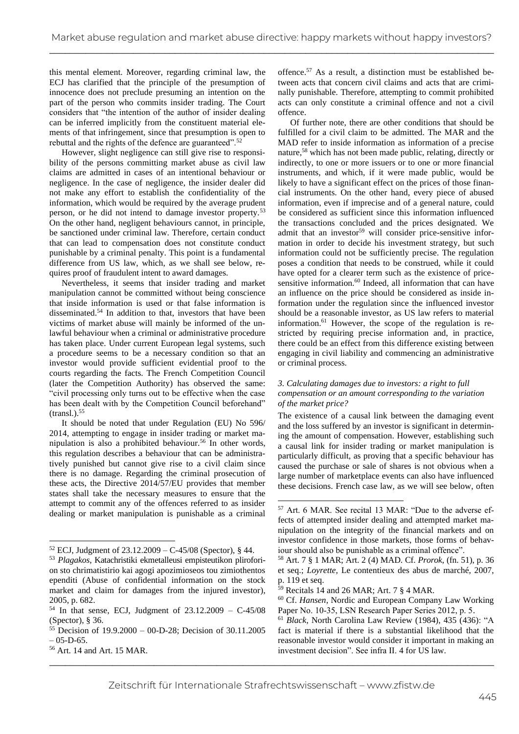this mental element. Moreover, regarding criminal law, the ECJ has clarified that the principle of the presumption of innocence does not preclude presuming an intention on the part of the person who commits insider trading. The Court considers that "the intention of the author of insider dealing can be inferred implicitly from the constituent material elements of that infringement, since that presumption is open to rebuttal and the rights of the defence are guaranteed".[52]

However, slight negligence can still give rise to responsibility of the persons committing market abuse as civil law claims are admitted in cases of an intentional behaviour or negligence. In the case of negligence, the insider dealer did not make any effort to establish the confidentiality of the information, which would be required by the average prudent person, or he did not intend to damage investor property.[53] On the other hand, negligent behaviours cannot, in principle, be sanctioned under criminal law. Therefore, certain conduct that can lead to compensation does not constitute conduct punishable by a criminal penalty. This point is a fundamental difference from US law, which, as we shall see below, requires proof of fraudulent intent to award damages.

Nevertheless, it seems that insider trading and market manipulation cannot be committed without being conscience that inside information is used or that false information is disseminated.[54] In addition to that, investors that have been victims of market abuse will mainly be informed of the unlawful behaviour when a criminal or administrative procedure has taken place. Under current European legal systems, such a procedure seems to be a necessary condition so that an investor would provide sufficient evidential proof to the courts regarding the facts. The French Competition Council (later the Competition Authority) has observed the same: "civil processing only turns out to be effective when the case has been dealt with by the Competition Council beforehand" (transl.).[55]

It should be noted that under Regulation (EU) No 596/2014, attempting to engage in insider trading or market manipulation is also a prohibited behaviour.[56] In other words, this regulation describes a behaviour that can be administratively punished but cannot give rise to a civil claim since there is no damage. Regarding the criminal prosecution of these acts, the Directive 2014/57/EU provides that member states shall take the necessary measures to ensure that the attempt to commit any of the offences referred to as insider dealing or market manipulation is punishable as a criminal offence.[57] As a result, a distinction must be established between acts that concern civil claims and acts that are criminally punishable. Therefore, attempting to commit prohibited acts can only constitute a criminal offence and not a civil offence.

Of further note, there are other conditions that should be fulfilled for a civil claim to be admitted. The MAR and the MAD refer to inside information as information of a precise nature,[58] which has not been made public, relating, directly or indirectly, to one or more issuers or to one or more financial instruments, and which, if it were made public, would be likely to have a significant effect on the prices of those financial instruments. On the other hand, every piece of abused information, even if imprecise and of a general nature, could be considered as sufficient since this information influenced the transactions concluded and the prices designated. We admit that an investor[59] will consider price-sensitive information in order to decide his investment strategy, but such information could not be sufficiently precise. The regulation poses a condition that needs to be construed, while it could have opted for a clearer term such as the existence of price-sensitive information.[60] Indeed, all information that can have an influence on the price should be considered as inside information under the regulation since the influenced investor should be a reasonable investor, as US law refers to material information.[61] However, the scope of the regulation is restricted by requiring precise information and, in practice, there could be an effect from this difference existing between engaging in civil liability and commencing an administrative or criminal process.

### *3. Calculating damages due to investors: a right to full compensation or an amount corresponding to the variation of the market price?*

The existence of a causal link between the damaging event and the loss suffered by an investor is significant in determining the amount of compensation. However, establishing such a causal link for insider trading or market manipulation is particularly difficult, as proving that a specific behaviour has caused the purchase or sale of shares is not obvious when a large number of marketplace events can also have influenced these decisions. French case law, as we will see below, often

---

[52] ECJ, Judgment of 23.12.2009 – C-45/08 (Spector), § 44.

[53] *Plagakos*, Katachristiki ekmetalleusi empisteutikon pliroforion sto chrimatistirio kai agogi apozimioseos tou zimiothentos ependiti (Abuse of confidential information on the stock market and claim for damages from the injured investor), 2005, p. 682.

[54] In that sense, ECJ, Judgment of 23.12.2009 – C-45/08 (Spector), § 36.

[55] Decision of 19.9.2000 – 00-D-28; Decision of 30.11.2005 – 05-D-65.

[56] Art. 14 and Art. 15 MAR.

[57] Art. 6 MAR. See recital 13 MAR: "Due to the adverse effects of attempted insider dealing and attempted market manipulation on the integrity of the financial markets and on investor confidence in those markets, those forms of behaviour should also be punishable as a criminal offence".

[58] Art. 7 § 1 MAR; Art. 2 (4) MAD. Cf. *Prorok*, (fn. 51), p. 36 et seq.; *Loyrette*, Le contentieux des abus de marché, 2007, p. 119 et seq.

[59] Recitals 14 and 26 MAR; Art. 7 § 4 MAR.

[60] Cf. *Hansen*, Nordic and European Company Law Working Paper No. 10-35, LSN Research Paper Series 2012, p. 5.

[61] *Black*, North Carolina Law Review (1984), 435 (436): "A fact is material if there is a substantial likelihood that the reasonable investor would consider it important in making an investment decision". See infra II. 4 for US law.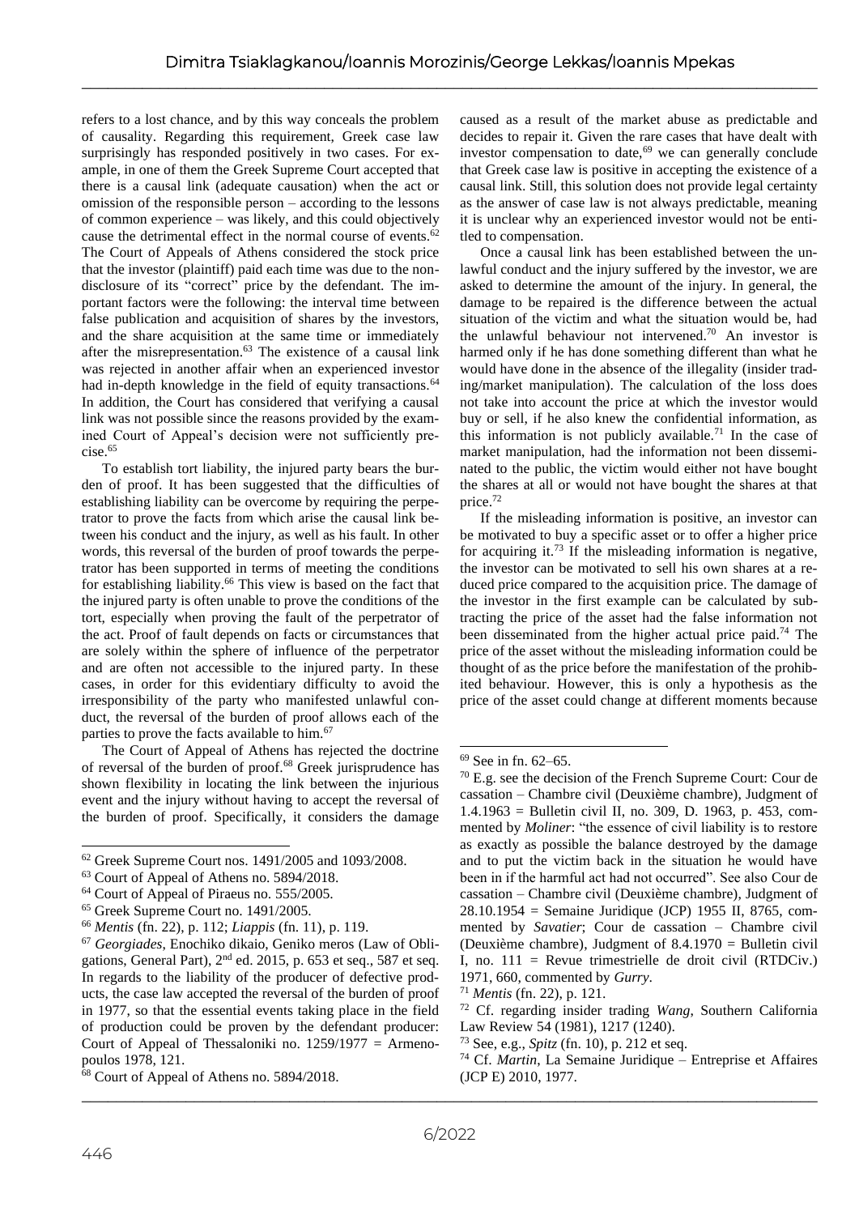refers to a lost chance, and by this way conceals the problem of causality. Regarding this requirement, Greek case law surprisingly has responded positively in two cases. For example, in one of them the Greek Supreme Court accepted that there is a causal link (adequate causation) when the act or omission of the responsible person – according to the lessons of common experience – was likely, and this could objectively cause the detrimental effect in the normal course of events.[62] The Court of Appeals of Athens considered the stock price that the investor (plaintiff) paid each time was due to the non-disclosure of its "correct" price by the defendant. The important factors were the following: the interval time between false publication and acquisition of shares by the investors, and the share acquisition at the same time or immediately after the misrepresentation.[63] The existence of a causal link was rejected in another affair when an experienced investor had in-depth knowledge in the field of equity transactions.[64] In addition, the Court has considered that verifying a causal link was not possible since the reasons provided by the examined Court of Appeal's decision were not sufficiently precise.[65]

To establish tort liability, the injured party bears the burden of proof. It has been suggested that the difficulties of establishing liability can be overcome by requiring the perpetrator to prove the facts from which arise the causal link between his conduct and the injury, as well as his fault. In other words, this reversal of the burden of proof towards the perpetrator has been supported in terms of meeting the conditions for establishing liability.[66] This view is based on the fact that the injured party is often unable to prove the conditions of the tort, especially when proving the fault of the perpetrator of the act. Proof of fault depends on facts or circumstances that are solely within the sphere of influence of the perpetrator and are often not accessible to the injured party. In these cases, in order for this evidentiary difficulty to avoid the irresponsibility of the party who manifested unlawful conduct, the reversal of the burden of proof allows each of the parties to prove the facts available to him.[67]

The Court of Appeal of Athens has rejected the doctrine of reversal of the burden of proof.[68] Greek jurisprudence has shown flexibility in locating the link between the injurious event and the injury without having to accept the reversal of the burden of proof. Specifically, it considers the damage caused as a result of the market abuse as predictable and decides to repair it. Given the rare cases that have dealt with investor compensation to date,[69] we can generally conclude that Greek case law is positive in accepting the existence of a causal link. Still, this solution does not provide legal certainty as the answer of case law is not always predictable, meaning it is unclear why an experienced investor would not be entitled to compensation.

Once a causal link has been established between the unlawful conduct and the injury suffered by the investor, we are asked to determine the amount of the injury. In general, the damage to be repaired is the difference between the actual situation of the victim and what the situation would be, had the unlawful behaviour not intervened.[70] An investor is harmed only if he has done something different than what he would have done in the absence of the illegality (insider trading/market manipulation). The calculation of the loss does not take into account the price at which the investor would buy or sell, if he also knew the confidential information, as this information is not publicly available.[71] In the case of market manipulation, had the information not been disseminated to the public, the victim would either not have bought the shares at all or would not have bought the shares at that price.[72]

If the misleading information is positive, an investor can be motivated to buy a specific asset or to offer a higher price for acquiring it.[73] If the misleading information is negative, the investor can be motivated to sell his own shares at a reduced price compared to the acquisition price. The damage of the investor in the first example can be calculated by subtracting the price of the asset had the false information not been disseminated from the higher actual price paid.[74] The price of the asset without the misleading information could be thought of as the price before the manifestation of the prohibited behaviour. However, this is only a hypothesis as the price of the asset could change at different moments because

---

[62] Greek Supreme Court nos. 1491/2005 and 1093/2008.

[63] Court of Appeal of Athens no. 5894/2018.

[64] Court of Appeal of Piraeus no. 555/2005.

[65] Greek Supreme Court no. 1491/2005.

[66] *Mentis* (fn. 22), p. 112; *Liappis* (fn. 11), p. 119.

[67] *Georgiades*, Enochiko dikaio, Geniko meros (Law of Obligations, General Part), 2nd ed. 2015, p. 653 et seq., 587 et seq. In regards to the liability of the producer of defective products, the case law accepted the reversal of the burden of proof in 1977, so that the essential events taking place in the field of production could be proven by the defendant producer: Court of Appeal of Thessaloniki no. 1259/1977 = Armenopoulos 1978, 121.

[68] Court of Appeal of Athens no. 5894/2018.

[69] See in fn. 62–65.

[70] E.g. see the decision of the French Supreme Court: Cour de cassation – Chambre civil (Deuxième chambre), Judgment of 1.4.1963 = Bulletin civil II, no. 309, D. 1963, p. 453, commented by *Moliner*: "the essence of civil liability is to restore as exactly as possible the balance destroyed by the damage and to put the victim back in the situation he would have been in if the harmful act had not occurred". See also Cour de cassation – Chambre civil (Deuxième chambre), Judgment of 28.10.1954 = Semaine Juridique (JCP) 1955 II, 8765, commented by *Savatier*; Cour de cassation – Chambre civil (Deuxième chambre), Judgment of 8.4.1970 = Bulletin civil I, no. 111 = Revue trimestrielle de droit civil (RTDCiv.) 1971, 660, commented by *Gurry*.

[71] *Mentis* (fn. 22), p. 121.

[72] Cf. regarding insider trading *Wang*, Southern California Law Review 54 (1981), 1217 (1240).

[73] See, e.g., *Spitz* (fn. 10), p. 212 et seq.

[74] Cf. *Martin*, La Semaine Juridique – Entreprise et Affaires (JCP E) 2010, 1977.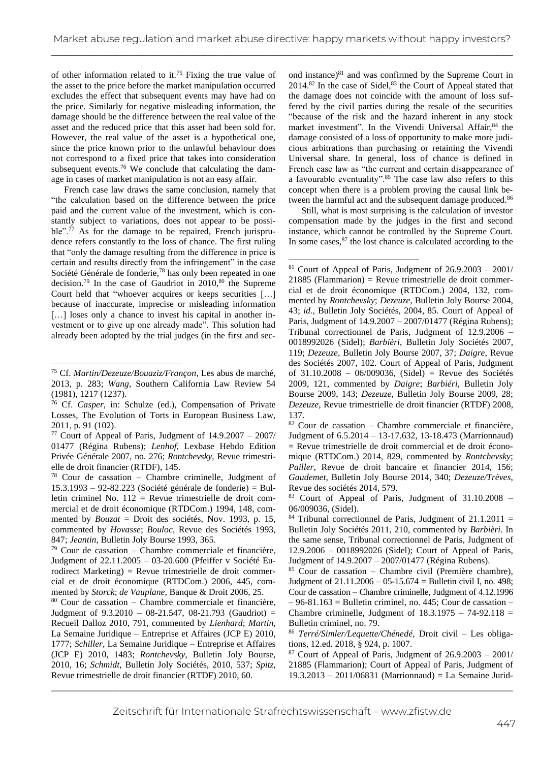of other information related to it.[75] Fixing the true value of the asset to the price before the market manipulation occurred excludes the effect that subsequent events may have had on the price. Similarly for negative misleading information, the damage should be the difference between the real value of the asset and the reduced price that this asset had been sold for. However, the real value of the asset is a hypothetical one, since the price known prior to the unlawful behaviour does not correspond to a fixed price that takes into consideration subsequent events.[76] We conclude that calculating the damage in cases of market manipulation is not an easy affair.

French case law draws the same conclusion, namely that "the calculation based on the difference between the price paid and the current value of the investment, which is constantly subject to variations, does not appear to be possible".[77] As for the damage to be repaired, French jurisprudence refers constantly to the loss of chance. The first ruling that "only the damage resulting from the difference in price is certain and results directly from the infringement" in the case Société Générale de fonderie,[78] has only been repeated in one decision.[79] In the case of Gaudriot in 2010,[80] the Supreme Court held that "whoever acquires or keeps securities […] because of inaccurate, imprecise or misleading information […] loses only a chance to invest his capital in another investment or to give up one already made". This solution had already been adopted by the trial judges (in the first and second instance)[81] and was confirmed by the Supreme Court in 2014.[82] In the case of Sidel,[83] the Court of Appeal stated that the damage does not coincide with the amount of loss suffered by the civil parties during the resale of the securities "because of the risk and the hazard inherent in any stock market investment". In the Vivendi Universal Affair,[84] the damage consisted of a loss of opportunity to make more judicious arbitrations than purchasing or retaining the Vivendi Universal share. In general, loss of chance is defined in French case law as "the current and certain disappearance of a favourable eventuality".[85] The case law also refers to this concept when there is a problem proving the causal link between the harmful act and the subsequent damage produced.[86]

Still, what is most surprising is the calculation of investor compensation made by the judges in the first and second instance, which cannot be controlled by the Supreme Court. In some cases,[87] the lost chance is calculated according to the

---

[75] Cf. *Martin/Dezeuze/Bouaziz/Françon*, Les abus de marché, 2013, p. 283; *Wang*, Southern California Law Review 54 (1981), 1217 (1237).

[76] Cf. *Casper*, in: Schulze (ed.), Compensation of Private Losses, The Evolution of Torts in European Business Law, 2011, p. 91 (102).

[77] Court of Appeal of Paris, Judgment of 14.9.2007 – 2007/01477 (Régina Rubens); *Lenhof*, Lexbase Hebdo Edition Privée Générale 2007, no. 276; *Rontchevsky*, Revue trimestrielle de droit financier (RTDF), 145.

[78] Cour de cassation – Chambre criminelle, Judgment of 15.3.1993 – 92-82.223 (Société générale de fonderie) = Bulletin criminel No. 112 = Revue trimestrielle de droit commercial et de droit économique (RTDCom.) 1994, 148, commented by *Bouzat* = Droit des sociétés, Nov. 1993, p. 15, commented by *Hovasse*; *Bouloc*, Revue des Sociétés 1993, 847; *Jeantin*, Bulletin Joly Bourse 1993, 365.

[79] Cour de cassation – Chambre commerciale et financière, Judgment of 22.11.2005 – 03-20.600 (Pfeiffer v Société Eurodirect Marketing) = Revue trimestrielle de droit commercial et de droit économique (RTDCom.) 2006, 445, commented by *Storck*; *de Vauplane*, Banque & Droit 2006, 25.

[80] Cour de cassation – Chambre commerciale et financière, Judgment of 9.3.2010 – 08-21.547, 08-21.793 (Gaudriot) = Recueil Dalloz 2010, 791, commented by *Lienhard*; *Martin*, La Semaine Juridique – Entreprise et Affaires (JCP E) 2010, 1777; *Schiller*, La Semaine Juridique – Entreprise et Affaires (JCP E) 2010, 1483; *Rontchevsky*, Bulletin Joly Bourse, 2010, 16; *Schmidt*, Bulletin Joly Sociétés, 2010, 537; *Spitz*, Revue trimestrielle de droit financier (RTDF) 2010, 60.

[81] Court of Appeal of Paris, Judgment of 26.9.2003 – 2001/21885 (Flammarion) = Revue trimestrielle de droit commercial et de droit économique (RTDCom.) 2004, 132, commented by *Rontchevsky*; *Dezeuze*, Bulletin Joly Bourse 2004, 43; *id.*, Bulletin Joly Sociétés, 2004, 85. Court of Appeal of Paris, Judgment of 14.9.2007 – 2007/01477 (Régina Rubens); Tribunal correctionnel de Paris, Judgment of 12.9.2006 – 0018992026 (Sidel); *Barbièri*, Bulletin Joly Sociétés 2007, 119; *Dezeuze*, Bulletin Joly Bourse 2007, 37; *Daigre*, Revue des Sociétés 2007, 102. Court of Appeal of Paris, Judgment of 31.10.2008 – 06/009036, (Sidel) = Revue des Sociétés 2009, 121, commented by *Daigre*; *Barbiéri*, Bulletin Joly Bourse 2009, 143; *Dezeuze*, Bulletin Joly Bourse 2009, 28; *Dezeuze*, Revue trimestrielle de droit financier (RTDF) 2008, 137.

[82] Cour de cassation – Chambre commerciale et financière, Judgment of 6.5.2014 – 13-17.632, 13-18.473 (Marrionnaud) = Revue trimestrielle de droit commercial et de droit économique (RTDCom.) 2014, 829, commented by *Rontchevsky*; *Pailler*, Revue de droit bancaire et financier 2014, 156; *Gaudemet*, Bulletin Joly Bourse 2014, 340; *Dezeuze/Trèves*, Revue des sociétés 2014, 579.

[83] Court of Appeal of Paris, Judgment of 31.10.2008 – 06/009036, (Sidel).

[84] Tribunal correctionnel de Paris, Judgment of 21.1.2011 = Bulletin Joly Sociétés 2011, 210, commented by *Barbièri*. In the same sense, Tribunal correctionnel de Paris, Judgment of 12.9.2006 – 0018992026 (Sidel); Court of Appeal of Paris, Judgment of 14.9.2007 – 2007/01477 (Régina Rubens).

[85] Cour de cassation – Chambre civil (Première chambre), Judgment of 21.11.2006 – 05-15.674 = Bulletin civil I, no. 498; Cour de cassation – Chambre criminelle, Judgment of 4.12.1996 – 96-81.163 = Bulletin criminel, no. 445; Cour de cassation – Chambre criminelle, Judgment of 18.3.1975 – 74-92.118 = Bulletin criminel, no. 79.

[86] *Terré/Simler/Lequette/Chénedé*, Droit civil – Les obligations, 12.ed. 2018, § 924, p. 1007.

[87] Court of Appeal of Paris, Judgment of 26.9.2003 – 2001/21885 (Flammarion); Court of Appeal of Paris, Judgment of 19.3.2013 – 2011/06831 (Marrionnaud) = La Semaine Jurid-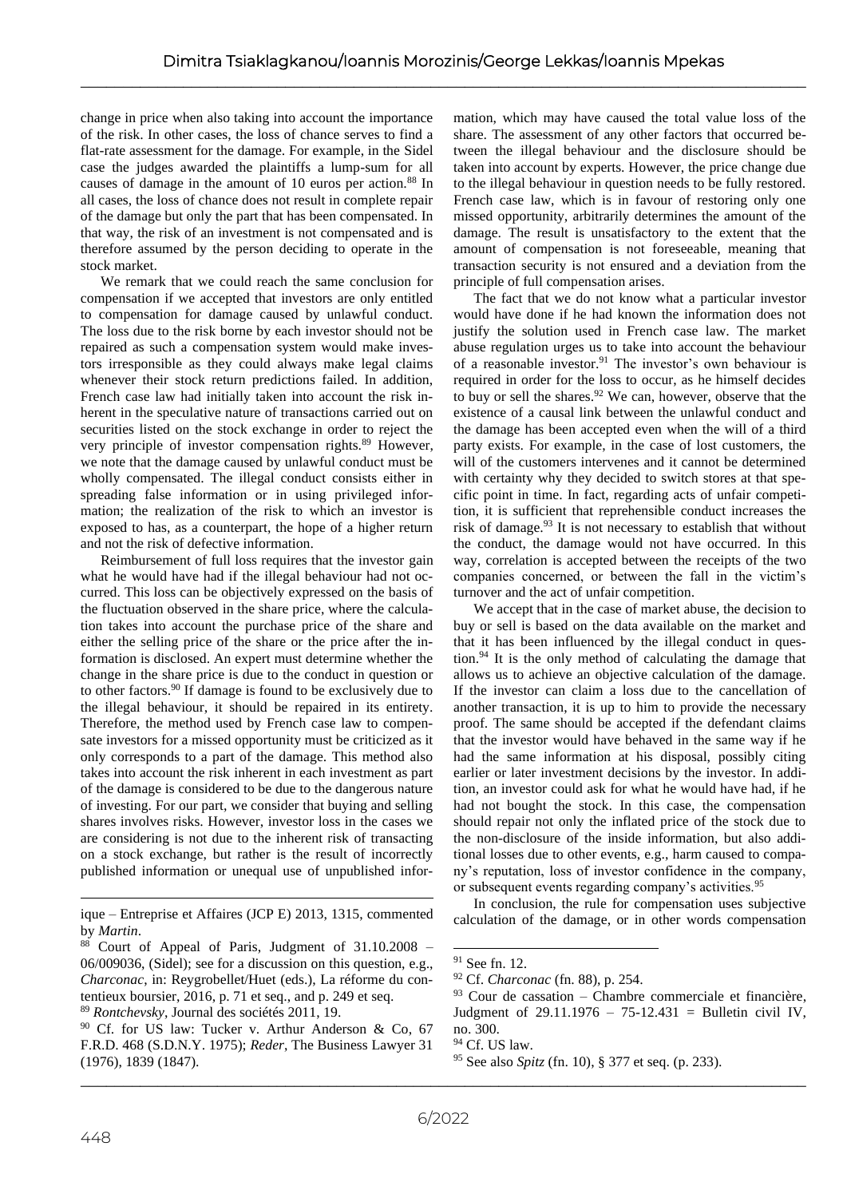change in price when also taking into account the importance of the risk. In other cases, the loss of chance serves to find a flat-rate assessment for the damage. For example, in the Sidel case the judges awarded the plaintiffs a lump-sum for all causes of damage in the amount of 10 euros per action.[88] In all cases, the loss of chance does not result in complete repair of the damage but only the part that has been compensated. In that way, the risk of an investment is not compensated and is therefore assumed by the person deciding to operate in the stock market.

We remark that we could reach the same conclusion for compensation if we accepted that investors are only entitled to compensation for damage caused by unlawful conduct. The loss due to the risk borne by each investor should not be repaired as such a compensation system would make investors irresponsible as they could always make legal claims whenever their stock return predictions failed. In addition, French case law had initially taken into account the risk inherent in the speculative nature of transactions carried out on securities listed on the stock exchange in order to reject the very principle of investor compensation rights.[89] However, we note that the damage caused by unlawful conduct must be wholly compensated. The illegal conduct consists either in spreading false information or in using privileged information; the realization of the risk to which an investor is exposed to has, as a counterpart, the hope of a higher return and not the risk of defective information.

Reimbursement of full loss requires that the investor gain what he would have had if the illegal behaviour had not occurred. This loss can be objectively expressed on the basis of the fluctuation observed in the share price, where the calculation takes into account the purchase price of the share and either the selling price of the share or the price after the information is disclosed. An expert must determine whether the change in the share price is due to the conduct in question or to other factors.[90] If damage is found to be exclusively due to the illegal behaviour, it should be repaired in its entirety. Therefore, the method used by French case law to compensate investors for a missed opportunity must be criticized as it only corresponds to a part of the damage. This method also takes into account the risk inherent in each investment as part of the damage is considered to be due to the dangerous nature of investing. For our part, we consider that buying and selling shares involves risks. However, investor loss in the cases we are considering is not due to the inherent risk of transacting on a stock exchange, but rather is the result of incorrectly published information or unequal use of unpublished information, which may have caused the total value loss of the share. The assessment of any other factors that occurred between the illegal behaviour and the disclosure should be taken into account by experts. However, the price change due to the illegal behaviour in question needs to be fully restored. French case law, which is in favour of restoring only one missed opportunity, arbitrarily determines the amount of the damage. The result is unsatisfactory to the extent that the amount of compensation is not foreseeable, meaning that transaction security is not ensured and a deviation from the principle of full compensation arises.

The fact that we do not know what a particular investor would have done if he had known the information does not justify the solution used in French case law. The market abuse regulation urges us to take into account the behaviour of a reasonable investor.[91] The investor's own behaviour is required in order for the loss to occur, as he himself decides to buy or sell the shares.[92] We can, however, observe that the existence of a causal link between the unlawful conduct and the damage has been accepted even when the will of a third party exists. For example, in the case of lost customers, the will of the customers intervenes and it cannot be determined with certainty why they decided to switch stores at that specific point in time. In fact, regarding acts of unfair competition, it is sufficient that reprehensible conduct increases the risk of damage.[93] It is not necessary to establish that without the conduct, the damage would not have occurred. In this way, correlation is accepted between the receipts of the two companies concerned, or between the fall in the victim's turnover and the act of unfair competition.

We accept that in the case of market abuse, the decision to buy or sell is based on the data available on the market and that it has been influenced by the illegal conduct in question.[94] It is the only method of calculating the damage that allows us to achieve an objective calculation of the damage. If the investor can claim a loss due to the cancellation of another transaction, it is up to him to provide the necessary proof. The same should be accepted if the defendant claims that the investor would have behaved in the same way if he had the same information at his disposal, possibly citing earlier or later investment decisions by the investor. In addition, an investor could ask for what he would have had, if he had not bought the stock. In this case, the compensation should repair not only the inflated price of the stock due to the non-disclosure of the inside information, but also additional losses due to other events, e.g., harm caused to company's reputation, loss of investor confidence in the company, or subsequent events regarding company's activities.[95]

In conclusion, the rule for compensation uses subjective calculation of the damage, or in other words compensation

---

ique – Entreprise et Affaires (JCP E) 2013, 1315, commented by *Martin*.

[88] Court of Appeal of Paris, Judgment of 31.10.2008 – 06/009036, (Sidel); see for a discussion on this question, e.g., *Charconac*, in: Reygrobellet/Huet (eds.), La réforme du contentieux boursier, 2016, p. 71 et seq., and p. 249 et seq.

[89] *Rontchevsky*, Journal des sociétés 2011, 19.

[90] Cf. for US law: Tucker v. Arthur Anderson & Co, 67 F.R.D. 468 (S.D.N.Y. 1975); *Reder*, The Business Lawyer 31 (1976), 1839 (1847).

[91] See fn. 12.

[92] Cf. *Charconac* (fn. 88), p. 254.

[93] Cour de cassation – Chambre commerciale et financière, Judgment of 29.11.1976 – 75-12.431 = Bulletin civil IV, no. 300.

[94] Cf. US law.

[95] See also *Spitz* (fn. 10), § 377 et seq. (p. 233).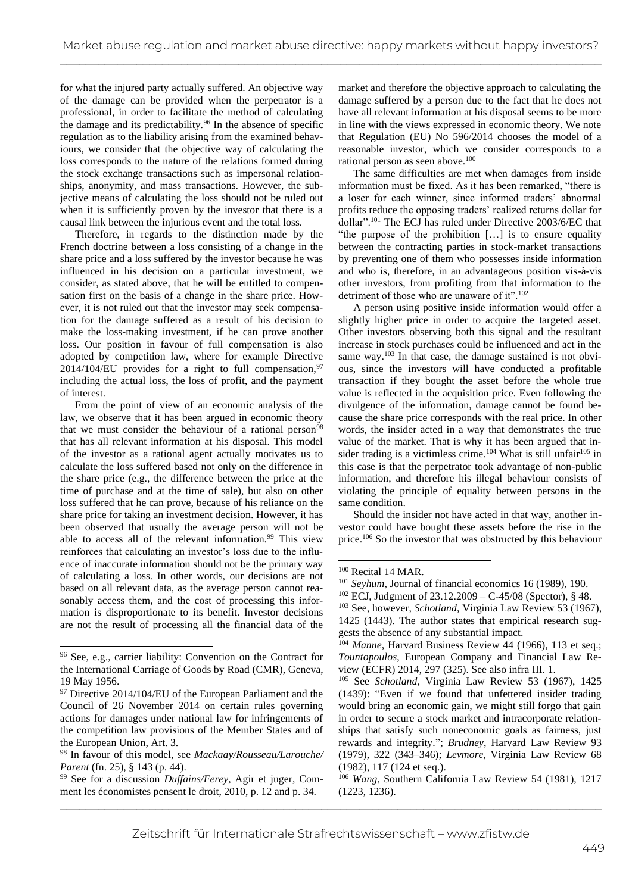for what the injured party actually suffered. An objective way of the damage can be provided when the perpetrator is a professional, in order to facilitate the method of calculating the damage and its predictability.[96] In the absence of specific regulation as to the liability arising from the examined behaviours, we consider that the objective way of calculating the loss corresponds to the nature of the relations formed during the stock exchange transactions such as impersonal relationships, anonymity, and mass transactions. However, the subjective means of calculating the loss should not be ruled out when it is sufficiently proven by the investor that there is a causal link between the injurious event and the total loss.

Therefore, in regards to the distinction made by the French doctrine between a loss consisting of a change in the share price and a loss suffered by the investor because he was influenced in his decision on a particular investment, we consider, as stated above, that he will be entitled to compensation first on the basis of a change in the share price. However, it is not ruled out that the investor may seek compensation for the damage suffered as a result of his decision to make the loss-making investment, if he can prove another loss. Our position in favour of full compensation is also adopted by competition law, where for example Directive 2014/104/EU provides for a right to full compensation,[97] including the actual loss, the loss of profit, and the payment of interest.

From the point of view of an economic analysis of the law, we observe that it has been argued in economic theory that we must consider the behaviour of a rational person[98] that has all relevant information at his disposal. This model of the investor as a rational agent actually motivates us to calculate the loss suffered based not only on the difference in the share price (e.g., the difference between the price at the time of purchase and at the time of sale), but also on other loss suffered that he can prove, because of his reliance on the share price for taking an investment decision. However, it has been observed that usually the average person will not be able to access all of the relevant information.[99] This view reinforces that calculating an investor's loss due to the influence of inaccurate information should not be the primary way of calculating a loss. In other words, our decisions are not based on all relevant data, as the average person cannot reasonably access them, and the cost of processing this information is disproportionate to its benefit. Investor decisions are not the result of processing all the financial data of the market and therefore the objective approach to calculating the damage suffered by a person due to the fact that he does not have all relevant information at his disposal seems to be more in line with the views expressed in economic theory. We note that Regulation (EU) No 596/2014 chooses the model of a reasonable investor, which we consider corresponds to a rational person as seen above.[100]

The same difficulties are met when damages from inside information must be fixed. As it has been remarked, "there is a loser for each winner, since informed traders' abnormal profits reduce the opposing traders' realized returns dollar for dollar".[101] The ECJ has ruled under Directive 2003/6/EC that "the purpose of the prohibition […] is to ensure equality between the contracting parties in stock-market transactions by preventing one of them who possesses inside information and who is, therefore, in an advantageous position vis-à-vis other investors, from profiting from that information to the detriment of those who are unaware of it".[102]

A person using positive inside information would offer a slightly higher price in order to acquire the targeted asset. Other investors observing both this signal and the resultant increase in stock purchases could be influenced and act in the same way.[103] In that case, the damage sustained is not obvious, since the investors will have conducted a profitable transaction if they bought the asset before the whole true value is reflected in the acquisition price. Even following the divulgence of the information, damage cannot be found because the share price corresponds with the real price. In other words, the insider acted in a way that demonstrates the true value of the market. That is why it has been argued that insider trading is a victimless crime.[104] What is still unfair[105] in this case is that the perpetrator took advantage of non-public information, and therefore his illegal behaviour consists of violating the principle of equality between persons in the same condition.

Should the insider not have acted in that way, another investor could have bought these assets before the rise in the price.[106] So the investor that was obstructed by this behaviour

---

[96] See, e.g., carrier liability: Convention on the Contract for the International Carriage of Goods by Road (CMR), Geneva, 19 May 1956.

[97] Directive 2014/104/EU of the European Parliament and the Council of 26 November 2014 on certain rules governing actions for damages under national law for infringements of the competition law provisions of the Member States and of the European Union, Art. 3.

[98] In favour of this model, see *Mackaay/Rousseau/Larouche/Parent* (fn. 25), § 143 (p. 44).

[99] See for a discussion *Duffains/Ferey*, Agir et juger, Comment les économistes pensent le droit, 2010, p. 12 and p. 34.

[100] Recital 14 MAR.

[101] *Seyhum*, Journal of financial economics 16 (1989), 190.

[102] ECJ, Judgment of 23.12.2009 – C-45/08 (Spector), § 48.

[103] See, however, *Schotland*, Virginia Law Review 53 (1967), 1425 (1443). The author states that empirical research suggests the absence of any substantial impact.

[104] *Manne*, Harvard Business Review 44 (1966), 113 et seq.; *Tountopoulos*, European Company and Financial Law Review (ECFR) 2014, 297 (325). See also infra III. 1.

[105] See *Schotland*, Virginia Law Review 53 (1967), 1425 (1439): "Even if we found that unfettered insider trading would bring an economic gain, we might still forgo that gain in order to secure a stock market and intracorporate relationships that satisfy such noneconomic goals as fairness, just rewards and integrity."; *Brudney*, Harvard Law Review 93 (1979), 322 (343–346); *Levmore*, Virginia Law Review 68 (1982), 117 (124 et seq.).

[106] *Wang*, Southern California Law Review 54 (1981), 1217 (1223, 1236).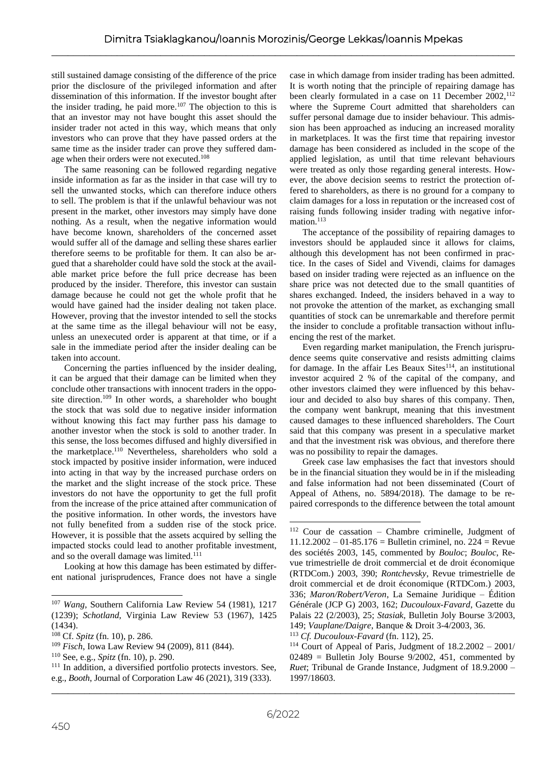still sustained damage consisting of the difference of the price prior the disclosure of the privileged information and after dissemination of this information. If the investor bought after the insider trading, he paid more.[107] The objection to this is that an investor may not have bought this asset should the insider trader not acted in this way, which means that only investors who can prove that they have passed orders at the same time as the insider trader can prove they suffered damage when their orders were not executed.[108]

The same reasoning can be followed regarding negative inside information as far as the insider in that case will try to sell the unwanted stocks, which can therefore induce others to sell. The problem is that if the unlawful behaviour was not present in the market, other investors may simply have done nothing. As a result, when the negative information would have become known, shareholders of the concerned asset would suffer all of the damage and selling these shares earlier therefore seems to be profitable for them. It can also be argued that a shareholder could have sold the stock at the available market price before the full price decrease has been produced by the insider. Therefore, this investor can sustain damage because he could not get the whole profit that he would have gained had the insider dealing not taken place. However, proving that the investor intended to sell the stocks at the same time as the illegal behaviour will not be easy, unless an unexecuted order is apparent at that time, or if a sale in the immediate period after the insider dealing can be taken into account.

Concerning the parties influenced by the insider dealing, it can be argued that their damage can be limited when they conclude other transactions with innocent traders in the opposite direction.[109] In other words, a shareholder who bought the stock that was sold due to negative insider information without knowing this fact may further pass his damage to another investor when the stock is sold to another trader. In this sense, the loss becomes diffused and highly diversified in the marketplace.[110] Nevertheless, shareholders who sold a stock impacted by positive insider information, were induced into acting in that way by the increased purchase orders on the market and the slight increase of the stock price. These investors do not have the opportunity to get the full profit from the increase of the price attained after communication of the positive information. In other words, the investors have not fully benefited from a sudden rise of the stock price. However, it is possible that the assets acquired by selling the impacted stocks could lead to another profitable investment, and so the overall damage was limited.[111]

Looking at how this damage has been estimated by different national jurisprudences, France does not have a single case in which damage from insider trading has been admitted. It is worth noting that the principle of repairing damage has been clearly formulated in a case on 11 December 2002,[112] where the Supreme Court admitted that shareholders can suffer personal damage due to insider behaviour. This admission has been approached as inducing an increased morality in marketplaces. It was the first time that repairing investor damage has been considered as included in the scope of the applied legislation, as until that time relevant behaviours were treated as only those regarding general interests. However, the above decision seems to restrict the protection offered to shareholders, as there is no ground for a company to claim damages for a loss in reputation or the increased cost of raising funds following insider trading with negative information.[113]

The acceptance of the possibility of repairing damages to investors should be applauded since it allows for claims, although this development has not been confirmed in practice. In the cases of Sidel and Vivendi, claims for damages based on insider trading were rejected as an influence on the share price was not detected due to the small quantities of shares exchanged. Indeed, the insiders behaved in a way to not provoke the attention of the market, as exchanging small quantities of stock can be unremarkable and therefore permit the insider to conclude a profitable transaction without influencing the rest of the market.

Even regarding market manipulation, the French jurisprudence seems quite conservative and resists admitting claims for damage. In the affair Les Beaux Sites[114], an institutional investor acquired 2 % of the capital of the company, and other investors claimed they were influenced by this behaviour and decided to also buy shares of this company. Then, the company went bankrupt, meaning that this investment caused damages to these influenced shareholders. The Court said that this company was present in a speculative market and that the investment risk was obvious, and therefore there was no possibility to repair the damages.

Greek case law emphasises the fact that investors should be in the financial situation they would be in if the misleading and false information had not been disseminated (Court of Appeal of Athens, no. 5894/2018). The damage to be repaired corresponds to the difference between the total amount

---

[107] *Wang*, Southern California Law Review 54 (1981), 1217 (1239); *Schotland*, Virginia Law Review 53 (1967), 1425 (1434).

[108] Cf. *Spitz* (fn. 10), p. 286.

[109] *Fisch*, Iowa Law Review 94 (2009), 811 (844).

[110] See, e.g., *Spitz* (fn. 10), p. 290.

[111] In addition, a diversified portfolio protects investors. See, e.g., *Booth*, Journal of Corporation Law 46 (2021), 319 (333).

[112] Cour de cassation – Chambre criminelle, Judgment of 11.12.2002 – 01-85.176 = Bulletin criminel, no. 224 = Revue des sociétés 2003, 145, commented by *Bouloc*; *Bouloc*, Revue trimestrielle de droit commercial et de droit économique (RTDCom.) 2003, 390; *Rontchevsky*, Revue trimestrielle de droit commercial et de droit économique (RTDCom.) 2003, 336; *Maron/Robert/Veron*, La Semaine Juridique – Édition Générale (JCP G) 2003, 162; *Ducouloux-Favard*, Gazette du Palais 22 (2/2003), 25; *Stasiak*, Bulletin Joly Bourse 3/2003, 149; *Vauplane/Daigre*, Banque & Droit 3-4/2003, 36.

[113] *Cf. Ducouloux-Favard* (fn. 112), 25.

[114] Court of Appeal of Paris, Judgment of 18.2.2002 – 2001/02489 = Bulletin Joly Bourse 9/2002, 451, commented by *Ruet*; Tribunal de Grande Instance, Judgment of 18.9.2000 – 1997/18603.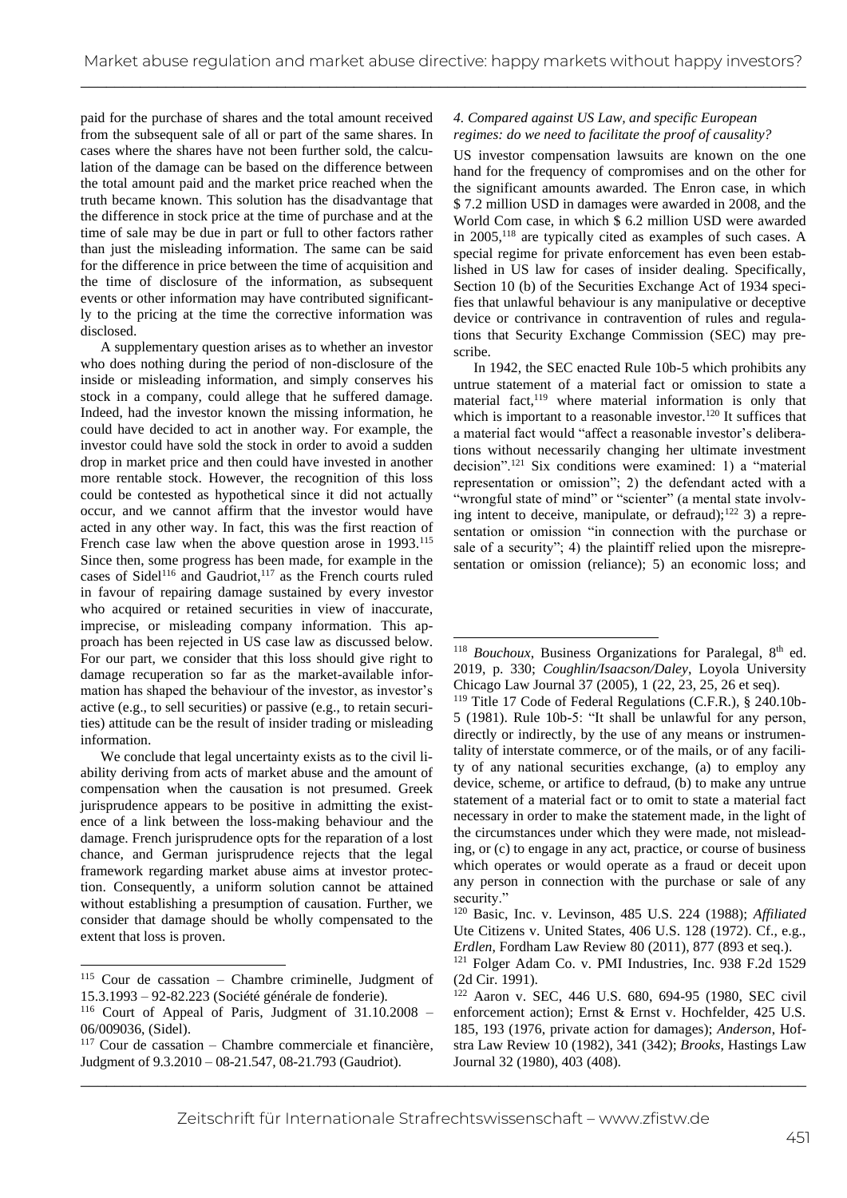paid for the purchase of shares and the total amount received from the subsequent sale of all or part of the same shares. In cases where the shares have not been further sold, the calculation of the damage can be based on the difference between the total amount paid and the market price reached when the truth became known. This solution has the disadvantage that the difference in stock price at the time of purchase and at the time of sale may be due in part or full to other factors rather than just the misleading information. The same can be said for the difference in price between the time of acquisition and the time of disclosure of the information, as subsequent events or other information may have contributed significantly to the pricing at the time the corrective information was disclosed.

A supplementary question arises as to whether an investor who does nothing during the period of non-disclosure of the inside or misleading information, and simply conserves his stock in a company, could allege that he suffered damage. Indeed, had the investor known the missing information, he could have decided to act in another way. For example, the investor could have sold the stock in order to avoid a sudden drop in market price and then could have invested in another more rentable stock. However, the recognition of this loss could be contested as hypothetical since it did not actually occur, and we cannot affirm that the investor would have acted in any other way. In fact, this was the first reaction of French case law when the above question arose in 1993.[115] Since then, some progress has been made, for example in the cases of Sidel[116] and Gaudriot,[117] as the French courts ruled in favour of repairing damage sustained by every investor who acquired or retained securities in view of inaccurate, imprecise, or misleading company information. This approach has been rejected in US case law as discussed below. For our part, we consider that this loss should give right to damage recuperation so far as the market-available information has shaped the behaviour of the investor, as investor's active (e.g., to sell securities) or passive (e.g., to retain securities) attitude can be the result of insider trading or misleading information.

We conclude that legal uncertainty exists as to the civil liability deriving from acts of market abuse and the amount of compensation when the causation is not presumed. Greek jurisprudence appears to be positive in admitting the existence of a link between the loss-making behaviour and the damage. French jurisprudence opts for the reparation of a lost chance, and German jurisprudence rejects that the legal framework regarding market abuse aims at investor protection. Consequently, a uniform solution cannot be attained without establishing a presumption of causation. Further, we consider that damage should be wholly compensated to the extent that loss is proven.

#### *4. Compared against US Law, and specific European regimes: do we need to facilitate the proof of causality?*

US investor compensation lawsuits are known on the one hand for the frequency of compromises and on the other for the significant amounts awarded. The Enron case, in which $ 7.2 million USD in damages were awarded in 2008, and the World Com case, in which $ 6.2 million USD were awarded in 2005,[118] are typically cited as examples of such cases. A special regime for private enforcement has even been established in US law for cases of insider dealing. Specifically, Section 10 (b) of the Securities Exchange Act of 1934 specifies that unlawful behaviour is any manipulative or deceptive device or contrivance in contravention of rules and regulations that Security Exchange Commission (SEC) may prescribe.

In 1942, the SEC enacted Rule 10b-5 which prohibits any untrue statement of a material fact or omission to state a material fact,[119] where material information is only that which is important to a reasonable investor.[120] It suffices that a material fact would "affect a reasonable investor's deliberations without necessarily changing her ultimate investment decision".[121] Six conditions were examined: 1) a "material representation or omission"; 2) the defendant acted with a "wrongful state of mind" or "scienter" (a mental state involving intent to deceive, manipulate, or defraud);[122] 3) a representation or omission "in connection with the purchase or sale of a security"; 4) the plaintiff relied upon the misrepresentation or omission (reliance); 5) an economic loss; and

---

[115] Cour de cassation – Chambre criminelle, Judgment of 15.3.1993 – 92-82.223 (Société générale de fonderie).

[116] Court of Appeal of Paris, Judgment of 31.10.2008 – 06/009036, (Sidel).

[117] Cour de cassation – Chambre commerciale et financière, Judgment of 9.3.2010 – 08-21.547, 08-21.793 (Gaudriot).

[118] *Bouchoux*, Business Organizations for Paralegal, 8th ed. 2019, p. 330; *Coughlin/Isaacson/Daley*, Loyola University Chicago Law Journal 37 (2005), 1 (22, 23, 25, 26 et seq).

[119] Title 17 Code of Federal Regulations (C.F.R.), § 240.10b-5 (1981). Rule 10b-5: "It shall be unlawful for any person, directly or indirectly, by the use of any means or instrumentality of interstate commerce, or of the mails, or of any facility of any national securities exchange, (a) to employ any device, scheme, or artifice to defraud, (b) to make any untrue statement of a material fact or to omit to state a material fact necessary in order to make the statement made, in the light of the circumstances under which they were made, not misleading, or (c) to engage in any act, practice, or course of business which operates or would operate as a fraud or deceit upon any person in connection with the purchase or sale of any security."

[120] Basic, Inc. v. Levinson, 485 U.S. 224 (1988); *Affiliated* Ute Citizens v. United States, 406 U.S. 128 (1972). Cf., e.g., *Erdlen*, Fordham Law Review 80 (2011), 877 (893 et seq.).

[121] Folger Adam Co. v. PMI Industries, Inc. 938 F.2d 1529 (2d Cir. 1991).

[122] Aaron v. SEC, 446 U.S. 680, 694-95 (1980, SEC civil enforcement action); Ernst & Ernst v. Hochfelder, 425 U.S. 185, 193 (1976, private action for damages); *Anderson*, Hofstra Law Review 10 (1982), 341 (342); *Brooks*, Hastings Law Journal 32 (1980), 403 (408).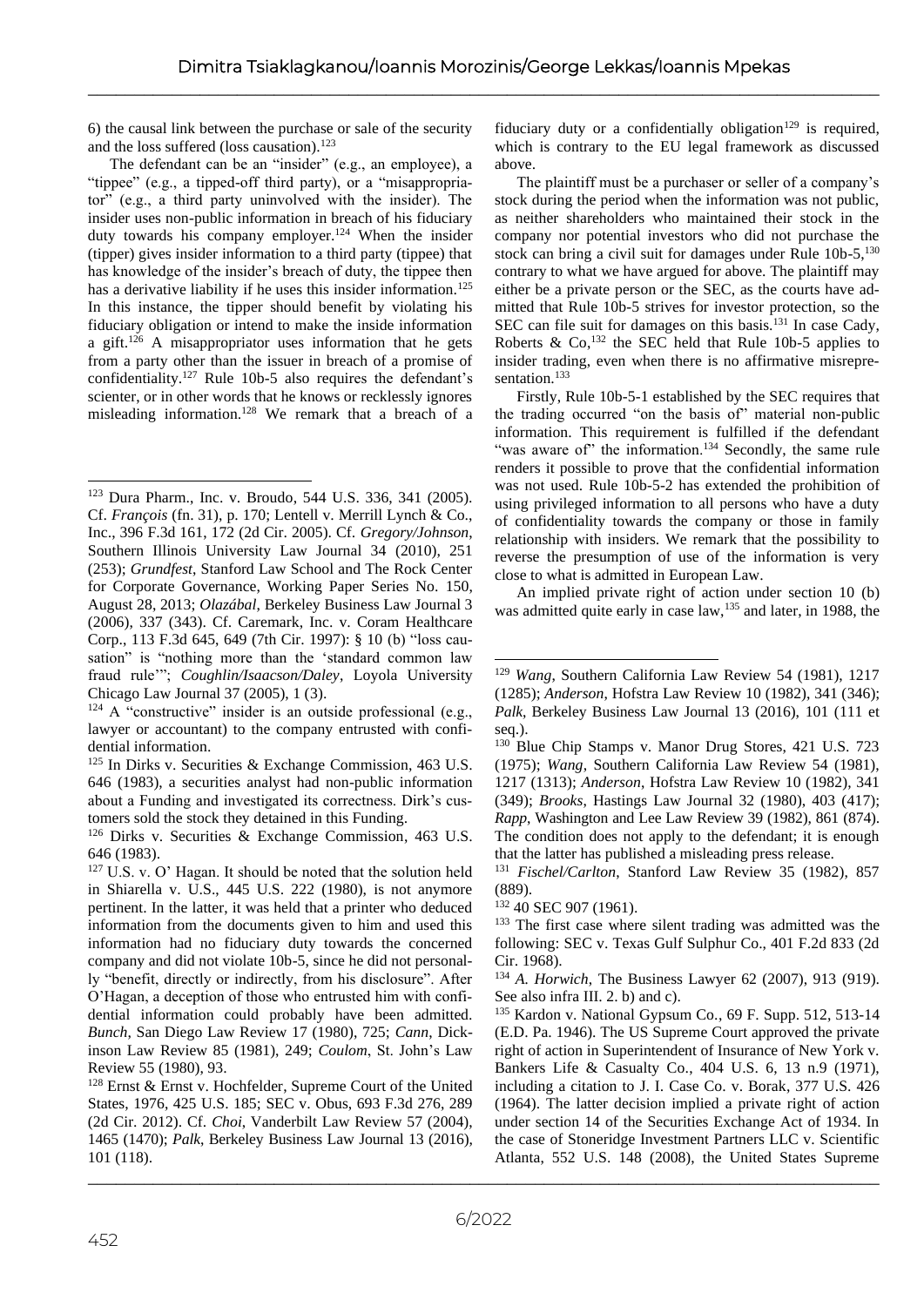6) the causal link between the purchase or sale of the security and the loss suffered (loss causation).[123]

The defendant can be an "insider" (e.g., an employee), a "tippee" (e.g., a tipped-off third party), or a "misappropriator" (e.g., a third party uninvolved with the insider). The insider uses non-public information in breach of his fiduciary duty towards his company employer.[124] When the insider (tipper) gives insider information to a third party (tippee) that has knowledge of the insider's breach of duty, the tippee then has a derivative liability if he uses this insider information.[125] In this instance, the tipper should benefit by violating his fiduciary obligation or intend to make the inside information a gift.[126] A misappropriator uses information that he gets from a party other than the issuer in breach of a promise of confidentiality.[127] Rule 10b-5 also requires the defendant's scienter, or in other words that he knows or recklessly ignores misleading information.[128] We remark that a breach of a fiduciary duty or a confidentially obligation[129] is required, which is contrary to the EU legal framework as discussed above.

The plaintiff must be a purchaser or seller of a company's stock during the period when the information was not public, as neither shareholders who maintained their stock in the company nor potential investors who did not purchase the stock can bring a civil suit for damages under Rule 10b-5,[130] contrary to what we have argued for above. The plaintiff may either be a private person or the SEC, as the courts have admitted that Rule 10b-5 strives for investor protection, so the SEC can file suit for damages on this basis.[131] In case Cady, Roberts & Co,[132] the SEC held that Rule 10b-5 applies to insider trading, even when there is no affirmative misrepresentation.[133]

Firstly, Rule 10b-5-1 established by the SEC requires that the trading occurred "on the basis of" material non-public information. This requirement is fulfilled if the defendant "was aware of" the information.[134] Secondly, the same rule renders it possible to prove that the confidential information was not used. Rule 10b-5-2 has extended the prohibition of using privileged information to all persons who have a duty of confidentiality towards the company or those in family relationship with insiders. We remark that the possibility to reverse the presumption of use of the information is very close to what is admitted in European Law.

An implied private right of action under section 10 (b) was admitted quite early in case law,[135] and later, in 1988, the

---

[123] Dura Pharm., Inc. v. Broudo, 544 U.S. 336, 341 (2005). Cf. *François* (fn. 31), p. 170; Lentell v. Merrill Lynch & Co., Inc., 396 F.3d 161, 172 (2d Cir. 2005). Cf. *Gregory/Johnson*, Southern Illinois University Law Journal 34 (2010), 251 (253); *Grundfest*, Stanford Law School and The Rock Center for Corporate Governance, Working Paper Series No. 150, August 28, 2013; *Olazábal*, Berkeley Business Law Journal 3 (2006), 337 (343). Cf. Caremark, Inc. v. Coram Healthcare Corp., 113 F.3d 645, 649 (7th Cir. 1997): § 10 (b) "loss causation" is "nothing more than the 'standard common law fraud rule'"; *Coughlin/Isaacson/Daley*, Loyola University Chicago Law Journal 37 (2005), 1 (3).

[124] A "constructive" insider is an outside professional (e.g., lawyer or accountant) to the company entrusted with confidential information.

[125] In Dirks v. Securities & Exchange Commission, 463 U.S. 646 (1983), a securities analyst had non-public information about a Funding and investigated its correctness. Dirk's customers sold the stock they detained in this Funding.

[126] Dirks v. Securities & Exchange Commission, 463 U.S. 646 (1983).

[127] U.S. v. O' Hagan. It should be noted that the solution held in Shiarella v. U.S., 445 U.S. 222 (1980), is not anymore pertinent. In the latter, it was held that a printer who deduced information from the documents given to him and used this information had no fiduciary duty towards the concerned company and did not violate 10b-5, since he did not personally "benefit, directly or indirectly, from his disclosure". After O'Hagan, a deception of those who entrusted him with confidential information could probably have been admitted. *Bunch*, San Diego Law Review 17 (1980), 725; *Cann*, Dickinson Law Review 85 (1981), 249; *Coulom*, St. John's Law Review 55 (1980), 93.

[128] Ernst & Ernst v. Hochfelder, Supreme Court of the United States, 1976, 425 U.S. 185; SEC v. Obus, 693 F.3d 276, 289 (2d Cir. 2012). Cf. *Choi*, Vanderbilt Law Review 57 (2004), 1465 (1470); *Palk*, Berkeley Business Law Journal 13 (2016), 101 (118).

[129] *Wang*, Southern California Law Review 54 (1981), 1217 (1285); *Anderson*, Hofstra Law Review 10 (1982), 341 (346); *Palk*, Berkeley Business Law Journal 13 (2016), 101 (111 et seq.).

[130] Blue Chip Stamps v. Manor Drug Stores, 421 U.S. 723 (1975); *Wang*, Southern California Law Review 54 (1981), 1217 (1313); *Anderson*, Hofstra Law Review 10 (1982), 341 (349); *Brooks*, Hastings Law Journal 32 (1980), 403 (417); *Rapp*, Washington and Lee Law Review 39 (1982), 861 (874). The condition does not apply to the defendant; it is enough that the latter has published a misleading press release.

[131] *Fischel/Carlton*, Stanford Law Review 35 (1982), 857 (889).

[132] 40 SEC 907 (1961).

[133] The first case where silent trading was admitted was the following: SEC v. Texas Gulf Sulphur Co., 401 F.2d 833 (2d Cir. 1968).

[134] *A. Horwich*, The Business Lawyer 62 (2007), 913 (919). See also infra III. 2. b) and c).

[135] Kardon v. National Gypsum Co., 69 F. Supp. 512, 513-14 (E.D. Pa. 1946). The US Supreme Court approved the private right of action in Superintendent of Insurance of New York v. Bankers Life & Casualty Co., 404 U.S. 6, 13 n.9 (1971), including a citation to J. I. Case Co. v. Borak, 377 U.S. 426 (1964). The latter decision implied a private right of action under section 14 of the Securities Exchange Act of 1934. In the case of Stoneridge Investment Partners LLC v. Scientific Atlanta, 552 U.S. 148 (2008), the United States Supreme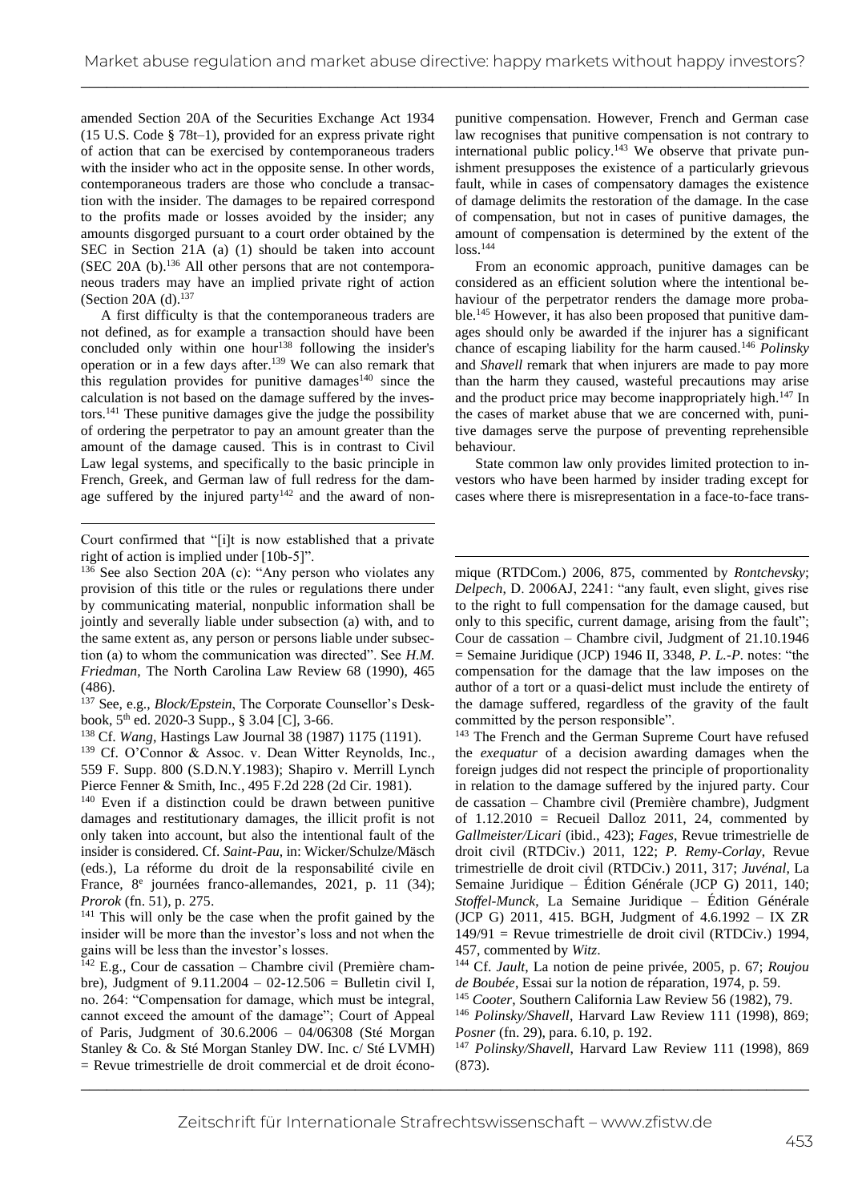amended Section 20A of the Securities Exchange Act 1934 (15 U.S. Code § 78t–1), provided for an express private right of action that can be exercised by contemporaneous traders with the insider who act in the opposite sense. In other words, contemporaneous traders are those who conclude a transaction with the insider. The damages to be repaired correspond to the profits made or losses avoided by the insider; any amounts disgorged pursuant to a court order obtained by the SEC in Section 21A (a) (1) should be taken into account (SEC 20A (b).[136] All other persons that are not contemporaneous traders may have an implied private right of action (Section 20A (d).[137]

A first difficulty is that the contemporaneous traders are not defined, as for example a transaction should have been concluded only within one hour[138] following the insider's operation or in a few days after.[139] We can also remark that this regulation provides for punitive damages[140] since the calculation is not based on the damage suffered by the investors.[141] These punitive damages give the judge the possibility of ordering the perpetrator to pay an amount greater than the amount of the damage caused. This is in contrast to Civil Law legal systems, and specifically to the basic principle in French, Greek, and German law of full redress for the damage suffered by the injured party[142] and the award of non-punitive compensation. However, French and German case law recognises that punitive compensation is not contrary to international public policy.[143] We observe that private punishment presupposes the existence of a particularly grievous fault, while in cases of compensatory damages the existence of damage delimits the restoration of the damage. In the case of compensation, but not in cases of punitive damages, the amount of compensation is determined by the extent of the loss.[144]

From an economic approach, punitive damages can be considered as an efficient solution where the intentional behaviour of the perpetrator renders the damage more probable.[145] However, it has also been proposed that punitive damages should only be awarded if the injurer has a significant chance of escaping liability for the harm caused.[146] *Polinsky* and *Shavell* remark that when injurers are made to pay more than the harm they caused, wasteful precautions may arise and the product price may become inappropriately high.[147] In the cases of market abuse that we are concerned with, punitive damages serve the purpose of preventing reprehensible behaviour.

State common law only provides limited protection to investors who have been harmed by insider trading except for cases where there is misrepresentation in a face-to-face trans-

---

Court confirmed that "[i]t is now established that a private right of action is implied under [10b-5]".

[136] See also Section 20A (c): "Any person who violates any provision of this title or the rules or regulations there under by communicating material, nonpublic information shall be jointly and severally liable under subsection (a) with, and to the same extent as, any person or persons liable under subsection (a) to whom the communication was directed". See *H.M. Friedman*, The North Carolina Law Review 68 (1990), 465 (486).

[137] See, e.g., *Block/Epstein*, The Corporate Counsellor's Deskbook, 5th ed. 2020-3 Supp., § 3.04 [C], 3-66.

[138] Cf. *Wang*, Hastings Law Journal 38 (1987) 1175 (1191).

[139] Cf. O'Connor & Assoc. v. Dean Witter Reynolds, Inc., 559 F. Supp. 800 (S.D.N.Y.1983); Shapiro v. Merrill Lynch Pierce Fenner & Smith, Inc., 495 F.2d 228 (2d Cir. 1981).

[140] Even if a distinction could be drawn between punitive damages and restitutionary damages, the illicit profit is not only taken into account, but also the intentional fault of the insider is considered. Cf. *Saint-Pau*, in: Wicker/Schulze/Mäsch (eds.), La réforme du droit de la responsabilité civile en France, 8e journées franco-allemandes, 2021, p. 11 (34); *Prorok* (fn. 51), p. 275.

[141] This will only be the case when the profit gained by the insider will be more than the investor's loss and not when the gains will be less than the investor's losses.

[142] E.g., Cour de cassation – Chambre civil (Première chambre), Judgment of 9.11.2004 – 02-12.506 = Bulletin civil I, no. 264: "Compensation for damage, which must be integral, cannot exceed the amount of the damage"; Court of Appeal of Paris, Judgment of 30.6.2006 – 04/06308 (Sté Morgan Stanley & Co. & Sté Morgan Stanley DW. Inc. c/ Sté LVMH) = Revue trimestrielle de droit commercial et de droit économique (RTDCom.) 2006, 875, commented by *Rontchevsky*; *Delpech*, D. 2006AJ, 2241: "any fault, even slight, gives rise to the right to full compensation for the damage caused, but only to this specific, current damage, arising from the fault"; Cour de cassation – Chambre civil, Judgment of 21.10.1946 = Semaine Juridique (JCP) 1946 II, 3348, *P. L.-P.* notes: "the compensation for the damage that the law imposes on the author of a tort or a quasi-delict must include the entirety of the damage suffered, regardless of the gravity of the fault committed by the person responsible".

[143] The French and the German Supreme Court have refused the *exequatur* of a decision awarding damages when the foreign judges did not respect the principle of proportionality in relation to the damage suffered by the injured party. Cour de cassation – Chambre civil (Première chambre), Judgment of 1.12.2010 = Recueil Dalloz 2011, 24, commented by *Gallmeister/Licari* (ibid., 423); *Fages*, Revue trimestrielle de droit civil (RTDCiv.) 2011, 122; *P. Remy-Corlay*, Revue trimestrielle de droit civil (RTDCiv.) 2011, 317; *Juvénal*, La Semaine Juridique – Édition Générale (JCP G) 2011, 140; *Stoffel-Munck*, La Semaine Juridique – Édition Générale (JCP G) 2011, 415. BGH, Judgment of 4.6.1992 – IX ZR 149/91 = Revue trimestrielle de droit civil (RTDCiv.) 1994, 457, commented by *Witz*.

[144] Cf. *Jault*, La notion de peine privée, 2005, p. 67; *Roujou de Boubée*, Essai sur la notion de réparation, 1974, p. 59.

[145] *Cooter*, Southern California Law Review 56 (1982), 79.

[146] *Polinsky/Shavell*, Harvard Law Review 111 (1998), 869; *Posner* (fn. 29), para. 6.10, p. 192.

[147] *Polinsky/Shavell*, Harvard Law Review 111 (1998), 869 (873).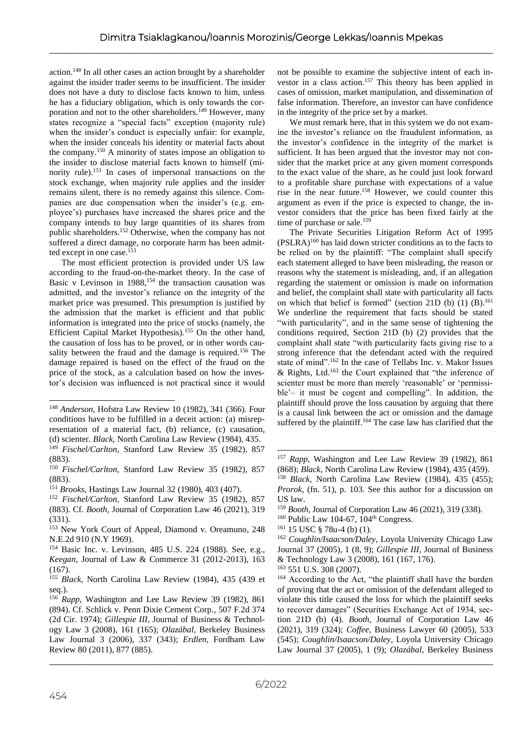action.[148] In all other cases an action brought by a shareholder against the insider trader seems to be insufficient. The insider does not have a duty to disclose facts known to him, unless he has a fiduciary obligation, which is only towards the corporation and not to the other shareholders.[149] However, many states recognize a "special facts" exception (majority rule) when the insider's conduct is especially unfair: for example, when the insider conceals his identity or material facts about the company.[150] A minority of states impose an obligation to the insider to disclose material facts known to himself (minority rule).[151] In cases of impersonal transactions on the stock exchange, when majority rule applies and the insider remains silent, there is no remedy against this silence. Companies are due compensation when the insider's (e.g. employee's) purchases have increased the shares price and the company intends to buy large quantities of its shares from public shareholders.[152] Otherwise, when the company has not suffered a direct damage, no corporate harm has been admitted except in one case.[153]

The most efficient protection is provided under US law according to the fraud-on-the-market theory. In the case of Basic v Levinson in 1988,[154] the transaction causation was admitted, and the investor's reliance on the integrity of the market price was presumed. This presumption is justified by the admission that the market is efficient and that public information is integrated into the price of stocks (namely, the Efficient Capital Market Hypothesis).[155] On the other hand, the causation of loss has to be proved, or in other words causality between the fraud and the damage is required.[156] The damage repaired is based on the effect of the fraud on the price of the stock, as a calculation based on how the investor's decision was influenced is not practical since it would not be possible to examine the subjective intent of each investor in a class action.[157] This theory has been applied in cases of omission, market manipulation, and dissemination of false information. Therefore, an investor can have confidence in the integrity of the price set by a market.

We must remark here, that in this system we do not examine the investor's reliance on the fraudulent information, as the investor's confidence in the integrity of the market is sufficient. It has been argued that the investor may not consider that the market price at any given moment corresponds to the exact value of the share, as he could just look forward to a profitable share purchase with expectations of a value rise in the near future.[158] However, we could counter this argument as even if the price is expected to change, the investor considers that the price has been fixed fairly at the time of purchase or sale.[159]

The Private Securities Litigation Reform Act of 1995 (PSLRA)[160] has laid down stricter conditions as to the facts to be relied on by the plaintiff: "The complaint shall specify each statement alleged to have been misleading, the reason or reasons why the statement is misleading, and, if an allegation regarding the statement or omission is made on information and belief, the complaint shall state with particularity all facts on which that belief is formed" (section 21D (b) (1) (B).[161] We underline the requirement that facts should be stated "with particularity", and in the same sense of tightening the conditions required, Section 21D (b) (2) provides that the complaint shall state "with particularity facts giving rise to a strong inference that the defendant acted with the required state of mind".[162] In the case of Tellabs Inc. v. Makor Issues & Rights, Ltd.[163] the Court explained that "the inference of scienter must be more than merely 'reasonable' or 'permissible'– it must be cogent and compelling". In addition, the plaintiff should prove the loss causation by arguing that there is a causal link between the act or omission and the damage suffered by the plaintiff.[164] The case law has clarified that the

---

[148] *Anderson*, Hofstra Law Review 10 (1982), 341 (366). Four conditions have to be fulfilled in a deceit action: (a) misrepresentation of a material fact, (b) reliance, (c) causation, (d) scienter. *Black*, North Carolina Law Review (1984), 435.

[149] *Fischel/Carlton*, Stanford Law Review 35 (1982), 857 (883).

[150] *Fischel/Carlton*, Stanford Law Review 35 (1982), 857 (883).

[151] *Brooks*, Hastings Law Journal 32 (1980), 403 (407).

[152] *Fischel/Carlton*, Stanford Law Review 35 (1982), 857 (883). Cf. *Booth*, Journal of Corporation Law 46 (2021), 319 (331).

[153] New York Court of Appeal, Diamond v. Oreamuno, 248 N.E.2d 910 (N.Y 1969).

[154] Basic Inc. v. Levinson, 485 U.S. 224 (1988). See, e.g., *Keegan*, Journal of Law & Commerce 31 (2012-2013), 163 (167).

[155] *Black*, North Carolina Law Review (1984), 435 (439 et seq.).

[156] *Rapp*, Washington and Lee Law Review 39 (1982), 861 (894). Cf. Schlick v. Penn Dixie Cement Corp., 507 F.2d 374 (2d Cir. 1974); *Gillespie III*, Journal of Business & Technology Law 3 (2008), 161 (165); *Olazábal*, Berkeley Business Law Journal 3 (2006), 337 (343); *Erdlen*, Fordham Law Review 80 (2011), 877 (885).

[157] *Rapp*, Washington and Lee Law Review 39 (1982), 861 (868); *Black*, North Carolina Law Review (1984), 435 (459).

[158] *Black*, North Carolina Law Review (1984), 435 (455); *Prorok*, (fn. 51), p. 103. See this author for a discussion on US law.

[159] *Booth*, Journal of Corporation Law 46 (2021), 319 (338).

[160] Public Law 104-67, 104th Congress.

[161] 15 USC § 78u-4 (b) (1).

[162] *Coughlin/Isaacson/Daley*, Loyola University Chicago Law Journal 37 (2005), 1 (8, 9); *Gillespie III*, Journal of Business & Technology Law 3 (2008), 161 (167, 176).

[163] 551 U.S. 308 (2007).

[164] According to the Act, "the plaintiff shall have the burden of proving that the act or omission of the defendant alleged to violate this title caused the loss for which the plaintiff seeks to recover damages" (Securities Exchange Act of 1934, section 21D (b) (4). *Booth*, Journal of Corporation Law 46 (2021), 319 (324); *Coffee*, Business Lawyer 60 (2005), 533 (545); *Coughlin/Isaacson/Daley*, Loyola University Chicago Law Journal 37 (2005), 1 (9); *Olazábal*, Berkeley Business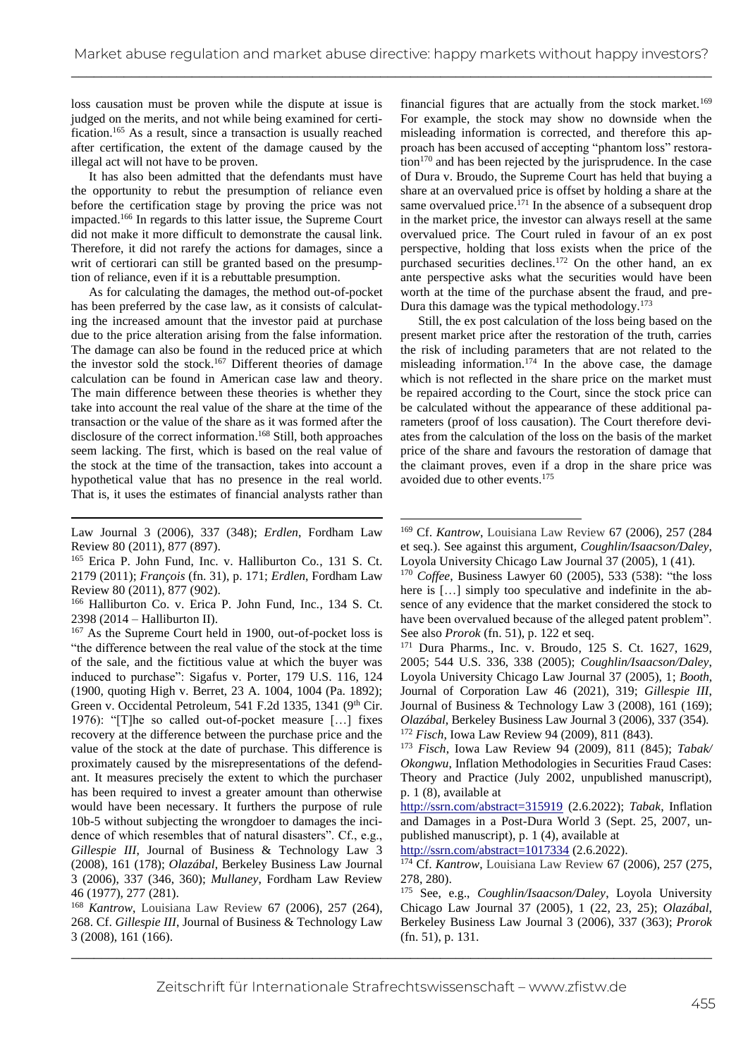loss causation must be proven while the dispute at issue is judged on the merits, and not while being examined for certification.[165] As a result, since a transaction is usually reached after certification, the extent of the damage caused by the illegal act will not have to be proven.

It has also been admitted that the defendants must have the opportunity to rebut the presumption of reliance even before the certification stage by proving the price was not impacted.[166] In regards to this latter issue, the Supreme Court did not make it more difficult to demonstrate the causal link. Therefore, it did not rarefy the actions for damages, since a writ of certiorari can still be granted based on the presumption of reliance, even if it is a rebuttable presumption.

As for calculating the damages, the method out-of-pocket has been preferred by the case law, as it consists of calculating the increased amount that the investor paid at purchase due to the price alteration arising from the false information. The damage can also be found in the reduced price at which the investor sold the stock.[167] Different theories of damage calculation can be found in American case law and theory. The main difference between these theories is whether they take into account the real value of the share at the time of the transaction or the value of the share as it was formed after the disclosure of the correct information.[168] Still, both approaches seem lacking. The first, which is based on the real value of the stock at the time of the transaction, takes into account a hypothetical value that has no presence in the real world. That is, it uses the estimates of financial analysts rather than financial figures that are actually from the stock market.[169] For example, the stock may show no downside when the misleading information is corrected, and therefore this approach has been accused of accepting "phantom loss" restoration[170] and has been rejected by the jurisprudence. In the case of Dura v. Broudo, the Supreme Court has held that buying a share at an overvalued price is offset by holding a share at the same overvalued price.[171] In the absence of a subsequent drop in the market price, the investor can always resell at the same overvalued price. The Court ruled in favour of an ex post perspective, holding that loss exists when the price of the purchased securities declines.[172] On the other hand, an ex ante perspective asks what the securities would have been worth at the time of the purchase absent the fraud, and pre-Dura this damage was the typical methodology.[173]

Still, the ex post calculation of the loss being based on the present market price after the restoration of the truth, carries the risk of including parameters that are not related to the misleading information.[174] In the above case, the damage which is not reflected in the share price on the market must be repaired according to the Court, since the stock price can be calculated without the appearance of these additional parameters (proof of loss causation). The Court therefore deviates from the calculation of the loss on the basis of the market price of the share and favours the restoration of damage that the claimant proves, even if a drop in the share price was avoided due to other events.[175]

---

Law Journal 3 (2006), 337 (348); *Erdlen*, Fordham Law Review 80 (2011), 877 (897).

[165] Erica P. John Fund, Inc. v. Halliburton Co., 131 S. Ct. 2179 (2011); *François* (fn. 31), p. 171; *Erdlen*, Fordham Law Review 80 (2011), 877 (902).

[166] Halliburton Co. v. Erica P. John Fund, Inc., 134 S. Ct. 2398 (2014 – Halliburton II).

[167] As the Supreme Court held in 1900, out-of-pocket loss is "the difference between the real value of the stock at the time of the sale, and the fictitious value at which the buyer was induced to purchase": Sigafus v. Porter, 179 U.S. 116, 124 (1900, quoting High v. Berret, 23 A. 1004, 1004 (Pa. 1892); Green v. Occidental Petroleum, 541 F.2d 1335, 1341 (9th Cir. 1976): "[T]he so called out-of-pocket measure […] fixes recovery at the difference between the purchase price and the value of the stock at the date of purchase. This difference is proximately caused by the misrepresentations of the defendant. It measures precisely the extent to which the purchaser has been required to invest a greater amount than otherwise would have been necessary. It furthers the purpose of rule 10b-5 without subjecting the wrongdoer to damages the incidence of which resembles that of natural disasters". Cf., e.g., *Gillespie III*, Journal of Business & Technology Law 3 (2008), 161 (178); *Olazábal*, Berkeley Business Law Journal 3 (2006), 337 (346, 360); *Mullaney*, Fordham Law Review 46 (1977), 277 (281).

[168] *Kantrow*, Louisiana Law Review 67 (2006), 257 (264), 268. Cf. *Gillespie III*, Journal of Business & Technology Law 3 (2008), 161 (166).

[169] Cf. *Kantrow*, Louisiana Law Review 67 (2006), 257 (284 et seq.). See against this argument, *Coughlin/Isaacson/Daley*, Loyola University Chicago Law Journal 37 (2005), 1 (41).

[170] *Coffee*, Business Lawyer 60 (2005), 533 (538): "the loss here is […] simply too speculative and indefinite in the absence of any evidence that the market considered the stock to have been overvalued because of the alleged patent problem". See also *Prorok* (fn. 51), p. 122 et seq.

[171] Dura Pharms., Inc. v. Broudo, 125 S. Ct. 1627, 1629, 2005; 544 U.S. 336, 338 (2005); *Coughlin/Isaacson/Daley*, Loyola University Chicago Law Journal 37 (2005), 1; *Booth*, Journal of Corporation Law 46 (2021), 319; *Gillespie III*, Journal of Business & Technology Law 3 (2008), 161 (169); *Olazábal*, Berkeley Business Law Journal 3 (2006), 337 (354).

[172] *Fisch*, Iowa Law Review 94 (2009), 811 (843).

[173] *Fisch*, Iowa Law Review 94 (2009), 811 (845); *Tabak/Okongwu*, Inflation Methodologies in Securities Fraud Cases: Theory and Practice (July 2002, unpublished manuscript), p. 1 (8), available at http://ssrn.com/abstract=315919 (2.6.2022); *Tabak*, Inflation and Damages in a Post-Dura World 3 (Sept. 25, 2007, unpublished manuscript), p. 1 (4), available at http://ssrn.com/abstract=1017334 (2.6.2022).

[174] Cf. *Kantrow*, Louisiana Law Review 67 (2006), 257 (275, 278, 280).

[175] See, e.g., *Coughlin/Isaacson/Daley*, Loyola University Chicago Law Journal 37 (2005), 1 (22, 23, 25); *Olazábal*, Berkeley Business Law Journal 3 (2006), 337 (363); *Prorok* (fn. 51), p. 131.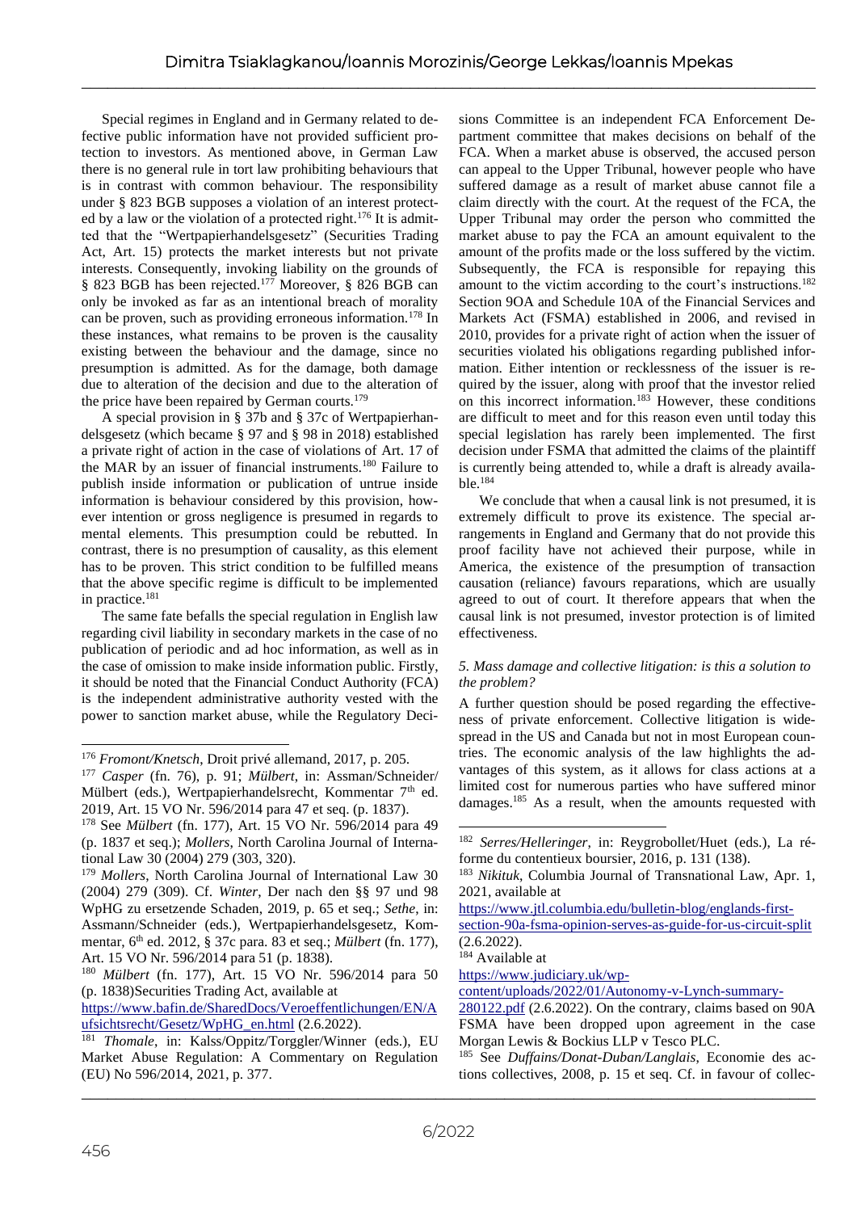Special regimes in England and in Germany related to defective public information have not provided sufficient protection to investors. As mentioned above, in German Law there is no general rule in tort law prohibiting behaviours that is in contrast with common behaviour. The responsibility under § 823 BGB supposes a violation of an interest protected by a law or the violation of a protected right.[176] It is admitted that the "Wertpapierhandelsgesetz" (Securities Trading Act, Art. 15) protects the market interests but not private interests. Consequently, invoking liability on the grounds of § 823 BGB has been rejected.[177] Moreover, § 826 BGB can only be invoked as far as an intentional breach of morality can be proven, such as providing erroneous information.[178] In these instances, what remains to be proven is the causality existing between the behaviour and the damage, since no presumption is admitted. As for the damage, both damage due to alteration of the decision and due to the alteration of the price have been repaired by German courts.[179]

A special provision in § 37b and § 37c of Wertpapierhandelsgesetz (which became § 97 and § 98 in 2018) established a private right of action in the case of violations of Art. 17 of the MAR by an issuer of financial instruments.[180] Failure to publish inside information or publication of untrue inside information is behaviour considered by this provision, however intention or gross negligence is presumed in regards to mental elements. This presumption could be rebutted. In contrast, there is no presumption of causality, as this element has to be proven. This strict condition to be fulfilled means that the above specific regime is difficult to be implemented in practice.[181]

The same fate befalls the special regulation in English law regarding civil liability in secondary markets in the case of no publication of periodic and ad hoc information, as well as in the case of omission to make inside information public. Firstly, it should be noted that the Financial Conduct Authority (FCA) is the independent administrative authority vested with the power to sanction market abuse, while the Regulatory Decisions Committee is an independent FCA Enforcement Department committee that makes decisions on behalf of the FCA. When a market abuse is observed, the accused person can appeal to the Upper Tribunal, however people who have suffered damage as a result of market abuse cannot file a claim directly with the court. At the request of the FCA, the Upper Tribunal may order the person who committed the market abuse to pay the FCA an amount equivalent to the amount of the profits made or the loss suffered by the victim. Subsequently, the FCA is responsible for repaying this amount to the victim according to the court's instructions.[182] Section 9OA and Schedule 10A of the Financial Services and Markets Act (FSMA) established in 2006, and revised in 2010, provides for a private right of action when the issuer of securities violated his obligations regarding published information. Either intention or recklessness of the issuer is required by the issuer, along with proof that the investor relied on this incorrect information.[183] However, these conditions are difficult to meet and for this reason even until today this special legislation has rarely been implemented. The first decision under FSMA that admitted the claims of the plaintiff is currently being attended to, while a draft is already available.[184]

We conclude that when a causal link is not presumed, it is extremely difficult to prove its existence. The special arrangements in England and Germany that do not provide this proof facility have not achieved their purpose, while in America, the existence of the presumption of transaction causation (reliance) favours reparations, which are usually agreed to out of court. It therefore appears that when the causal link is not presumed, investor protection is of limited effectiveness.

### *5. Mass damage and collective litigation: is this a solution to the problem?*

A further question should be posed regarding the effectiveness of private enforcement. Collective litigation is widespread in the US and Canada but not in most European countries. The economic analysis of the law highlights the advantages of this system, as it allows for class actions at a limited cost for numerous parties who have suffered minor damages.[185] As a result, when the amounts requested with

---

[176] *Fromont/Knetsch*, Droit privé allemand, 2017, p. 205.

[177] *Casper* (fn. 76), p. 91; *Mülbert*, in: Assman/Schneider/Mülbert (eds.), Wertpapierhandelsrecht, Kommentar 7th ed. 2019, Art. 15 VO Nr. 596/2014 para 47 et seq. (p. 1837).

[178] See *Mülbert* (fn. 177), Art. 15 VO Nr. 596/2014 para 49 (p. 1837 et seq.); *Mollers*, North Carolina Journal of International Law 30 (2004) 279 (303, 320).

[179] *Mollers*, North Carolina Journal of International Law 30 (2004) 279 (309). Cf. *Winter*, Der nach den §§ 97 und 98 WpHG zu ersetzende Schaden, 2019, p. 65 et seq.; *Sethe*, in: Assmann/Schneider (eds.), Wertpapierhandelsgesetz, Kommentar, 6th ed. 2012, § 37c para. 83 et seq.; *Mülbert* (fn. 177), Art. 15 VO Nr. 596/2014 para 51 (p. 1838).

[180] *Mülbert* (fn. 177), Art. 15 VO Nr. 596/2014 para 50 (p. 1838)Securities Trading Act, available at https://www.bafin.de/SharedDocs/Veroeffentlichungen/EN/Aufsichtsrecht/Gesetz/WpHG_en.html (2.6.2022).

[181] *Thomale*, in: Kalss/Oppitz/Torggler/Winner (eds.), EU Market Abuse Regulation: A Commentary on Regulation (EU) No 596/2014, 2021, p. 377.

[182] *Serres/Helleringer*, in: Reygrobollet/Huet (eds.), La réforme du contentieux boursier, 2016, p. 131 (138).

[183] *Nikituk*, Columbia Journal of Transnational Law, Apr. 1, 2021, available at https://www.jtl.columbia.edu/bulletin-blog/englands-first-section-90a-fsma-opinion-serves-as-guide-for-us-circuit-split (2.6.2022).

[184] Available at https://www.judiciary.uk/wp-content/uploads/2022/01/Autonomy-v-Lynch-summary-280122.pdf (2.6.2022). On the contrary, claims based on 90A FSMA have been dropped upon agreement in the case Morgan Lewis & Bockius LLP v Tesco PLC.

[185] See *Duffains/Donat-Duban/Langlais*, Economie des actions collectives, 2008, p. 15 et seq. Cf. in favour of collec-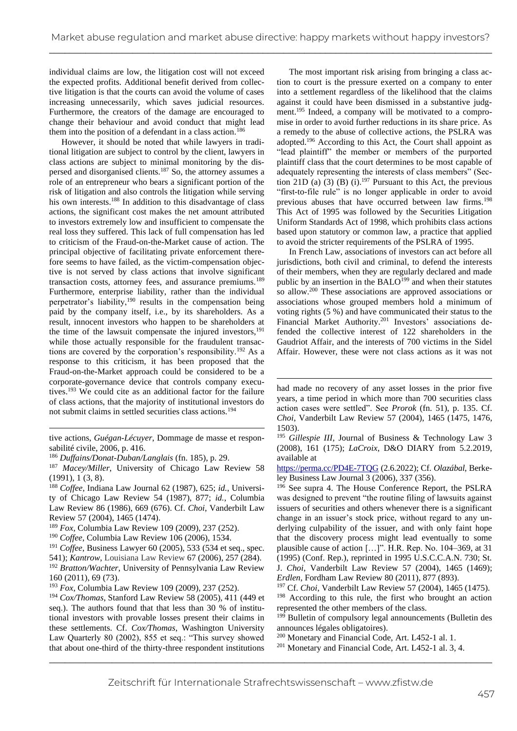individual claims are low, the litigation cost will not exceed the expected profits. Additional benefit derived from collective litigation is that the courts can avoid the volume of cases increasing unnecessarily, which saves judicial resources. Furthermore, the creators of the damage are encouraged to change their behaviour and avoid conduct that might lead them into the position of a defendant in a class action.[186]

However, it should be noted that while lawyers in traditional litigation are subject to control by the client, lawyers in class actions are subject to minimal monitoring by the dispersed and disorganised clients.[187] So, the attorney assumes a role of an entrepreneur who bears a significant portion of the risk of litigation and also controls the litigation while serving his own interests.[188] In addition to this disadvantage of class actions, the significant cost makes the net amount attributed to investors extremely low and insufficient to compensate the real loss they suffered. This lack of full compensation has led to criticism of the Fraud-on-the-Market cause of action. The principal objective of facilitating private enforcement therefore seems to have failed, as the victim-compensation objective is not served by class actions that involve significant transaction costs, attorney fees, and assurance premiums.[189] Furthermore, enterprise liability, rather than the individual perpetrator's liability,[190] results in the compensation being paid by the company itself, i.e., by its shareholders. As a result, innocent investors who happen to be shareholders at the time of the lawsuit compensate the injured investors,[191] while those actually responsible for the fraudulent transactions are covered by the corporation's responsibility.[192] As a response to this criticism, it has been proposed that the Fraud-on-the-Market approach could be considered to be a corporate-governance device that controls company executives.[193] We could cite as an additional factor for the failure of class actions, that the majority of institutional investors do not submit claims in settled securities class actions.[194]

The most important risk arising from bringing a class action to court is the pressure exerted on a company to enter into a settlement regardless of the likelihood that the claims against it could have been dismissed in a substantive judgment.[195] Indeed, a company will be motivated to a compromise in order to avoid further reductions in its share price. As a remedy to the abuse of collective actions, the PSLRA was adopted.[196] According to this Act, the Court shall appoint as "lead plaintiff" the member or members of the purported plaintiff class that the court determines to be most capable of adequately representing the interests of class members" (Section 21D (a) (3) (B) (i).[197] Pursuant to this Act, the previous "first-to-file rule" is no longer applicable in order to avoid previous abuses that have occurred between law firms.[198] This Act of 1995 was followed by the Securities Litigation Uniform Standards Act of 1998, which prohibits class actions based upon statutory or common law, a practice that applied to avoid the stricter requirements of the PSLRA of 1995.

In French Law, associations of investors can act before all jurisdictions, both civil and criminal, to defend the interests of their members, when they are regularly declared and made public by an insertion in the BALO[199] and when their statutes so allow.[200] These associations are approved associations or associations whose grouped members hold a minimum of voting rights (5 %) and have communicated their status to the Financial Market Authority.[201] Investors' associations defended the collective interest of 122 shareholders in the Gaudriot Affair, and the interests of 700 victims in the Sidel Affair. However, these were not class actions as it was not

---

tive actions, *Guégan-Lécuyer*, Dommage de masse et responsabilité civile, 2006, p. 416.

[186] *Duffains/Donat-Duban/Langlais* (fn. 185), p. 29.

[187] *Macey/Miller*, University of Chicago Law Review 58 (1991), 1 (3, 8).

[188] *Coffee*, Indiana Law Journal 62 (1987), 625; *id.*, University of Chicago Law Review 54 (1987), 877; *id.*, Columbia Law Review 86 (1986), 669 (676). Cf. *Choi*, Vanderbilt Law Review 57 (2004), 1465 (1474).

[189] *Fox*, Columbia Law Review 109 (2009), 237 (252).

[190] *Coffee*, Columbia Law Review 106 (2006), 1534.

[191] *Coffee*, Business Lawyer 60 (2005), 533 (534 et seq., spec. 541); *Kantrow*, Louisiana Law Review 67 (2006), 257 (284).

[192] *Bratton/Wachter*, University of Pennsylvania Law Review 160 (2011), 69 (73).

[193] *Fox*, Columbia Law Review 109 (2009), 237 (252).

[194] *Cox/Thomas*, Stanford Law Review 58 (2005), 411 (449 et seq.). The authors found that that less than 30 % of institutional investors with provable losses present their claims in these settlements. Cf. *Cox/Thomas*, Washington University Law Quarterly 80 (2002), 855 et seq.: "This survey showed that about one-third of the thirty-three respondent institutions had made no recovery of any asset losses in the prior five years, a time period in which more than 700 securities class action cases were settled". See *Prorok* (fn. 51), p. 135. Cf. *Choi*, Vanderbilt Law Review 57 (2004), 1465 (1475, 1476, 1503).

[195] *Gillespie III*, Journal of Business & Technology Law 3 (2008), 161 (175); *LaCroix*, D&O DIARY from 5.2.2019, available at https://perma.cc/PD4E-7TQG (2.6.2022); Cf. *Olazábal*, Berkeley Business Law Journal 3 (2006), 337 (356).

[196] See supra 4. The House Conference Report, the PSLRA was designed to prevent "the routine filing of lawsuits against issuers of securities and others whenever there is a significant change in an issuer's stock price, without regard to any underlying culpability of the issuer, and with only faint hope that the discovery process might lead eventually to some plausible cause of action […]". H.R. Rep. No. 104–369, at 31 (1995) (Conf. Rep.), reprinted in 1995 U.S.C.C.A.N. 730; St. J. *Choi*, Vanderbilt Law Review 57 (2004), 1465 (1469); *Erdlen*, Fordham Law Review 80 (2011), 877 (893).

[197] Cf. *Choi*, Vanderbilt Law Review 57 (2004), 1465 (1475).

[198] According to this rule, the first who brought an action represented the other members of the class.

[199] Bulletin of compulsory legal announcements (Bulletin des announces légales obligatoires).

[200] Monetary and Financial Code, Art. L452-1 al. 1.

[201] Monetary and Financial Code, Art. L452-1 al. 3, 4.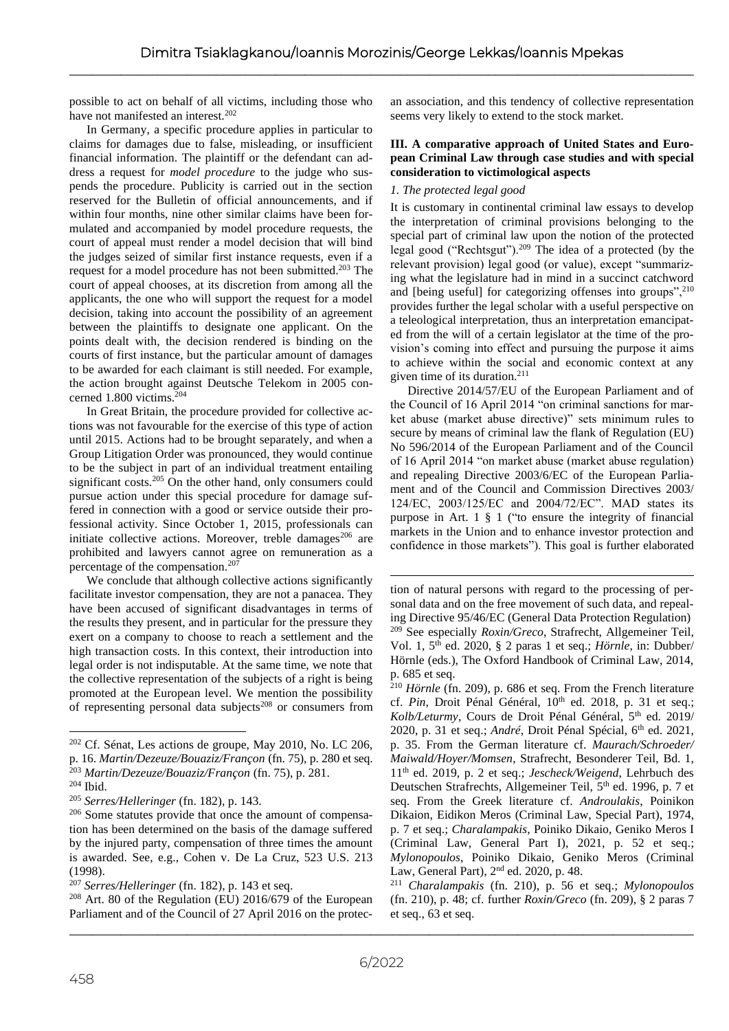possible to act on behalf of all victims, including those who have not manifested an interest.[202]

In Germany, a specific procedure applies in particular to claims for damages due to false, misleading, or insufficient financial information. The plaintiff or the defendant can address a request for *model procedure* to the judge who suspends the procedure. Publicity is carried out in the section reserved for the Bulletin of official announcements, and if within four months, nine other similar claims have been formulated and accompanied by model procedure requests, the court of appeal must render a model decision that will bind the judges seized of similar first instance requests, even if a request for a model procedure has not been submitted.[203] The court of appeal chooses, at its discretion from among all the applicants, the one who will support the request for a model decision, taking into account the possibility of an agreement between the plaintiffs to designate one applicant. On the points dealt with, the decision rendered is binding on the courts of first instance, but the particular amount of damages to be awarded for each claimant is still needed. For example, the action brought against Deutsche Telekom in 2005 concerned 1.800 victims.[204]

In Great Britain, the procedure provided for collective actions was not favourable for the exercise of this type of action until 2015. Actions had to be brought separately, and when a Group Litigation Order was pronounced, they would continue to be the subject in part of an individual treatment entailing significant costs.[205] On the other hand, only consumers could pursue action under this special procedure for damage suffered in connection with a good or service outside their professional activity. Since October 1, 2015, professionals can initiate collective actions. Moreover, treble damages[206] are prohibited and lawyers cannot agree on remuneration as a percentage of the compensation.[207]

We conclude that although collective actions significantly facilitate investor compensation, they are not a panacea. They have been accused of significant disadvantages in terms of the results they present, and in particular for the pressure they exert on a company to choose to reach a settlement and the high transaction costs. In this context, their introduction into legal order is not indisputable. At the same time, we note that the collective representation of the subjects of a right is being promoted at the European level. We mention the possibility of representing personal data subjects[208] or consumers from an association, and this tendency of collective representation seems very likely to extend to the stock market.

### III. A comparative approach of United States and European Criminal Law through case studies and with special consideration to victimological aspects

#### *1. The protected legal good*

It is customary in continental criminal law essays to develop the interpretation of criminal provisions belonging to the special part of criminal law upon the notion of the protected legal good ("Rechtsgut").[209] The idea of a protected (by the relevant provision) legal good (or value), except "summarizing what the legislature had in mind in a succinct catchword and [being useful] for categorizing offenses into groups",[210] provides further the legal scholar with a useful perspective on a teleological interpretation, thus an interpretation emancipated from the will of a certain legislator at the time of the provision's coming into effect and pursuing the purpose it aims to achieve within the social and economic context at any given time of its duration.[211]

Directive 2014/57/EU of the European Parliament and of the Council of 16 April 2014 "on criminal sanctions for market abuse (market abuse directive)" sets minimum rules to secure by means of criminal law the flank of Regulation (EU) No 596/2014 of the European Parliament and of the Council of 16 April 2014 "on market abuse (market abuse regulation) and repealing Directive 2003/6/EC of the European Parliament and of the Council and Commission Directives 2003/124/EC, 2003/125/EC and 2004/72/EC". MAD states its purpose in Art. 1 § 1 ("to ensure the integrity of financial markets in the Union and to enhance investor protection and confidence in those markets"). This goal is further elaborated

---

[202] Cf. Sénat, Les actions de groupe, May 2010, No. LC 206, p. 16. *Martin/Dezeuze/Bouaziz/Françon* (fn. 75), p. 280 et seq.

[203] *Martin/Dezeuze/Bouaziz/Françon* (fn. 75), p. 281.

[204] Ibid.

[205] *Serres/Helleringer* (fn. 182), p. 143.

[206] Some statutes provide that once the amount of compensation has been determined on the basis of the damage suffered by the injured party, compensation of three times the amount is awarded. See, e.g., Cohen v. De La Cruz, 523 U.S. 213 (1998).

[207] *Serres/Helleringer* (fn. 182), p. 143 et seq.

[208] Art. 80 of the Regulation (EU) 2016/679 of the European Parliament and of the Council of 27 April 2016 on the protection of natural persons with regard to the processing of personal data and on the free movement of such data, and repealing Directive 95/46/EC (General Data Protection Regulation)

[209] See especially *Roxin/Greco*, Strafrecht, Allgemeiner Teil, Vol. 1, 5th ed. 2020, § 2 paras 1 et seq.; *Hörnle*, in: Dubber/Hörnle (eds.), The Oxford Handbook of Criminal Law, 2014, p. 685 et seq.

[210] *Hörnle* (fn. 209), p. 686 et seq. From the French literature cf. *Pin*, Droit Pénal Général, 10th ed. 2018, p. 31 et seq.; *Kolb/Leturmy*, Cours de Droit Pénal Général, 5th ed. 2019/2020, p. 31 et seq.; *André*, Droit Pénal Spécial, 6th ed. 2021, p. 35. From the German literature cf. *Maurach/Schroeder/Maiwald/Hoyer/Momsen*, Strafrecht, Besonderer Teil, Bd. 1, 11th ed. 2019, p. 2 et seq.; *Jescheck/Weigend*, Lehrbuch des Deutschen Strafrechts, Allgemeiner Teil, 5th ed. 1996, p. 7 et seq. From the Greek literature cf. *Androulakis*, Poinikon Dikaion, Eidikon Meros (Criminal Law, Special Part), 1974, p. 7 et seq.; *Charalampakis*, Poiniko Dikaio, Geniko Meros I (Criminal Law, General Part I), 2021, p. 52 et seq.; *Mylonopoulos*, Poiniko Dikaio, Geniko Meros (Criminal Law, General Part), 2nd ed. 2020, p. 48.

[211] *Charalampakis* (fn. 210), p. 56 et seq.; *Mylonopoulos* (fn. 210), p. 48; cf. further *Roxin/Greco* (fn. 209), § 2 paras 7 et seq., 63 et seq.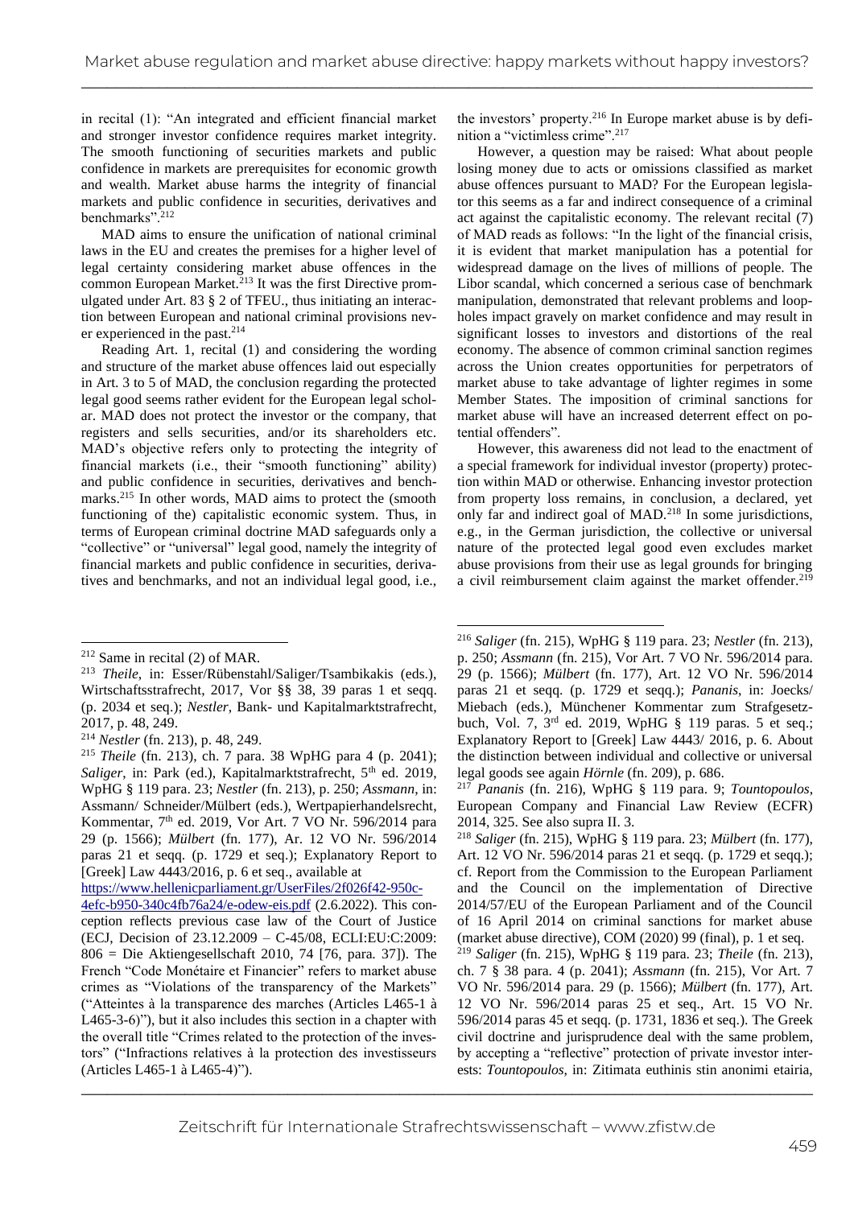in recital (1): "An integrated and efficient financial market and stronger investor confidence requires market integrity. The smooth functioning of securities markets and public confidence in markets are prerequisites for economic growth and wealth. Market abuse harms the integrity of financial markets and public confidence in securities, derivatives and benchmarks".[212]

MAD aims to ensure the unification of national criminal laws in the EU and creates the premises for a higher level of legal certainty considering market abuse offences in the common European Market.[213] It was the first Directive promulgated under Art. 83 § 2 of TFEU., thus initiating an interaction between European and national criminal provisions never experienced in the past.[214]

Reading Art. 1, recital (1) and considering the wording and structure of the market abuse offences laid out especially in Art. 3 to 5 of MAD, the conclusion regarding the protected legal good seems rather evident for the European legal scholar. MAD does not protect the investor or the company, that registers and sells securities, and/or its shareholders etc. MAD's objective refers only to protecting the integrity of financial markets (i.e., their "smooth functioning" ability) and public confidence in securities, derivatives and benchmarks.[215] In other words, MAD aims to protect the (smooth functioning of the) capitalistic economic system. Thus, in terms of European criminal doctrine MAD safeguards only a "collective" or "universal" legal good, namely the integrity of financial markets and public confidence in securities, derivatives and benchmarks, and not an individual legal good, i.e., the investors' property.[216] In Europe market abuse is by definition a "victimless crime".[217]

However, a question may be raised: What about people losing money due to acts or omissions classified as market abuse offences pursuant to MAD? For the European legislator this seems as a far and indirect consequence of a criminal act against the capitalistic economy. The relevant recital (7) of MAD reads as follows: "In the light of the financial crisis, it is evident that market manipulation has a potential for widespread damage on the lives of millions of people. The Libor scandal, which concerned a serious case of benchmark manipulation, demonstrated that relevant problems and loopholes impact gravely on market confidence and may result in significant losses to investors and distortions of the real economy. The absence of common criminal sanction regimes across the Union creates opportunities for perpetrators of market abuse to take advantage of lighter regimes in some Member States. The imposition of criminal sanctions for market abuse will have an increased deterrent effect on potential offenders".

However, this awareness did not lead to the enactment of a special framework for individual investor (property) protection within MAD or otherwise. Enhancing investor protection from property loss remains, in conclusion, a declared, yet only far and indirect goal of MAD.[218] In some jurisdictions, e.g., in the German jurisdiction, the collective or universal nature of the protected legal good even excludes market abuse provisions from their use as legal grounds for bringing a civil reimbursement claim against the market offender.[219]

---

[212] Same in recital (2) of MAR.

[213] *Theile*, in: Esser/Rübenstahl/Saliger/Tsambikakis (eds.), Wirtschaftsstrafrecht, 2017, Vor §§ 38, 39 paras 1 et seqq. (p. 2034 et seq.); *Nestler*, Bank- und Kapitalmarktstrafrecht, 2017, p. 48, 249.

[214] *Nestler* (fn. 213), p. 48, 249.

[215] *Theile* (fn. 213), ch. 7 para. 38 WpHG para 4 (p. 2041); *Saliger*, in: Park (ed.), Kapitalmarktstrafrecht, 5th ed. 2019, WpHG § 119 para. 23; *Nestler* (fn. 213), p. 250; *Assmann*, in: Assmann/ Schneider/Mülbert (eds.), Wertpapierhandelsrecht, Kommentar, 7th ed. 2019, Vor Art. 7 VO Nr. 596/2014 para 29 (p. 1566); *Mülbert* (fn. 177), Ar. 12 VO Nr. 596/2014 paras 21 et seqq. (p. 1729 et seq.); Explanatory Report to [Greek] Law 4443/2016, p. 6 et seq., available at https://www.hellenicparliament.gr/UserFiles/2f026f42-950c-4efc-b950-340c4fb76a24/e-odew-eis.pdf (2.6.2022). This conception reflects previous case law of the Court of Justice (ECJ, Decision of 23.12.2009 – C-45/08, ECLI:EU:C:2009: 806 = Die Aktiengesellschaft 2010, 74 [76, para. 37]). The French "Code Monétaire et Financier" refers to market abuse crimes as "Violations of the transparency of the Markets" ("Atteintes à la transparence des marches (Articles L465-1 à L465-3-6)"), but it also includes this section in a chapter with the overall title "Crimes related to the protection of the investors" ("Infractions relatives à la protection des investisseurs (Articles L465-1 à L465-4)").

[216] *Saliger* (fn. 215), WpHG § 119 para. 23; *Nestler* (fn. 213), p. 250; *Assmann* (fn. 215), Vor Art. 7 VO Nr. 596/2014 para. 29 (p. 1566); *Mülbert* (fn. 177), Art. 12 VO Nr. 596/2014 paras 21 et seqq. (p. 1729 et seqq.); *Pananis*, in: Joecks/ Miebach (eds.), Münchener Kommentar zum Strafgesetzbuch, Vol. 7, 3rd ed. 2019, WpHG § 119 paras. 5 et seq.; Explanatory Report to [Greek] Law 4443/ 2016, p. 6. About the distinction between individual and collective or universal legal goods see again *Hörnle* (fn. 209), p. 686.

[217] *Pananis* (fn. 216), WpHG § 119 para. 9; *Tountopoulos*, European Company and Financial Law Review (ECFR) 2014, 325. See also supra II. 3.

[218] *Saliger* (fn. 215), WpHG § 119 para. 23; *Mülbert* (fn. 177), Art. 12 VO Nr. 596/2014 paras 21 et seqq. (p. 1729 et seqq.); cf. Report from the Commission to the European Parliament and the Council on the implementation of Directive 2014/57/EU of the European Parliament and of the Council of 16 April 2014 on criminal sanctions for market abuse (market abuse directive), COM (2020) 99 (final), p. 1 et seq.

[219] *Saliger* (fn. 215), WpHG § 119 para. 23; *Theile* (fn. 213), ch. 7 § 38 para. 4 (p. 2041); *Assmann* (fn. 215), Vor Art. 7 VO Nr. 596/2014 para. 29 (p. 1566); *Mülbert* (fn. 177), Art. 12 VO Nr. 596/2014 paras 25 et seq., Art. 15 VO Nr. 596/2014 paras 45 et seqq. (p. 1731, 1836 et seq.). The Greek civil doctrine and jurisprudence deal with the same problem, by accepting a "reflective" protection of private investor interests: *Tountopoulos*, in: Zitimata euthinis stin anonimi etairia,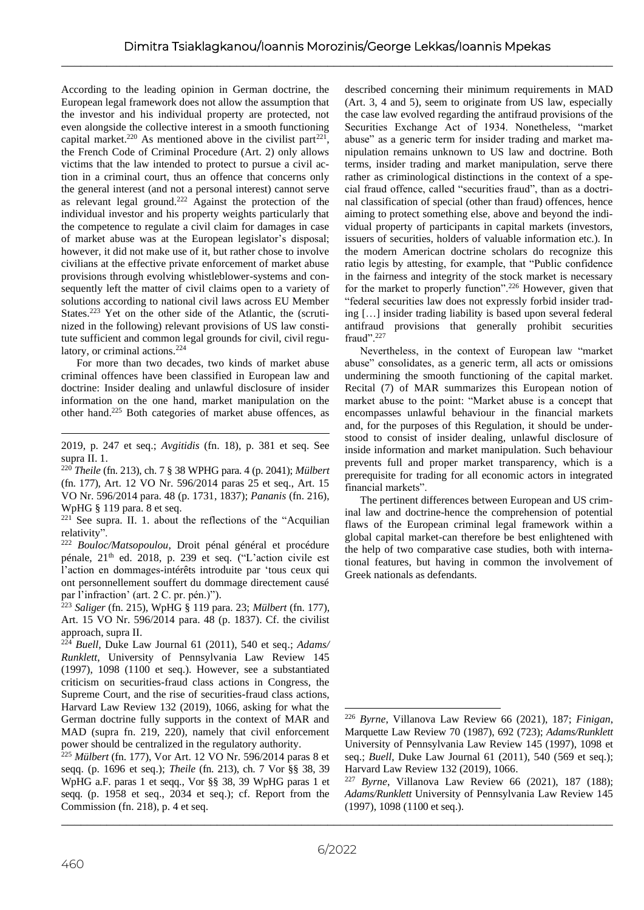According to the leading opinion in German doctrine, the European legal framework does not allow the assumption that the investor and his individual property are protected, not even alongside the collective interest in a smooth functioning capital market.[220] As mentioned above in the civilist part[221], the French Code of Criminal Procedure (Art. 2) only allows victims that the law intended to protect to pursue a civil action in a criminal court, thus an offence that concerns only the general interest (and not a personal interest) cannot serve as relevant legal ground.[222] Against the protection of the individual investor and his property weights particularly that the competence to regulate a civil claim for damages in case of market abuse was at the European legislator's disposal; however, it did not make use of it, but rather chose to involve civilians at the effective private enforcement of market abuse provisions through evolving whistleblower-systems and consequently left the matter of civil claims open to a variety of solutions according to national civil laws across EU Member States.[223] Yet on the other side of the Atlantic, the (scrutinized in the following) relevant provisions of US law constitute sufficient and common legal grounds for civil, civil regulatory, or criminal actions.[224]

For more than two decades, two kinds of market abuse criminal offences have been classified in European law and doctrine: Insider dealing and unlawful disclosure of insider information on the one hand, market manipulation on the other hand.[225] Both categories of market abuse offences, as described concerning their minimum requirements in MAD (Art. 3, 4 and 5), seem to originate from US law, especially the case law evolved regarding the antifraud provisions of the Securities Exchange Act of 1934. Nonetheless, "market abuse" as a generic term for insider trading and market manipulation remains unknown to US law and doctrine. Both terms, insider trading and market manipulation, serve there rather as criminological distinctions in the context of a special fraud offence, called "securities fraud", than as a doctrinal classification of special (other than fraud) offences, hence aiming to protect something else, above and beyond the individual property of participants in capital markets (investors, issuers of securities, holders of valuable information etc.). In the modern American doctrine scholars do recognize this ratio legis by attesting, for example, that "Public confidence in the fairness and integrity of the stock market is necessary for the market to properly function".[226] However, given that "federal securities law does not expressly forbid insider trading […] insider trading liability is based upon several federal antifraud provisions that generally prohibit securities fraud".[227]

Nevertheless, in the context of European law "market abuse" consolidates, as a generic term, all acts or omissions undermining the smooth functioning of the capital market. Recital (7) of MAR summarizes this European notion of market abuse to the point: "Market abuse is a concept that encompasses unlawful behaviour in the financial markets and, for the purposes of this Regulation, it should be understood to consist of insider dealing, unlawful disclosure of inside information and market manipulation. Such behaviour prevents full and proper market transparency, which is a prerequisite for trading for all economic actors in integrated financial markets".

The pertinent differences between European and US criminal law and doctrine-hence the comprehension of potential flaws of the European criminal legal framework within a global capital market-can therefore be best enlightened with the help of two comparative case studies, both with international features, but having in common the involvement of Greek nationals as defendants.

---

2019, p. 247 et seq.; *Avgitidis* (fn. 18), p. 381 et seq. See supra II. 1.

[220] *Theile* (fn. 213), ch. 7 § 38 WPHG para. 4 (p. 2041); *Mülbert* (fn. 177), Art. 12 VO Nr. 596/2014 paras 25 et seq., Art. 15 VO Nr. 596/2014 para. 48 (p. 1731, 1837); *Pananis* (fn. 216), WpHG § 119 para. 8 et seq.

[221] See supra. II. 1. about the reflections of the "Acquilian relativity".

[222] *Bouloc/Matsopoulou*, Droit pénal général et procédure pénale, 21th ed. 2018, p. 239 et seq. ("L'action civile est l'action en dommages-intérêts introduite par 'tous ceux qui ont personnellement souffert du dommage directement causé par l'infraction' (art. 2 C. pr. pén.)").

[223] *Saliger* (fn. 215), WpHG § 119 para. 23; *Mülbert* (fn. 177), Art. 15 VO Nr. 596/2014 para. 48 (p. 1837). Cf. the civilist approach, supra II.

[224] *Buell*, Duke Law Journal 61 (2011), 540 et seq.; *Adams/Runklett*, University of Pennsylvania Law Review 145 (1997), 1098 (1100 et seq.). However, see a substantiated criticism on securities-fraud class actions in Congress, the Supreme Court, and the rise of securities-fraud class actions, Harvard Law Review 132 (2019), 1066, asking for what the German doctrine fully supports in the context of MAR and MAD (supra fn. 219, 220), namely that civil enforcement power should be centralized in the regulatory authority.

[225] *Mülbert* (fn. 177), Vor Art. 12 VO Nr. 596/2014 paras 8 et seqq. (p. 1696 et seq.); *Theile* (fn. 213), ch. 7 Vor §§ 38, 39 WpHG a.F. paras 1 et seqq., Vor §§ 38, 39 WpHG paras 1 et seqq. (p. 1958 et seq., 2034 et seq.); cf. Report from the Commission (fn. 218), p. 4 et seq.

[226] *Byrne*, Villanova Law Review 66 (2021), 187; *Finigan*, Marquette Law Review 70 (1987), 692 (723); *Adams/Runklett* University of Pennsylvania Law Review 145 (1997), 1098 et seq.; *Buell*, Duke Law Journal 61 (2011), 540 (569 et seq.); Harvard Law Review 132 (2019), 1066.

[227] *Byrne*, Villanova Law Review 66 (2021), 187 (188); *Adams/Runklett* University of Pennsylvania Law Review 145 (1997), 1098 (1100 et seq.).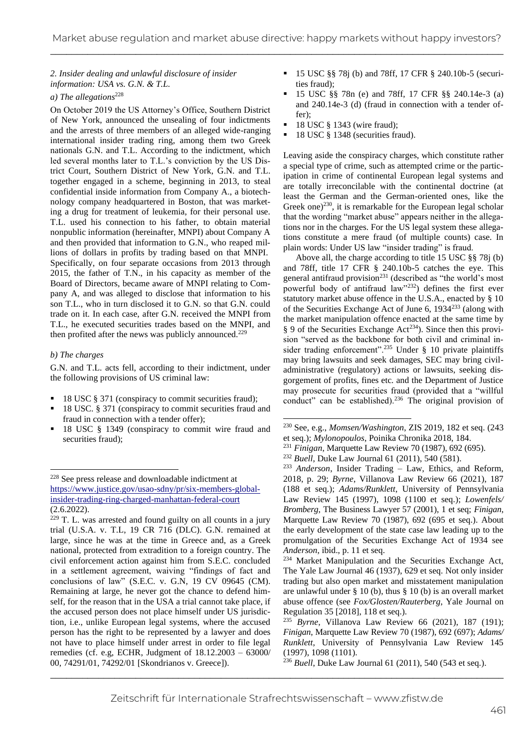*2. Insider dealing and unlawful disclosure of insider information: USA vs. G.N. & T.L.*

*a) The allegations*[228]

On October 2019 the US Attorney's Office, Southern District of New York, announced the unsealing of four indictments and the arrests of three members of an alleged wide-ranging international insider trading ring, among them two Greek nationals G.N. and T.L. According to the indictment, which led several months later to T.L.'s conviction by the US District Court, Southern District of New York, G.N. and T.L. together engaged in a scheme, beginning in 2013, to steal confidential inside information from Company A., a biotechnology company headquartered in Boston, that was marketing a drug for treatment of leukemia, for their personal use. T.L. used his connection to his father, to obtain material nonpublic information (hereinafter, MNPI) about Company A and then provided that information to G.N., who reaped millions of dollars in profits by trading based on that MNPI. Specifically, on four separate occasions from 2013 through 2015, the father of T.N., in his capacity as member of the Board of Directors, became aware of MNPI relating to Company A, and was alleged to disclose that information to his son T.L., who in turn disclosed it to G.N. so that G.N. could trade on it. In each case, after G.N. received the MNPI from T.L., he executed securities trades based on the MNPI, and then profited after the news was publicly announced.[229]

*b) The charges*

G.N. and T.L. acts fell, according to their indictment, under the following provisions of US criminal law:

- 18 USC § 371 (conspiracy to commit securities fraud);
- 18 USC. § 371 (conspiracy to commit securities fraud and fraud in connection with a tender offer);
- 18 USC § 1349 (conspiracy to commit wire fraud and securities fraud);
- 15 USC §§ 78j (b) and 78ff, 17 CFR § 240.10b-5 (securities fraud);
- 15 USC §§ 78n (e) and 78ff, 17 CFR §§ 240.14e-3 (a) and 240.14e-3 (d) (fraud in connection with a tender offer);
- 18 USC § 1343 (wire fraud);
- 18 USC § 1348 (securities fraud).

Leaving aside the conspiracy charges, which constitute rather a special type of crime, such as attempted crime or the participation in crime of continental European legal systems and are totally irreconcilable with the continental doctrine (at least the German and the German-oriented ones, like the Greek one)[230], it is remarkable for the European legal scholar that the wording "market abuse" appears neither in the allegations nor in the charges. For the US legal system these allegations constitute a mere fraud (of multiple counts) case. In plain words: Under US law "insider trading" is fraud.

Above all, the charge according to title 15 USC §§ 78j (b) and 78ff, title 17 CFR § 240.10b-5 catches the eye. This general antifraud provision[231] (described as "the world's most powerful body of antifraud law"[232]) defines the first ever statutory market abuse offence in the U.S.A., enacted by § 10 of the Securities Exchange Act of June 6, 1934[233] (along with the market manipulation offence enacted at the same time by § 9 of the Securities Exchange Act[234]). Since then this provision "served as the backbone for both civil and criminal insider trading enforcement".[235] Under § 10 private plaintiffs may bring lawsuits and seek damages, SEC may bring civil-administrative (regulatory) actions or lawsuits, seeking disgorgement of profits, fines etc. and the Department of Justice may prosecute for securities fraud (provided that a "willful conduct" can be established).[236] The original provision of

---

[228] See press release and downloadable indictment at https://www.justice.gov/usao-sdny/pr/six-members-global-insider-trading-ring-charged-manhattan-federal-court (2.6.2022).

[229] T. L. was arrested and found guilty on all counts in a jury trial (U.S.A. v. T.L, 19 CR 716 (DLC). G.N. remained at large, since he was at the time in Greece and, as a Greek national, protected from extradition to a foreign country. The civil enforcement action against him from S.E.C. concluded in a settlement agreement, waiving "findings of fact and conclusions of law" (S.E.C. v. G.N, 19 CV 09645 (CM). Remaining at large, he never got the chance to defend himself, for the reason that in the USA a trial cannot take place, if the accused person does not place himself under US jurisdiction, i.e., unlike European legal systems, where the accused person has the right to be represented by a lawyer and does not have to place himself under arrest in order to file legal remedies (cf. e.g, ECHR, Judgment of 18.12.2003 – 63000/00, 74291/01, 74292/01 [Skondrianos v. Greece]).

[230] See, e.g., *Momsen/Washington*, ZIS 2019, 182 et seq. (243 et seq.); *Mylonopoulos*, Poinika Chronika 2018, 184.

[231] *Finigan*, Marquette Law Review 70 (1987), 692 (695).

[232] *Buell*, Duke Law Journal 61 (2011), 540 (581).

[233] *Anderson*, Insider Trading – Law, Ethics, and Reform, 2018, p. 29; *Byrne*, Villanova Law Review 66 (2021), 187 (188 et seq.); *Adams/Runklett*, University of Pennsylvania Law Review 145 (1997), 1098 (1100 et seq.); *Lowenfels/Bromberg*, The Business Lawyer 57 (2001), 1 et seq; *Finigan*, Marquette Law Review 70 (1987), 692 (695 et seq.). About the early development of the state case law leading up to the promulgation of the Securities Exchange Act of 1934 see *Anderson*, ibid., p. 11 et seq.

[234] Market Manipulation and the Securities Exchange Act, The Yale Law Journal 46 (1937), 629 et seq. Not only insider trading but also open market and misstatement manipulation are unlawful under § 10 (b), thus § 10 (b) is an overall market abuse offence (see *Fox/Glosten/Rauterberg*, Yale Journal on Regulation 35 [2018], 118 et seq.).

[235] *Byrne*, Villanova Law Review 66 (2021), 187 (191); *Finigan*, Marquette Law Review 70 (1987), 692 (697); *Adams/Runklett*, University of Pennsylvania Law Review 145 (1997), 1098 (1101).

[236] *Buell*, Duke Law Journal 61 (2011), 540 (543 et seq.).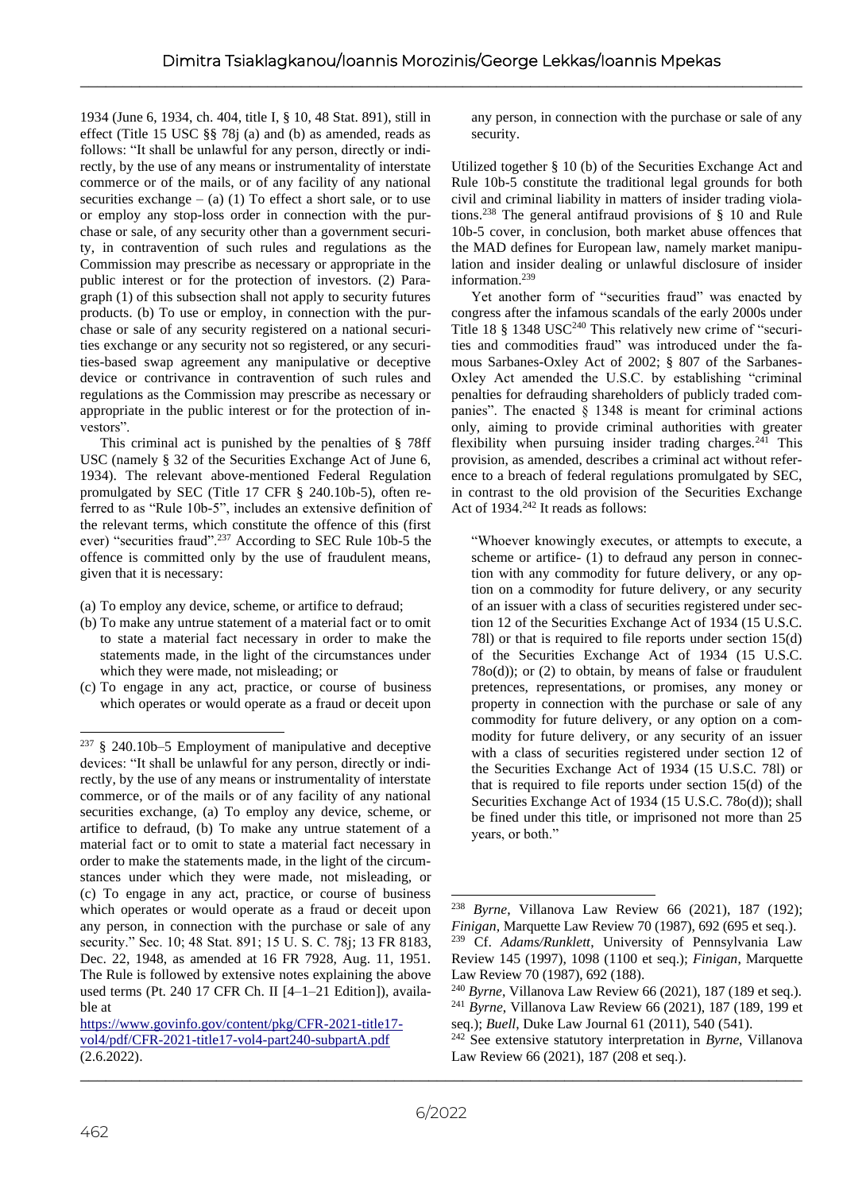1934 (June 6, 1934, ch. 404, title I, § 10, 48 Stat. 891), still in effect (Title 15 USC §§ 78j (a) and (b) as amended, reads as follows: "It shall be unlawful for any person, directly or indirectly, by the use of any means or instrumentality of interstate commerce or of the mails, or of any facility of any national securities exchange – (a) (1) To effect a short sale, or to use or employ any stop-loss order in connection with the purchase or sale, of any security other than a government security, in contravention of such rules and regulations as the Commission may prescribe as necessary or appropriate in the public interest or for the protection of investors. (2) Paragraph (1) of this subsection shall not apply to security futures products. (b) To use or employ, in connection with the purchase or sale of any security registered on a national securities exchange or any security not so registered, or any securities-based swap agreement any manipulative or deceptive device or contrivance in contravention of such rules and regulations as the Commission may prescribe as necessary or appropriate in the public interest or for the protection of investors".

This criminal act is punished by the penalties of § 78ff USC (namely § 32 of the Securities Exchange Act of June 6, 1934). The relevant above-mentioned Federal Regulation promulgated by SEC (Title 17 CFR § 240.10b-5), often referred to as "Rule 10b-5", includes an extensive definition of the relevant terms, which constitute the offence of this (first ever) "securities fraud".[237] According to SEC Rule 10b-5 the offence is committed only by the use of fraudulent means, given that it is necessary:

(a) To employ any device, scheme, or artifice to defraud;
(b) To make any untrue statement of a material fact or to omit to state a material fact necessary in order to make the statements made, in the light of the circumstances under which they were made, not misleading; or
(c) To engage in any act, practice, or course of business which operates or would operate as a fraud or deceit upon any person, in connection with the purchase or sale of any security.

Utilized together § 10 (b) of the Securities Exchange Act and Rule 10b-5 constitute the traditional legal grounds for both civil and criminal liability in matters of insider trading violations.[238] The general antifraud provisions of § 10 and Rule 10b-5 cover, in conclusion, both market abuse offences that the MAD defines for European law, namely market manipulation and insider dealing or unlawful disclosure of insider information.[239]

Yet another form of "securities fraud" was enacted by congress after the infamous scandals of the early 2000s under Title 18 § 1348 USC[240] This relatively new crime of "securities and commodities fraud" was introduced under the famous Sarbanes-Oxley Act of 2002; § 807 of the Sarbanes-Oxley Act amended the U.S.C. by establishing "criminal penalties for defrauding shareholders of publicly traded companies". The enacted § 1348 is meant for criminal actions only, aiming to provide criminal authorities with greater flexibility when pursuing insider trading charges.[241] This provision, as amended, describes a criminal act without reference to a breach of federal regulations promulgated by SEC, in contrast to the old provision of the Securities Exchange Act of 1934.[242] It reads as follows:

> "Whoever knowingly executes, or attempts to execute, a scheme or artifice- (1) to defraud any person in connection with any commodity for future delivery, or any option on a commodity for future delivery, or any security of an issuer with a class of securities registered under section 12 of the Securities Exchange Act of 1934 (15 U.S.C. 78l) or that is required to file reports under section 15(d) of the Securities Exchange Act of 1934 (15 U.S.C. 78o(d)); or (2) to obtain, by means of false or fraudulent pretenses, representations, or promises, any money or property in connection with the purchase or sale of any commodity for future delivery, or any option on a commodity for future delivery, or any security of an issuer with a class of securities registered under section 12 of the Securities Exchange Act of 1934 (15 U.S.C. 78l) or that is required to file reports under section 15(d) of the Securities Exchange Act of 1934 (15 U.S.C. 78o(d)); shall be fined under this title, or imprisoned not more than 25 years, or both."

---

[237] § 240.10b–5 Employment of manipulative and deceptive devices: "It shall be unlawful for any person, directly or indirectly, by the use of any means or instrumentality of interstate commerce, or of the mails or of any facility of any national securities exchange, (a) To employ any device, scheme, or artifice to defraud, (b) To make any untrue statement of a material fact or to omit to state a material fact necessary in order to make the statements made, in the light of the circumstances under which they were made, not misleading, or (c) To engage in any act, practice, or course of business which operates or would operate as a fraud or deceit upon any person, in connection with the purchase or sale of any security." Sec. 10; 48 Stat. 891; 15 U. S. C. 78j; 13 FR 8183, Dec. 22, 1948, as amended at 16 FR 7928, Aug. 11, 1951. The Rule is followed by extensive notes explaining the above used terms (Pt. 240 17 CFR Ch. II [4–1–21 Edition]), available at https://www.govinfo.gov/content/pkg/CFR-2021-title17-vol4/pdf/CFR-2021-title17-vol4-part240-subpartA.pdf (2.6.2022).

[238] *Byrne*, Villanova Law Review 66 (2021), 187 (192); *Finigan*, Marquette Law Review 70 (1987), 692 (695 et seq.).

[239] Cf. *Adams/Runklett*, University of Pennsylvania Law Review 145 (1997), 1098 (1100 et seq.); *Finigan*, Marquette Law Review 70 (1987), 692 (188).

[240] *Byrne*, Villanova Law Review 66 (2021), 187 (189 et seq.).

[241] *Byrne*, Villanova Law Review 66 (2021), 187 (189, 199 et seq.); *Buell*, Duke Law Journal 61 (2011), 540 (541).

[242] See extensive statutory interpretation in *Byrne*, Villanova Law Review 66 (2021), 187 (208 et seq.).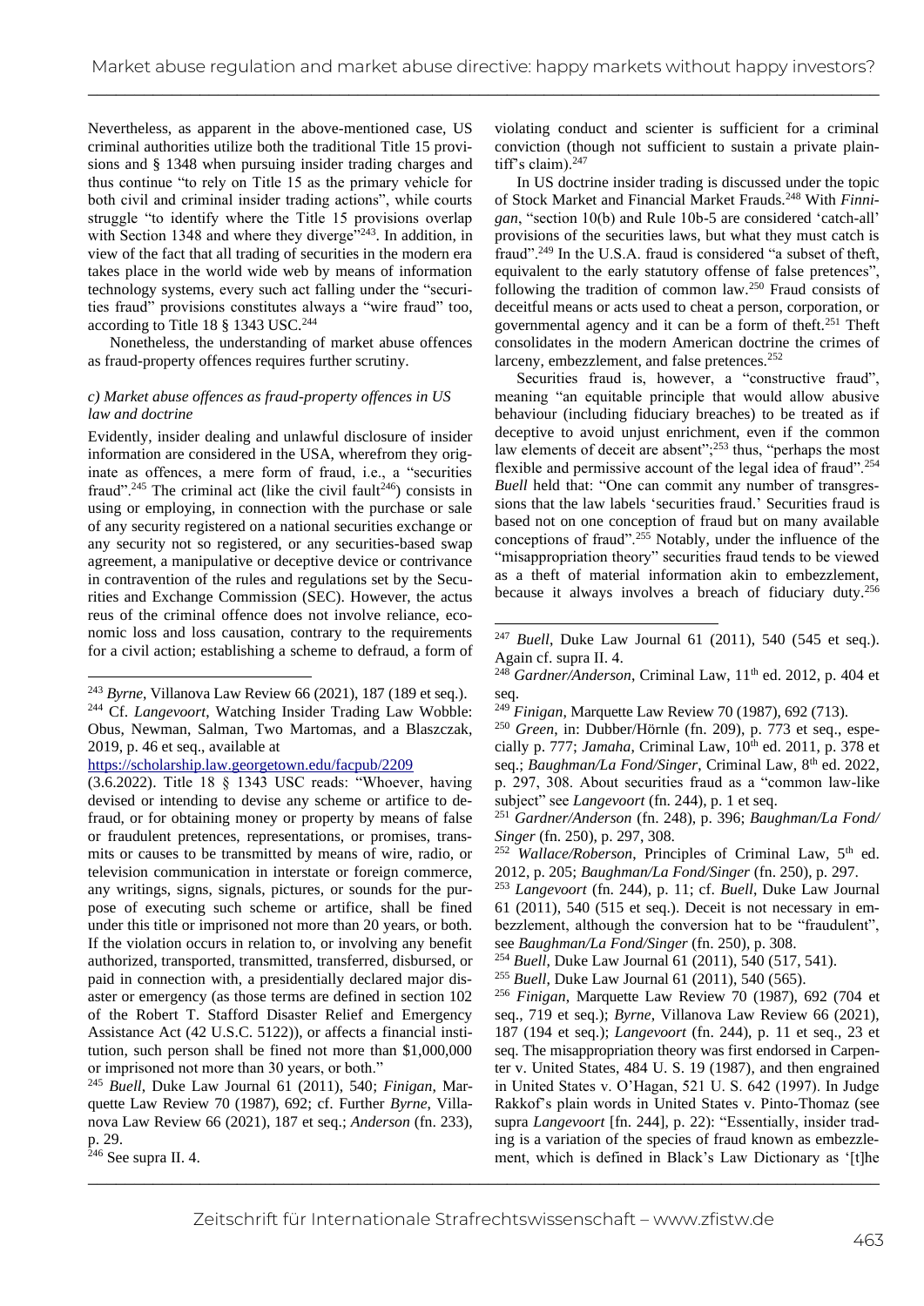Nevertheless, as apparent in the above-mentioned case, US criminal authorities utilize both the traditional Title 15 provisions and § 1348 when pursuing insider trading charges and thus continue "to rely on Title 15 as the primary vehicle for both civil and criminal insider trading actions", while courts struggle "to identify where the Title 15 provisions overlap with Section 1348 and where they diverge"[243]. In addition, in view of the fact that all trading of securities in the modern era takes place in the world wide web by means of information technology systems, every such act falling under the "securities fraud" provisions constitutes always a "wire fraud" too, according to Title 18 § 1343 USC.[244]

Nonetheless, the understanding of market abuse offences as fraud-property offences requires further scrutiny.

### *c) Market abuse offences as fraud-property offences in US law and doctrine*

Evidently, insider dealing and unlawful disclosure of insider information are considered in the USA, wherefrom they originate as offences, a mere form of fraud, i.e., a "securities fraud".[245] The criminal act (like the civil fault[246]) consists in using or employing, in connection with the purchase or sale of any security registered on a national securities exchange or any security not so registered, or any securities-based swap agreement, a manipulative or deceptive device or contrivance in contravention of the rules and regulations set by the Securities and Exchange Commission (SEC). However, the actus reus of the criminal offence does not involve reliance, economic loss and loss causation, contrary to the requirements for a civil action; establishing a scheme to defraud, a form of violating conduct and scienter is sufficient for a criminal conviction (though not sufficient to sustain a private plaintiff's claim).[247]

In US doctrine insider trading is discussed under the topic of Stock Market and Financial Market Frauds.[248] With *Finnigan*, "section 10(b) and Rule 10b-5 are considered 'catch-all' provisions of the securities laws, but what they must catch is fraud".[249] In the U.S.A. fraud is considered "a subset of theft, equivalent to the early statutory offense of false pretences", following the tradition of common law.[250] Fraud consists of deceitful means or acts used to cheat a person, corporation, or governmental agency and it can be a form of theft.[251] Theft consolidates in the modern American doctrine the crimes of larceny, embezzlement, and false pretences.[252]

Securities fraud is, however, a "constructive fraud", meaning "an equitable principle that would allow abusive behaviour (including fiduciary breaches) to be treated as if deceptive to avoid unjust enrichment, even if the common law elements of deceit are absent";[253] thus, "perhaps the most flexible and permissive account of the legal idea of fraud".[254] *Buell* held that: "One can commit any number of transgressions that the law labels 'securities fraud.' Securities fraud is based not on one conception of fraud but on many available conceptions of fraud".[255] Notably, under the influence of the "misappropriation theory" securities fraud tends to be viewed as a theft of material information akin to embezzlement, because it always involves a breach of fiduciary duty.[256]

---

[243] *Byrne*, Villanova Law Review 66 (2021), 187 (189 et seq.).

[244] Cf. *Langevoort*, Watching Insider Trading Law Wobble: Obus, Newman, Salman, Two Martomas, and a Blaszczak, 2019, p. 46 et seq., available at https://scholarship.law.georgetown.edu/facpub/2209 (3.6.2022). Title 18 § 1343 USC reads: "Whoever, having devised or intending to devise any scheme or artifice to defraud, or for obtaining money or property by means of false or fraudulent pretences, representations, or promises, transmits or causes to be transmitted by means of wire, radio, or television communication in interstate or foreign commerce, any writings, signs, signals, pictures, or sounds for the purpose of executing such scheme or artifice, shall be fined under this title or imprisoned not more than 20 years, or both. If the violation occurs in relation to, or involving any benefit authorized, transported, transmitted, transferred, disbursed, or paid in connection with, a presidentially declared major disaster or emergency (as those terms are defined in section 102 of the Robert T. Stafford Disaster Relief and Emergency Assistance Act (42 U.S.C. 5122)), or affects a financial institution, such person shall be fined not more than $1,000,000 or imprisoned not more than 30 years, or both."

[245] *Buell*, Duke Law Journal 61 (2011), 540; *Finigan*, Marquette Law Review 70 (1987), 692; cf. Further *Byrne*, Villanova Law Review 66 (2021), 187 et seq.; *Anderson* (fn. 233), p. 29.

[246] See supra II. 4.

[247] *Buell*, Duke Law Journal 61 (2011), 540 (545 et seq.). Again cf. supra II. 4.

[248] *Gardner/Anderson*, Criminal Law, 11th ed. 2012, p. 404 et seq.

[249] *Finigan*, Marquette Law Review 70 (1987), 692 (713).

[250] *Green*, in: Dubber/Hörnle (fn. 209), p. 773 et seq., especially p. 777; *Jamaha*, Criminal Law, 10th ed. 2011, p. 378 et seq.; *Baughman/La Fond/Singer*, Criminal Law, 8th ed. 2022, p. 297, 308. About securities fraud as a "common law-like subject" see *Langevoort* (fn. 244), p. 1 et seq.

[251] *Gardner/Anderson* (fn. 248), p. 396; *Baughman/La Fond/Singer* (fn. 250), p. 297, 308.

[252] *Wallace/Roberson*, Principles of Criminal Law, 5th ed. 2012, p. 205; *Baughman/La Fond/Singer* (fn. 250), p. 297.

[253] *Langevoort* (fn. 244), p. 11; cf. *Buell*, Duke Law Journal 61 (2011), 540 (515 et seq.). Deceit is not necessary in embezzlement, although the conversion hat to be "fraudulent", see *Baughman/La Fond/Singer* (fn. 250), p. 308.

[254] *Buell*, Duke Law Journal 61 (2011), 540 (517, 541).

[255] *Buell*, Duke Law Journal 61 (2011), 540 (565).

[256] *Finigan*, Marquette Law Review 70 (1987), 692 (704 et seq., 719 et seq.); *Byrne*, Villanova Law Review 66 (2021), 187 (194 et seq.); *Langevoort* (fn. 244), p. 11 et seq., 23 et seq. The misappropriation theory was first endorsed in Carpenter v. United States, 484 U. S. 19 (1987), and then engrained in United States v. O'Hagan, 521 U. S. 642 (1997). In Judge Rakkof's plain words in United States v. Pinto-Thomaz (see supra *Langevoort* [fn. 244], p. 22): "Essentially, insider trading is a variation of the species of fraud known as embezzlement, which is defined in Black's Law Dictionary as '[t]he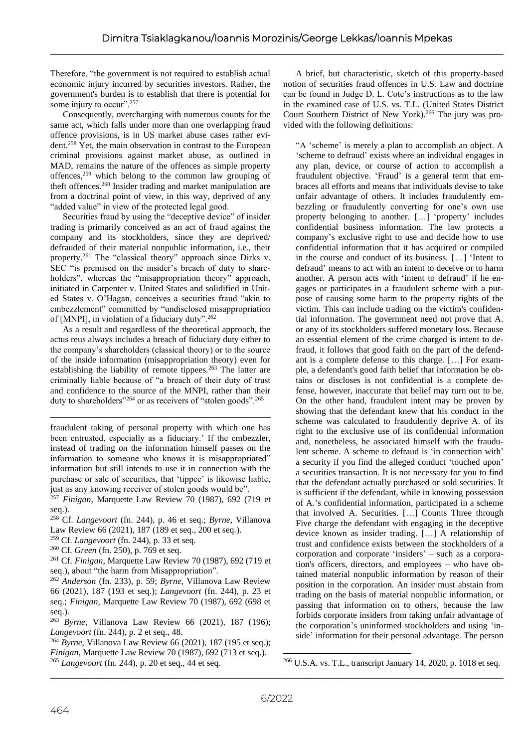Therefore, "the government is not required to establish actual economic injury incurred by securities investors. Rather, the government's burden is to establish that there is potential for some injury to occur".[257]

Consequently, overcharging with numerous counts for the same act, which falls under more than one overlapping fraud offence provisions, is in US market abuse cases rather evident.[258] Yet, the main observation in contrast to the European criminal provisions against market abuse, as outlined in MAD, remains the nature of the offences as simple property offences,[259] which belong to the common law grouping of theft offences.[260] Insider trading and market manipulation are from a doctrinal point of view, in this way, deprived of any "added value" in view of the protected legal good.

Securities fraud by using the "deceptive device" of insider trading is primarily conceived as an act of fraud against the company and its stockholders, since they are deprived/ defrauded of their material nonpublic information, i.e., their property.[261] The "classical theory" approach since Dirks v. SEC "is premised on the insider's breach of duty to shareholders", whereas the "misappropriation theory" approach, initiated in Carpenter v. United States and solidified in United States v. O'Hagan, conceives a securities fraud "akin to embezzlement" committed by "undisclosed misappropriation of [MNPI], in violation of a fiduciary duty".[262]

As a result and regardless of the theoretical approach, the actus reus always includes a breach of fiduciary duty either to the company's shareholders (classical theory) or to the source of the inside information (misappropriation theory) even for establishing the liability of remote tippees.[263] The latter are criminally liable because of "a breach of their duty of trust and confidence to the source of the MNPI, rather than their duty to shareholders"[264] or as receivers of "stolen goods".[265]

A brief, but characteristic, sketch of this property-based notion of securities fraud offences in U.S. Law and doctrine can be found in Judge D. L. Cote's instructions as to the law in the examined case of U.S. vs. T.L. (United States District Court Southern District of New York).[266] The jury was provided with the following definitions:

> "A 'scheme' is merely a plan to accomplish an object. A 'scheme to defraud' exists where an individual engages in any plan, device, or course of action to accomplish a fraudulent objective. 'Fraud' is a general term that embraces all efforts and means that individuals devise to take unfair advantage of others. It includes fraudulently embezzling or fraudulently converting for one's own use property belonging to another. […] 'property' includes confidential business information. The law protects a company's exclusive right to use and decide how to use confidential information that it has acquired or compiled in the course and conduct of its business. […] 'Intent to defraud' means to act with an intent to deceive or to harm another. A person acts with 'intent to defraud' if he engages or participates in a fraudulent scheme with a purpose of causing some harm to the property rights of the victim. This can include trading on the victim's confidential information. The government need not prove that A. or any of its stockholders suffered monetary loss. Because an essential element of the crime charged is intent to defraud, it follows that good faith on the part of the defendant is a complete defense to this charge. […] For example, a defendant's good faith belief that information he obtains or discloses is not confidential is a complete defense, however, inaccurate that belief may turn out to be. On the other hand, fraudulent intent may be proven by showing that the defendant knew that his conduct in the scheme was calculated to fraudulently deprive A. of its right to the exclusive use of its confidential information and, nonetheless, he associated himself with the fraudulent scheme. A scheme to defraud is 'in connection with' a security if you find the alleged conduct 'touched upon' a securities transaction. It is not necessary for you to find that the defendant actually purchased or sold securities. It is sufficient if the defendant, while in knowing possession of A.'s confidential information, participated in a scheme that involved A. Securities. […] Counts Three through Five charge the defendant with engaging in the deceptive device known as insider trading. […] A relationship of trust and confidence exists between the stockholders of a corporation and corporate 'insiders' – such as a corporation's officers, directors, and employees – who have obtained material nonpublic information by reason of their position in the corporation. An insider must abstain from trading on the basis of material nonpublic information, or passing that information on to others, because the law forbids corporate insiders from taking unfair advantage of the corporation's uninformed stockholders and using 'inside' information for their personal advantage. The person

---

fraudulent taking of personal property with which one has been entrusted, especially as a fiduciary.' If the embezzler, instead of trading on the information himself passes on the information to someone who knows it is misappropriated" information but still intends to use it in connection with the purchase or sale of securities, that 'tippee' is likewise liable, just as any knowing receiver of stolen goods would be".

[257] *Finigan*, Marquette Law Review 70 (1987), 692 (719 et seq.).

[258] Cf. *Langevoort* (fn. 244), p. 46 et seq.; *Byrne*, Villanova Law Review 66 (2021), 187 (189 et seq., 200 et seq.).

[259] Cf. *Langevoort* (fn. 244), p. 33 et seq.

[260] Cf. *Green* (fn. 250), p. 769 et seq.

[261] Cf. *Finigan*, Marquette Law Review 70 (1987), 692 (719 et seq.), about "the harm from Misappropriation".

[262] *Anderson* (fn. 233), p. 59; *Byrne*, Villanova Law Review 66 (2021), 187 (193 et seq.); *Langevoort* (fn. 244), p. 23 et seq.; *Finigan*, Marquette Law Review 70 (1987), 692 (698 et seq.).

[263] *Byrne*, Villanova Law Review 66 (2021), 187 (196); *Langevoort* (fn. 244), p. 2 et seq., 48.

[264] *Byrne*, Villanova Law Review 66 (2021), 187 (195 et seq.); *Finigan*, Marquette Law Review 70 (1987), 692 (713 et seq.).

[265] *Langevoort* (fn. 244), p. 20 et seq., 44 et seq.

[266] U.S.A. vs. T.L., transcript January 14, 2020, p. 1018 et seq.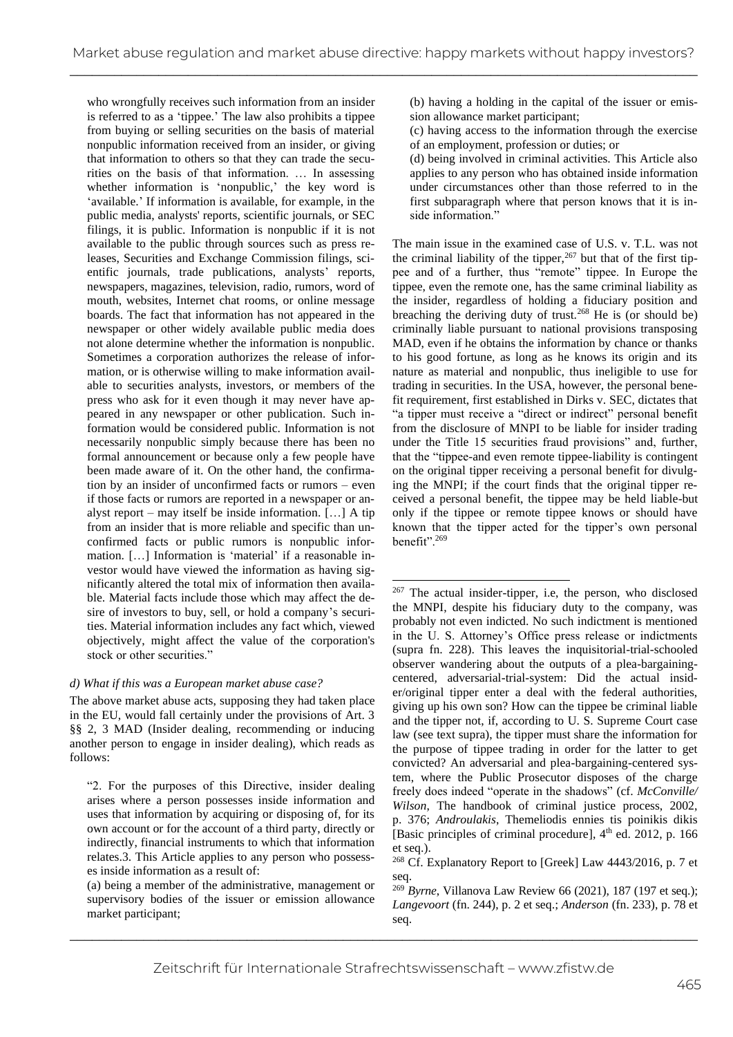who wrongfully receives such information from an insider is referred to as a 'tippee.' The law also prohibits a tippee from buying or selling securities on the basis of material nonpublic information received from an insider, or giving that information to others so that they can trade the securities on the basis of that information. … In assessing whether information is 'nonpublic,' the key word is 'available.' If information is available, for example, in the public media, analysts' reports, scientific journals, or SEC filings, it is public. Information is nonpublic if it is not available to the public through sources such as press releases, Securities and Exchange Commission filings, scientific journals, trade publications, analysts' reports, newspapers, magazines, television, radio, rumors, word of mouth, websites, Internet chat rooms, or online message boards. The fact that information has not appeared in the newspaper or other widely available public media does not alone determine whether the information is nonpublic. Sometimes a corporation authorizes the release of information, or is otherwise willing to make information available to securities analysts, investors, or members of the press who ask for it even though it may never have appeared in any newspaper or other publication. Such information would be considered public. Information is not necessarily nonpublic simply because there has been no formal announcement or because only a few people have been made aware of it. On the other hand, the confirmation by an insider of unconfirmed facts or rumors – even if those facts or rumors are reported in a newspaper or analyst report – may itself be inside information. […] A tip from an insider that is more reliable and specific than unconfirmed facts or public rumors is nonpublic information. […] Information is 'material' if a reasonable investor would have viewed the information as having significantly altered the total mix of information then available. Material facts include those which may affect the desire of investors to buy, sell, or hold a company's securities. Material information includes any fact which, viewed objectively, might affect the value of the corporation's stock or other securities."

*d) What if this was a European market abuse case?*

The above market abuse acts, supposing they had taken place in the EU, would fall certainly under the provisions of Art. 3 §§ 2, 3 MAD (Insider dealing, recommending or inducing another person to engage in insider dealing), which reads as follows:

> "2. For the purposes of this Directive, insider dealing arises where a person possesses inside information and uses that information by acquiring or disposing of, for its own account or for the account of a third party, directly or indirectly, financial instruments to which that information relates.3. This Article applies to any person who possesses inside information as a result of:
>
> (a) being a member of the administrative, management or supervisory bodies of the issuer or emission allowance market participant;
>
> (b) having a holding in the capital of the issuer or emission allowance market participant;
>
> (c) having access to the information through the exercise of an employment, profession or duties; or
>
> (d) being involved in criminal activities. This Article also applies to any person who has obtained inside information under circumstances other than those referred to in the first subparagraph where that person knows that it is inside information."

The main issue in the examined case of U.S. v. T.L. was not the criminal liability of the tipper,[267] but that of the first tippee and of a further, thus "remote" tippee. In Europe the tippee, even the remote one, has the same criminal liability as the insider, regardless of holding a fiduciary position and breaching the deriving duty of trust.[268] He is (or should be) criminally liable pursuant to national provisions transposing MAD, even if he obtains the information by chance or thanks to his good fortune, as long as he knows its origin and its nature as material and nonpublic, thus ineligible to use for trading in securities. In the USA, however, the personal benefit requirement, first established in Dirks v. SEC, dictates that "a tipper must receive a "direct or indirect" personal benefit from the disclosure of MNPI to be liable for insider trading under the Title 15 securities fraud provisions" and, further, that the "tippee-and even remote tippee-liability is contingent on the original tipper receiving a personal benefit for divulging the MNPI; if the court finds that the original tipper received a personal benefit, the tippee may be held liable-but only if the tippee or remote tippee knows or should have known that the tipper acted for the tipper's own personal benefit".[269]

---

[267] The actual insider-tipper, i.e, the person, who disclosed the MNPI, despite his fiduciary duty to the company, was probably not even indicted. No such indictment is mentioned in the U. S. Attorney's Office press release or indictments (supra fn. 228). This leaves the inquisitorial-trial-schooled observer wandering about the outputs of a plea-bargaining-centered, adversarial-trial-system: Did the actual insider/original tipper enter a deal with the federal authorities, giving up his own son? How can the tippee be criminal liable and the tipper not, if, according to U. S. Supreme Court case law (see text supra), the tipper must share the information for the purpose of tippee trading in order for the latter to get convicted? An adversarial and plea-bargaining-centered system, where the Public Prosecutor disposes of the charge freely does indeed "operate in the shadows" (cf. *McConville/Wilson*, The handbook of criminal justice process, 2002, p. 376; *Androulakis*, Themeliodis ennies tis poinikis dikis [Basic principles of criminal procedure], 4th ed. 2012, p. 166 et seq.).

[268] Cf. Explanatory Report to [Greek] Law 4443/2016, p. 7 et seq.

[269] *Byrne*, Villanova Law Review 66 (2021), 187 (197 et seq.); *Langevoort* (fn. 244), p. 2 et seq.; *Anderson* (fn. 233), p. 78 et seq.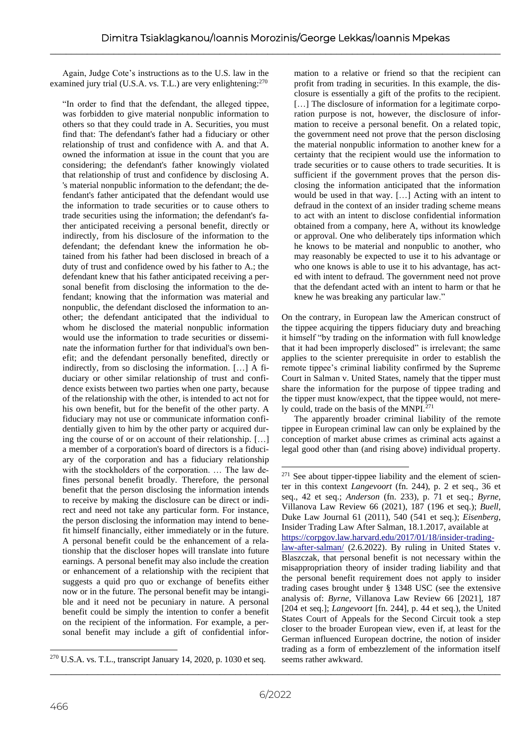Again, Judge Cote's instructions as to the U.S. law in the examined jury trial (U.S.A. vs. T.L.) are very enlightening:[270]

> "In order to find that the defendant, the alleged tippee, was forbidden to give material nonpublic information to others so that they could trade in A. Securities, you must find that: The defendant's father had a fiduciary or other relationship of trust and confidence with A. and that A. owned the information at issue in the count that you are considering; the defendant's father knowingly violated that relationship of trust and confidence by disclosing A. 's material nonpublic information to the defendant; the defendant's father anticipated that the defendant would use the information to trade securities or to cause others to trade securities using the information; the defendant's father anticipated receiving a personal benefit, directly or indirectly, from his disclosure of the information to the defendant; the defendant knew the information he obtained from his father had been disclosed in breach of a duty of trust and confidence owed by his father to A.; the defendant knew that his father anticipated receiving a personal benefit from disclosing the information to the defendant; knowing that the information was material and nonpublic, the defendant disclosed the information to another; the defendant anticipated that the individual to whom he disclosed the material nonpublic information would use the information to trade securities or disseminate the information further for that individual's own benefit; and the defendant personally benefited, directly or indirectly, from so disclosing the information. […] A fiduciary or other similar relationship of trust and confidence exists between two parties when one party, because of the relationship with the other, is intended to act not for his own benefit, but for the benefit of the other party. A fiduciary may not use or communicate information confidentially given to him by the other party or acquired during the course of or on account of their relationship. […] a member of a corporation's board of directors is a fiduciary of the corporation and has a fiduciary relationship with the stockholders of the corporation. … The law defines personal benefit broadly. Therefore, the personal benefit that the person disclosing the information intends to receive by making the disclosure can be direct or indirect and need not take any particular form. For instance, the person disclosing the information may intend to benefit himself financially, either immediately or in the future. A personal benefit could be the enhancement of a relationship that the discloser hopes will translate into future earnings. A personal benefit may also include the creation or enhancement of a relationship with the recipient that suggests a quid pro quo or exchange of benefits either now or in the future. The personal benefit may be intangible and it need not be pecuniary in nature. A personal benefit could be simply the intention to confer a benefit on the recipient of the information. For example, a personal benefit may include a gift of confidential information to a relative or friend so that the recipient can profit from trading in securities. In this example, the disclosure is essentially a gift of the profits to the recipient. […] The disclosure of information for a legitimate corporation purpose is not, however, the disclosure of information to receive a personal benefit. On a related topic, the government need not prove that the person disclosing the material nonpublic information to another knew for a certainty that the recipient would use the information to trade securities or to cause others to trade securities. It is sufficient if the government proves that the person disclosing the information anticipated that the information would be used in that way. […] Acting with an intent to defraud in the context of an insider trading scheme means to act with an intent to disclose confidential information obtained from a company, here A, without its knowledge or approval. One who deliberately tips information which he knows to be material and nonpublic to another, who may reasonably be expected to use it to his advantage or who one knows is able to use it to his advantage, has acted with intent to defraud. The government need not prove that the defendant acted with an intent to harm or that he knew he was breaking any particular law."

On the contrary, in European law the American construct of the tippee acquiring the tippers fiduciary duty and breaching it himself "by trading on the information with full knowledge that it had been improperly disclosed" is irrelevant; the same applies to the scienter prerequisite in order to establish the remote tippee's criminal liability confirmed by the Supreme Court in Salman v. United States, namely that the tipper must share the information for the purpose of tippee trading and the tipper must know/expect, that the tippee would, not merely could, trade on the basis of the MNPI.[271]

The apparently broader criminal liability of the remote tippee in European criminal law can only be explained by the conception of market abuse crimes as criminal acts against a legal good other than (and rising above) individual property.

---

[270] U.S.A. vs. T.L., transcript January 14, 2020, p. 1030 et seq.

[271] See about tipper-tippee liability and the element of scienter in this context *Langevoort* (fn. 244), p. 2 et seq., 36 et seq., 42 et seq.; *Anderson* (fn. 233), p. 71 et seq.; *Byrne*, Villanova Law Review 66 (2021), 187 (196 et seq.); *Buell*, Duke Law Journal 61 (2011), 540 (541 et seq.); *Eisenberg*, Insider Trading Law After Salman, 18.1.2017, available at https://corpgov.law.harvard.edu/2017/01/18/insider-trading-law-after-salman/ (2.6.2022). By ruling in United States v. Blaszczak, that personal benefit is not necessary within the misappropriation theory of insider trading liability and that the personal benefit requirement does not apply to insider trading cases brought under § 1348 USC (see the extensive analysis of: *Byrne*, Villanova Law Review 66 [2021], 187 [204 et seq.]; *Langevoort* [fn. 244], p. 44 et seq.), the United States Court of Appeals for the Second Circuit took a step closer to the broader European view, even if, at least for the German influenced European doctrine, the notion of insider trading as a form of embezzlement of the information itself seems rather awkward.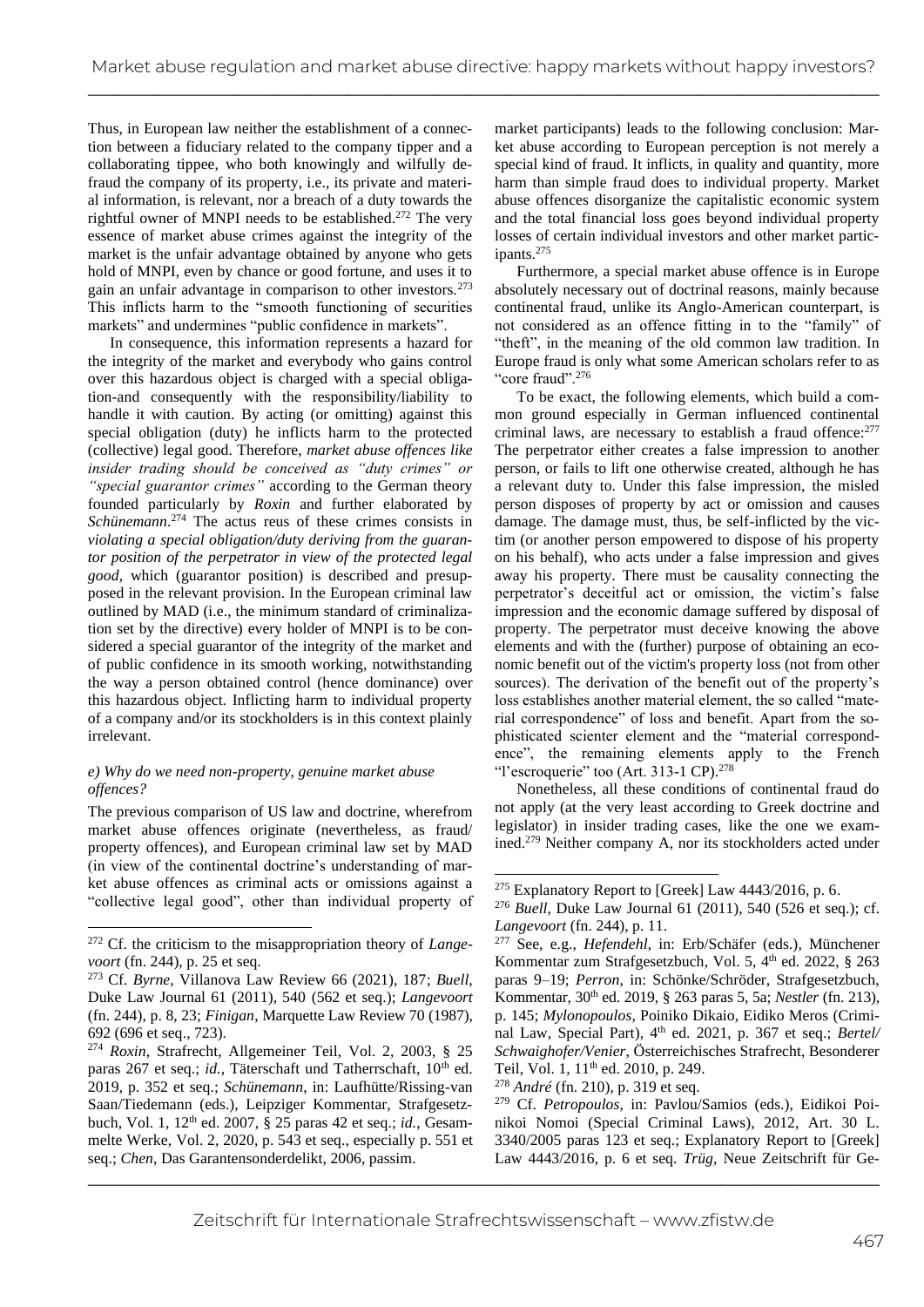Thus, in European law neither the establishment of a connection between a fiduciary related to the company tipper and a collaborating tippee, who both knowingly and wilfully defraud the company of its property, i.e., its private and material information, is relevant, nor a breach of a duty towards the rightful owner of MNPI needs to be established.[272] The very essence of market abuse crimes against the integrity of the market is the unfair advantage obtained by anyone who gets hold of MNPI, even by chance or good fortune, and uses it to gain an unfair advantage in comparison to other investors.[273] This inflicts harm to the "smooth functioning of securities markets" and undermines "public confidence in markets".

In consequence, this information represents a hazard for the integrity of the market and everybody who gains control over this hazardous object is charged with a special obligation-and consequently with the responsibility/liability to handle it with caution. By acting (or omitting) against this special obligation (duty) he inflicts harm to the protected (collective) legal good. Therefore, *market abuse offences like insider trading should be conceived as "duty crimes" or "special guarantor crimes"* according to the German theory founded particularly by *Roxin* and further elaborated by *Schünemann*.[274] The actus reus of these crimes consists in *violating a special obligation/duty deriving from the guarantor position of the perpetrator in view of the protected legal good*, which (guarantor position) is described and presupposed in the relevant provision. In the European criminal law outlined by MAD (i.e., the minimum standard of criminalization set by the directive) every holder of MNPI is to be considered a special guarantor of the integrity of the market and of public confidence in its smooth working, notwithstanding the way a person obtained control (hence dominance) over this hazardous object. Inflicting harm to individual property of a company and/or its stockholders is in this context plainly irrelevant.

### *e) Why do we need non-property, genuine market abuse offences?*

The previous comparison of US law and doctrine, wherefrom market abuse offences originate (nevertheless, as fraud/property offences), and European criminal law set by MAD (in view of the continental doctrine's understanding of market abuse offences as criminal acts or omissions against a "collective legal good", other than individual property of market participants) leads to the following conclusion: Market abuse according to European perception is not merely a special kind of fraud. It inflicts, in quality and quantity, more harm than simple fraud does to individual property. Market abuse offences disorganize the capitalistic economic system and the total financial loss goes beyond individual property losses of certain individual investors and other market participants.[275]

Furthermore, a special market abuse offence is in Europe absolutely necessary out of doctrinal reasons, mainly because continental fraud, unlike its Anglo-American counterpart, is not considered as an offence fitting in to the "family" of "theft", in the meaning of the old common law tradition. In Europe fraud is only what some American scholars refer to as "core fraud".[276]

To be exact, the following elements, which build a common ground especially in German influenced continental criminal laws, are necessary to establish a fraud offence:[277] The perpetrator either creates a false impression to another person, or fails to lift one otherwise created, although he has a relevant duty to. Under this false impression, the misled person disposes of property by act or omission and causes damage. The damage must, thus, be self-inflicted by the victim (or another person empowered to dispose of his property on his behalf), who acts under a false impression and gives away his property. There must be causality connecting the perpetrator's deceitful act or omission, the victim's false impression and the economic damage suffered by disposal of property. The perpetrator must deceive knowing the above elements and with the (further) purpose of obtaining an economic benefit out of the victim's property loss (not from other sources). The derivation of the benefit out of the property's loss establishes another material element, the so called "material correspondence" of loss and benefit. Apart from the sophisticated scienter element and the "material correspondence", the remaining elements apply to the French "l'escroquerie" too (Art. 313-1 CP).[278]

Nonetheless, all these conditions of continental fraud do not apply (at the very least according to Greek doctrine and legislator) in insider trading cases, like the one we examined.[279] Neither company A, nor its stockholders acted under

---

[272] Cf. the criticism to the misappropriation theory of *Langevoort* (fn. 244), p. 25 et seq.

[273] Cf. *Byrne*, Villanova Law Review 66 (2021), 187; *Buell*, Duke Law Journal 61 (2011), 540 (562 et seq.); *Langevoort* (fn. 244), p. 8, 23; *Finigan*, Marquette Law Review 70 (1987), 692 (696 et seq., 723).

[274] *Roxin*, Strafrecht, Allgemeiner Teil, Vol. 2, 2003, § 25 paras 267 et seq.; *id.*, Täterschaft und Tatherrschaft, 10th ed. 2019, p. 352 et seq.; *Schünemann*, in: Laufhütte/Rissing-van Saan/Tiedemann (eds.), Leipziger Kommentar, Strafgesetzbuch, Vol. 1, 12th ed. 2007, § 25 paras 42 et seq.; *id.*, Gesammelte Werke, Vol. 2, 2020, p. 543 et seq., especially p. 551 et seq.; *Chen*, Das Garantensonderdelikt, 2006, passim.

[275] Explanatory Report to [Greek] Law 4443/2016, p. 6.

[276] *Buell*, Duke Law Journal 61 (2011), 540 (526 et seq.); cf. *Langevoort* (fn. 244), p. 11.

[277] See, e.g., *Hefendehl*, in: Erb/Schäfer (eds.), Münchener Kommentar zum Strafgesetzbuch, Vol. 5, 4th ed. 2022, § 263 paras 9–19; *Perron*, in: Schönke/Schröder, Strafgesetzbuch, Kommentar, 30th ed. 2019, § 263 paras 5, 5a; *Nestler* (fn. 213), p. 145; *Mylonopoulos*, Poiniko Dikaio, Eidiko Meros (Criminal Law, Special Part), 4th ed. 2021, p. 367 et seq.; *Bertel/Schwaighofer/Venier*, Österreichisches Strafrecht, Besonderer Teil, Vol. 1, 11th ed. 2010, p. 249.

[278] *André* (fn. 210), p. 319 et seq.

[279] Cf. *Petropoulos*, in: Pavlou/Samios (eds.), Eidikoi Poinikoi Nomoi (Special Criminal Laws), 2012, Art. 30 L. 3340/2005 paras 123 et seq.; Explanatory Report to [Greek] Law 4443/2016, p. 6 et seq. *Trüg*, Neue Zeitschrift für Ge-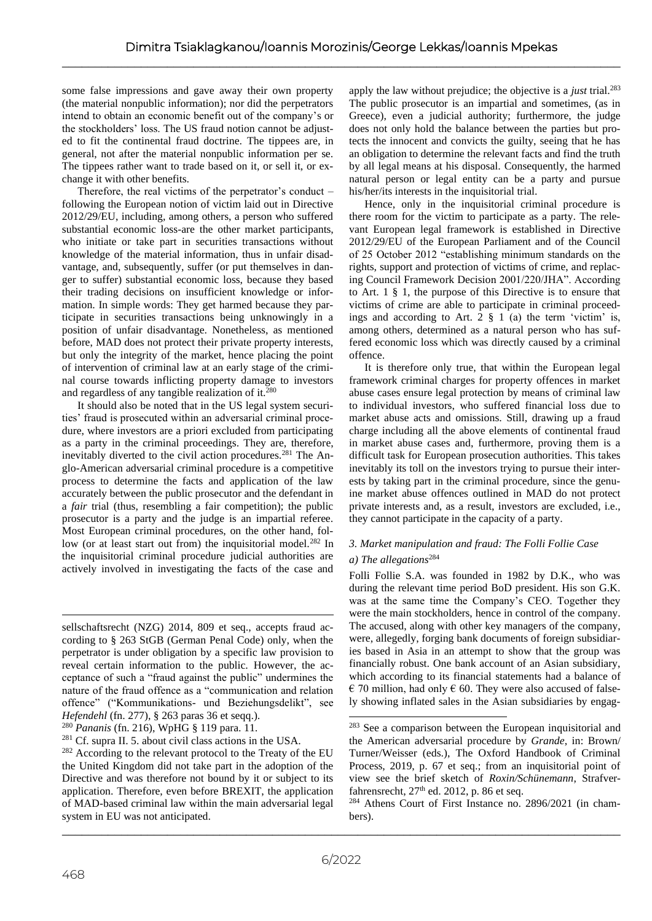some false impressions and gave away their own property (the material nonpublic information); nor did the perpetrators intend to obtain an economic benefit out of the company's or the stockholders' loss. The US fraud notion cannot be adjusted to fit the continental fraud doctrine. The tippees are, in general, not after the material nonpublic information per se. The tippees rather want to trade based on it, or sell it, or exchange it with other benefits.

Therefore, the real victims of the perpetrator's conduct – following the European notion of victim laid out in Directive 2012/29/EU, including, among others, a person who suffered substantial economic loss-are the other market participants, who initiate or take part in securities transactions without knowledge of the material information, thus in unfair disadvantage, and, subsequently, suffer (or put themselves in danger to suffer) substantial economic loss, because they based their trading decisions on insufficient knowledge or information. In simple words: They get harmed because they participate in securities transactions being unknowingly in a position of unfair disadvantage. Nonetheless, as mentioned before, MAD does not protect their private property interests, but only the integrity of the market, hence placing the point of intervention of criminal law at an early stage of the criminal course towards inflicting property damage to investors and regardless of any tangible realization of it.[280]

It should also be noted that in the US legal system securities' fraud is prosecuted within an adversarial criminal procedure, where investors are a priori excluded from participating as a party in the criminal proceedings. They are, therefore, inevitably diverted to the civil action procedures.[281] The Anglo-American adversarial criminal procedure is a competitive process to determine the facts and application of the law accurately between the public prosecutor and the defendant in a *fair* trial (thus, resembling a fair competition); the public prosecutor is a party and the judge is an impartial referee. Most European criminal procedures, on the other hand, follow (or at least start out from) the inquisitorial model.[282] In the inquisitorial criminal procedure judicial authorities are actively involved in investigating the facts of the case and apply the law without prejudice; the objective is a *just* trial.[283] The public prosecutor is an impartial and sometimes, (as in Greece), even a judicial authority; furthermore, the judge does not only hold the balance between the parties but protects the innocent and convicts the guilty, seeing that he has an obligation to determine the relevant facts and find the truth by all legal means at his disposal. Consequently, the harmed natural person or legal entity can be a party and pursue his/her/its interests in the inquisitorial trial.

Hence, only in the inquisitorial criminal procedure is there room for the victim to participate as a party. The relevant European legal framework is established in Directive 2012/29/EU of the European Parliament and of the Council of 25 October 2012 "establishing minimum standards on the rights, support and protection of victims of crime, and replacing Council Framework Decision 2001/220/JHA". According to Art. 1 § 1, the purpose of this Directive is to ensure that victims of crime are able to participate in criminal proceedings and according to Art. 2 § 1 (a) the term 'victim' is, among others, determined as a natural person who has suffered economic loss which was directly caused by a criminal offence.

It is therefore only true, that within the European legal framework criminal charges for property offences in market abuse cases ensure legal protection by means of criminal law to individual investors, who suffered financial loss due to market abuse acts and omissions. Still, drawing up a fraud charge including all the above elements of continental fraud in market abuse cases and, furthermore, proving them is a difficult task for European prosecution authorities. This takes inevitably its toll on the investors trying to pursue their interests by taking part in the criminal procedure, since the genuine market abuse offences outlined in MAD do not protect private interests and, as a result, investors are excluded, i.e., they cannot participate in the capacity of a party.

### *3. Market manipulation and fraud: The Folli Follie Case*

#### *a) The allegations*[284]

Folli Follie S.A. was founded in 1982 by D.K., who was during the relevant time period BoD president. His son G.K. was at the same time the Company's CEO. Together they were the main stockholders, hence in control of the company. The accused, along with other key managers of the company, were, allegedly, forging bank documents of foreign subsidiaries based in Asia in an attempt to show that the group was financially robust. One bank account of an Asian subsidiary, which according to its financial statements had a balance of € 70 million, had only € 60. They were also accused of falsely showing inflated sales in the Asian subsidiaries by engag-

---

sellschaftsrecht (NZG) 2014, 809 et seq., accepts fraud according to § 263 StGB (German Penal Code) only, when the perpetrator is under obligation by a specific law provision to reveal certain information to the public. However, the acceptance of such a "fraud against the public" undermines the nature of the fraud offence as a "communication and relation offence" ("Kommunikations- und Beziehungsdelikt", see *Hefendehl* (fn. 277), § 263 paras 36 et seqq.).

[280] *Pananis* (fn. 216), WpHG § 119 para. 11.

[281] Cf. supra II. 5. about civil class actions in the USA.

[282] According to the relevant protocol to the Treaty of the EU the United Kingdom did not take part in the adoption of the Directive and was therefore not bound by it or subject to its application. Therefore, even before BREXIT, the application of MAD-based criminal law within the main adversarial legal system in EU was not anticipated.

[283] See a comparison between the European inquisitorial and the American adversarial procedure by *Grande*, in: Brown/Turner/Weisser (eds.), The Oxford Handbook of Criminal Process, 2019, p. 67 et seq.; from an inquisitorial point of view see the brief sketch of *Roxin/Schünemann*, Strafverfahrensrecht, 27th ed. 2012, p. 86 et seq.

[284] Athens Court of First Instance no. 2896/2021 (in chambers).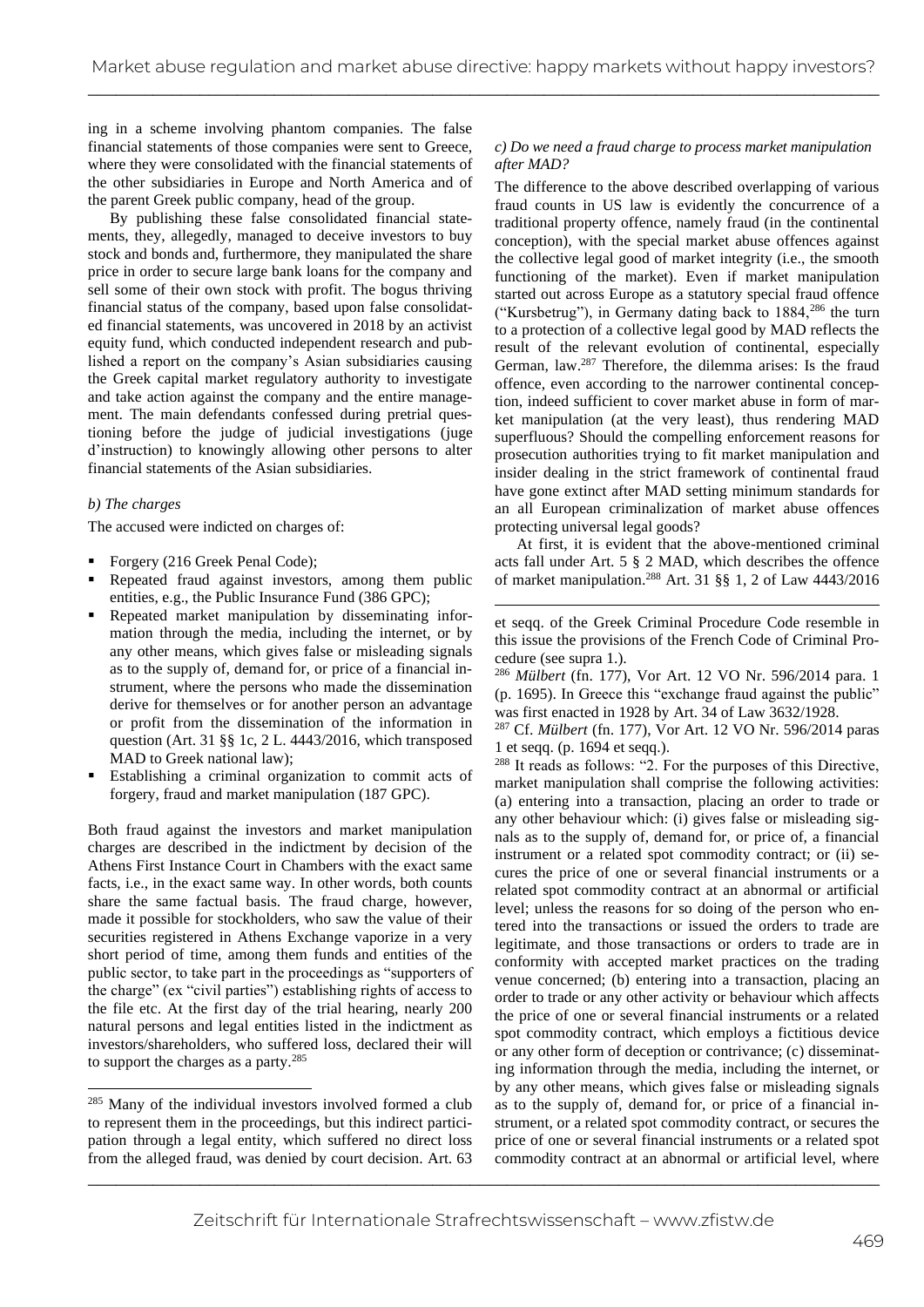ing in a scheme involving phantom companies. The false financial statements of those companies were sent to Greece, where they were consolidated with the financial statements of the other subsidiaries in Europe and North America and of the parent Greek public company, head of the group.

By publishing these false consolidated financial statements, they, allegedly, managed to deceive investors to buy stock and bonds and, furthermore, they manipulated the share price in order to secure large bank loans for the company and sell some of their own stock with profit. The bogus thriving financial status of the company, based upon false consolidated financial statements, was uncovered in 2018 by an activist equity fund, which conducted independent research and published a report on the company's Asian subsidiaries causing the Greek capital market regulatory authority to investigate and take action against the company and the entire management. The main defendants confessed during pretrial questioning before the judge of judicial investigations (juge d'instruction) to knowingly allowing other persons to alter financial statements of the Asian subsidiaries.

*b) The charges*

The accused were indicted on charges of:

- Forgery (216 Greek Penal Code);
- Repeated fraud against investors, among them public entities, e.g., the Public Insurance Fund (386 GPC);
- Repeated market manipulation by disseminating information through the media, including the internet, or by any other means, which gives false or misleading signals as to the supply of, demand for, or price of a financial instrument, where the persons who made the dissemination derive for themselves or for another person an advantage or profit from the dissemination of the information in question (Art. 31 §§ 1c, 2 L. 4443/2016, which transposed MAD to Greek national law);
- Establishing a criminal organization to commit acts of forgery, fraud and market manipulation (187 GPC).

Both fraud against the investors and market manipulation charges are described in the indictment by decision of the Athens First Instance Court in Chambers with the exact same facts, i.e., in the exact same way. In other words, both counts share the same factual basis. The fraud charge, however, made it possible for stockholders, who saw the value of their securities registered in Athens Exchange vaporize in a very short period of time, among them funds and entities of the public sector, to take part in the proceedings as "supporters of the charge" (ex "civil parties") establishing rights of access to the file etc. At the first day of the trial hearing, nearly 200 natural persons and legal entities listed in the indictment as investors/shareholders, who suffered loss, declared their will to support the charges as a party.[285]

*c) Do we need a fraud charge to process market manipulation after MAD?*

The difference to the above described overlapping of various fraud counts in US law is evidently the concurrence of a traditional property offence, namely fraud (in the continental conception), with the special market abuse offences against the collective legal good of market integrity (i.e., the smooth functioning of the market). Even if market manipulation started out across Europe as a statutory special fraud offence ("Kursbetrug"), in Germany dating back to 1884,[286] the turn to a protection of a collective legal good by MAD reflects the result of the relevant evolution of continental, especially German, law.[287] Therefore, the dilemma arises: Is the fraud offence, even according to the narrower continental conception, indeed sufficient to cover market abuse in form of market manipulation (at the very least), thus rendering MAD superfluous? Should the compelling enforcement reasons for prosecution authorities trying to fit market manipulation and insider dealing in the strict framework of continental fraud have gone extinct after MAD setting minimum standards for an all European criminalization of market abuse offences protecting universal legal goods?

At first, it is evident that the above-mentioned criminal acts fall under Art. 5 § 2 MAD, which describes the offence of market manipulation.[288] Art. 31 §§ 1, 2 of Law 4443/2016

---

[285] Many of the individual investors involved formed a club to represent them in the proceedings, but this indirect participation through a legal entity, which suffered no direct loss from the alleged fraud, was denied by court decision. Art. 63 et seqq. of the Greek Criminal Procedure Code resemble in this issue the provisions of the French Code of Criminal Procedure (see supra 1.).

[286] *Mülbert* (fn. 177), Vor Art. 12 VO Nr. 596/2014 para. 1 (p. 1695). In Greece this "exchange fraud against the public" was first enacted in 1928 by Art. 34 of Law 3632/1928.

[287] Cf. *Mülbert* (fn. 177), Vor Art. 12 VO Nr. 596/2014 paras 1 et seqq. (p. 1694 et seqq.).

[288] It reads as follows: "2. For the purposes of this Directive, market manipulation shall comprise the following activities: (a) entering into a transaction, placing an order to trade or any other behaviour which: (i) gives false or misleading signals as to the supply of, demand for, or price of, a financial instrument or a related spot commodity contract; or (ii) secures the price of one or several financial instruments or a related spot commodity contract at an abnormal or artificial level; unless the reasons for so doing of the person who entered into the transactions or issued the orders to trade are legitimate, and those transactions or orders to trade are in conformity with accepted market practices on the trading venue concerned; (b) entering into a transaction, placing an order to trade or any other activity or behaviour which affects the price of one or several financial instruments or a related spot commodity contract, which employs a fictitious device or any other form of deception or contrivance; (c) disseminating information through the media, including the internet, or by any other means, which gives false or misleading signals as to the supply of, demand for, or price of a financial instrument, or a related spot commodity contract, or secures the price of one or several financial instruments or a related spot commodity contract at an abnormal or artificial level, where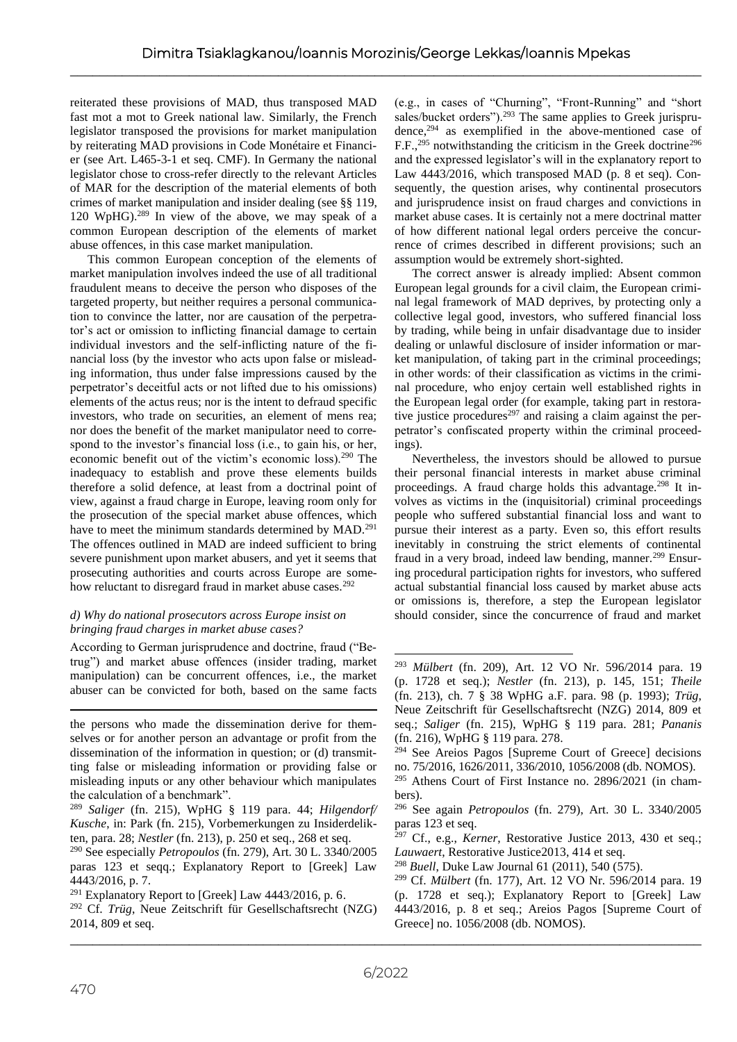reiterated these provisions of MAD, thus transposed MAD fast mot a mot to Greek national law. Similarly, the French legislator transposed the provisions for market manipulation by reiterating MAD provisions in Code Monétaire et Financier (see Art. L465-3-1 et seq. CMF). In Germany the national legislator chose to cross-refer directly to the relevant Articles of MAR for the description of the material elements of both crimes of market manipulation and insider dealing (see §§ 119, 120 WpHG).[289] In view of the above, we may speak of a common European description of the elements of market abuse offences, in this case market manipulation.

This common European conception of the elements of market manipulation involves indeed the use of all traditional fraudulent means to deceive the person who disposes of the targeted property, but neither requires a personal communication to convince the latter, nor are causation of the perpetrator's act or omission to inflicting financial damage to certain individual investors and the self-inflicting nature of the financial loss (by the investor who acts upon false or misleading information, thus under false impressions caused by the perpetrator's deceitful acts or not lifted due to his omissions) elements of the actus reus; nor is the intent to defraud specific investors, who trade on securities, an element of mens rea; nor does the benefit of the market manipulator need to correspond to the investor's financial loss (i.e., to gain his, or her, economic benefit out of the victim's economic loss).[290] The inadequacy to establish and prove these elements builds therefore a solid defence, at least from a doctrinal point of view, against a fraud charge in Europe, leaving room only for the prosecution of the special market abuse offences, which have to meet the minimum standards determined by MAD.[291] The offences outlined in MAD are indeed sufficient to bring severe punishment upon market abusers, and yet it seems that prosecuting authorities and courts across Europe are somehow reluctant to disregard fraud in market abuse cases.[292]

*d) Why do national prosecutors across Europe insist on bringing fraud charges in market abuse cases?*

According to German jurisprudence and doctrine, fraud ("Betrug") and market abuse offences (insider trading, market manipulation) can be concurrent offences, i.e., the market abuser can be convicted for both, based on the same facts (e.g., in cases of "Churning", "Front-Running" and "short sales/bucket orders").[293] The same applies to Greek jurisprudence,[294] as exemplified in the above-mentioned case of F.F.,[295] notwithstanding the criticism in the Greek doctrine[296] and the expressed legislator's will in the explanatory report to Law 4443/2016, which transposed MAD (p. 8 et seq). Consequently, the question arises, why continental prosecutors and jurisprudence insist on fraud charges and convictions in market abuse cases. It is certainly not a mere doctrinal matter of how different national legal orders perceive the concurrence of crimes described in different provisions; such an assumption would be extremely short-sighted.

The correct answer is already implied: Absent common European legal grounds for a civil claim, the European criminal legal framework of MAD deprives, by protecting only a collective legal good, investors, who suffered financial loss by trading, while being in unfair disadvantage due to insider dealing or unlawful disclosure of insider information or market manipulation, of taking part in the criminal proceedings; in other words: of their classification as victims in the criminal procedure, who enjoy certain well established rights in the European legal order (for example, taking part in restorative justice procedures[297] and raising a claim against the perpetrator's confiscated property within the criminal proceedings).

Nevertheless, the investors should be allowed to pursue their personal financial interests in market abuse criminal proceedings. A fraud charge holds this advantage.[298] It involves as victims in the (inquisitorial) criminal proceedings people who suffered substantial financial loss and want to pursue their interest as a party. Even so, this effort results inevitably in construing the strict elements of continental fraud in a very broad, indeed law bending, manner.[299] Ensuring procedural participation rights for investors, who suffered actual substantial financial loss caused by market abuse acts or omissions is, therefore, a step the European legislator should consider, since the concurrence of fraud and market

---

the persons who made the dissemination derive for themselves or for another person an advantage or profit from the dissemination of the information in question; or (d) transmitting false or misleading information or providing false or misleading inputs or any other behaviour which manipulates the calculation of a benchmark".

[289] *Saliger* (fn. 215), WpHG § 119 para. 44; *Hilgendorf/Kusche*, in: Park (fn. 215), Vorbemerkungen zu Insiderdelikten, para. 28; *Nestler* (fn. 213), p. 250 et seq., 268 et seq.

[290] See especially *Petropoulos* (fn. 279), Art. 30 L. 3340/2005 paras 123 et seqq.; Explanatory Report to [Greek] Law 4443/2016, p. 7.

[291] Explanatory Report to [Greek] Law 4443/2016, p. 6.

[292] Cf. *Trüg*, Neue Zeitschrift für Gesellschaftsrecht (NZG) 2014, 809 et seq.

[293] *Mülbert* (fn. 209), Art. 12 VO Nr. 596/2014 para. 19 (p. 1728 et seq.); *Nestler* (fn. 213), p. 145, 151; *Theile* (fn. 213), ch. 7 § 38 WpHG a.F. para. 98 (p. 1993); *Trüg*, Neue Zeitschrift für Gesellschaftsrecht (NZG) 2014, 809 et seq.; *Saliger* (fn. 215), WpHG § 119 para. 281; *Pananis* (fn. 216), WpHG § 119 para. 278.

[294] See Areios Pagos [Supreme Court of Greece] decisions no. 75/2016, 1626/2011, 336/2010, 1056/2008 (db. NOMOS).

[295] Athens Court of First Instance no. 2896/2021 (in chambers).

[296] See again *Petropoulos* (fn. 279), Art. 30 L. 3340/2005 paras 123 et seq.

[297] Cf., e.g., *Kerner*, Restorative Justice 2013, 430 et seq.; *Lauwaert*, Restorative Justice2013, 414 et seq.

[298] *Buell*, Duke Law Journal 61 (2011), 540 (575).

[299] Cf. *Mülbert* (fn. 177), Art. 12 VO Nr. 596/2014 para. 19 (p. 1728 et seq.); Explanatory Report to [Greek] Law 4443/2016, p. 8 et seq.; Areios Pagos [Supreme Court of Greece] no. 1056/2008 (db. NOMOS).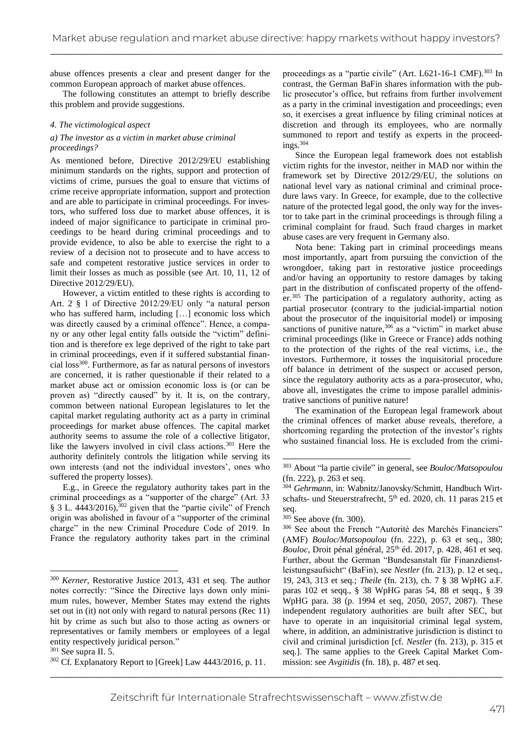abuse offences presents a clear and present danger for the common European approach of market abuse offences.

The following constitutes an attempt to briefly describe this problem and provide suggestions.

#### *4. The victimological aspect*

##### *a) The investor as a victim in market abuse criminal proceedings?*

As mentioned before, Directive 2012/29/EU establishing minimum standards on the rights, support and protection of victims of crime, pursues the goal to ensure that victims of crime receive appropriate information, support and protection and are able to participate in criminal proceedings. For investors, who suffered loss due to market abuse offences, it is indeed of major significance to participate in criminal proceedings to be heard during criminal proceedings and to provide evidence, to also be able to exercise the right to a review of a decision not to prosecute and to have access to safe and competent restorative justice services in order to limit their losses as much as possible (see Art. 10, 11, 12 of Directive 2012/29/EU).

However, a victim entitled to these rights is according to Art. 2 § 1 of Directive 2012/29/EU only "a natural person who has suffered harm, including […] economic loss which was directly caused by a criminal offence". Hence, a company or any other legal entity falls outside the "victim" definition and is therefore ex lege deprived of the right to take part in criminal proceedings, even if it suffered substantial financial loss[300]. Furthermore, as far as natural persons of investors are concerned, it is rather questionable if their related to a market abuse act or omission economic loss is (or can be proven as) "directly caused" by it. It is, on the contrary, common between national European legislatures to let the capital market regulating authority act as a party in criminal proceedings for market abuse offences. The capital market authority seems to assume the role of a collective litigator, like the lawyers involved in civil class actions.[301] Here the authority definitely controls the litigation while serving its own interests (and not the individual investors', ones who suffered the property losses).

E.g., in Greece the regulatory authority takes part in the criminal proceedings as a "supporter of the charge" (Art. 33 § 3 L. 4443/2016),[302] given that the "partie civile" of French origin was abolished in favour of a "supporter of the criminal charge" in the new Criminal Procedure Code of 2019. In France the regulatory authority takes part in the criminal proceedings as a "partie civile" (Art. L621-16-1 CMF).[303] In contrast, the German BaFin shares information with the public prosecutor's office, but refrains from further involvement as a party in the criminal investigation and proceedings; even so, it exercises a great influence by filing criminal notices at discretion and through its employees, who are normally summoned to report and testify as experts in the proceedings.[304]

Since the European legal framework does not establish victim rights for the investor, neither in MAD nor within the framework set by Directive 2012/29/EU, the solutions on national level vary as national criminal and criminal procedure laws vary. In Greece, for example, due to the collective nature of the protected legal good, the only way for the investor to take part in the criminal proceedings is through filing a criminal complaint for fraud. Such fraud charges in market abuse cases are very frequent in Germany also.

Nota bene: Taking part in criminal proceedings means most importantly, apart from pursuing the conviction of the wrongdoer, taking part in restorative justice proceedings and/or having an opportunity to restore damages by taking part in the distribution of confiscated property of the offender.[305] The participation of a regulatory authority, acting as partial prosecutor (contrary to the judicial-impartial notion about the prosecutor of the inquisitorial model) or imposing sanctions of punitive nature,[306] as a "victim" in market abuse criminal proceedings (like in Greece or France) adds nothing to the protection of the rights of the real victims, i.e., the investors. Furthermore, it tosses the inquisitorial procedure off balance in detriment of the suspect or accused person, since the regulatory authority acts as a para-prosecutor, who, above all, investigates the crime to impose parallel administrative sanctions of punitive nature!

The examination of the European legal framework about the criminal offences of market abuse reveals, therefore, a shortcoming regarding the protection of the investor's rights who sustained financial loss. He is excluded from the crimi-

---

[300] *Kerner*, Restorative Justice 2013, 431 et seq. The author notes correctly: "Since the Directive lays down only minimum rules, however, Member States may extend the rights set out in (it) not only with regard to natural persons (Rec 11) hit by crime as such but also to those acting as owners or representatives or family members or employees of a legal entity respectively juridical person."

[301] See supra II. 5.

[302] Cf. Explanatory Report to [Greek] Law 4443/2016, p. 11.

[303] About "la partie civile" in general, see *Bouloc/Matsopoulou* (fn. 222), p. 263 et seq.

[304] *Gehrmann*, in: Wabnitz/Janovsky/Schmitt, Handbuch Wirtschafts- und Steuerstrafrecht, 5th ed. 2020, ch. 11 paras 215 et seq.

[305] See above (fn. 300).

[306] See about the French "Autorité des Marchés Financiers" (AMF) *Bouloc/Matsopoulou* (fn. 222), p. 63 et seq., 380; *Bouloc*, Droit pénal général, 25th éd. 2017, p. 428, 461 et seq. Further, about the German "Bundesanstalt für Finanzdienstleistungsaufsicht" (BaFin), see *Nestler* (fn. 213), p. 12 et seq., 19, 243, 313 et seq.; *Theile* (fn. 213), ch. 7 § 38 WpHG a.F. paras 102 et seqq., § 38 WpHG paras 54, 88 et seqq., § 39 WpHG para. 38 (p. 1994 et seq, 2050, 2057, 2087). These independent regulatory authorities are built after SEC, but have to operate in an inquisitorial criminal legal system, where, in addition, an administrative jurisdiction is distinct to civil and criminal jurisdiction [cf. *Nestler* (fn. 213), p. 315 et seq.]. The same applies to the Greek Capital Market Commission: see *Avgitidis* (fn. 18), p. 487 et seq.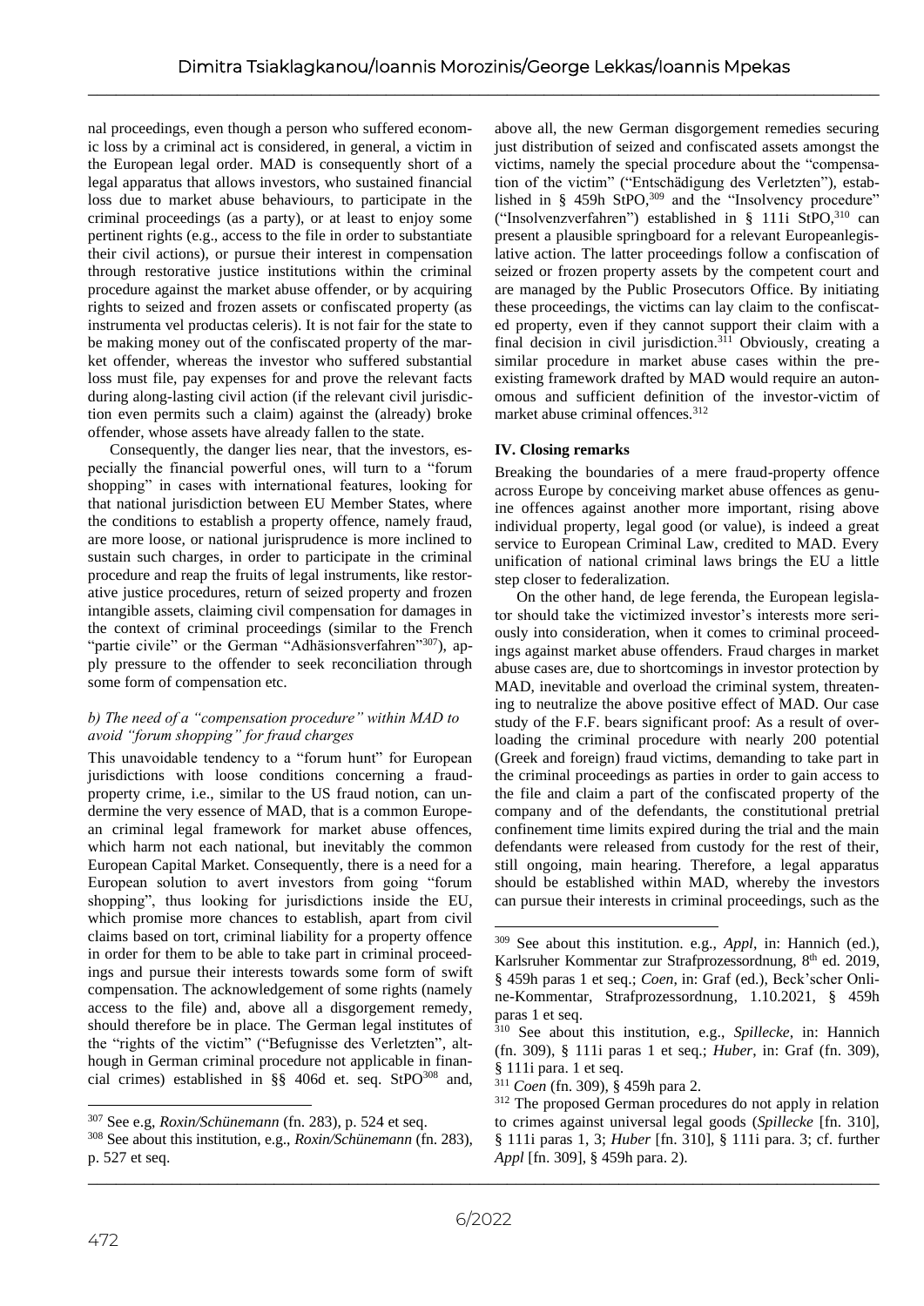nal proceedings, even though a person who suffered economic loss by a criminal act is considered, in general, a victim in the European legal order. MAD is consequently short of a legal apparatus that allows investors, who sustained financial loss due to market abuse behaviours, to participate in the criminal proceedings (as a party), or at least to enjoy some pertinent rights (e.g., access to the file in order to substantiate their civil actions), or pursue their interest in compensation through restorative justice institutions within the criminal procedure against the market abuse offender, or by acquiring rights to seized and frozen assets or confiscated property (as instrumenta vel productas celeris). It is not fair for the state to be making money out of the confiscated property of the market offender, whereas the investor who suffered substantial loss must file, pay expenses for and prove the relevant facts during along-lasting civil action (if the relevant civil jurisdiction even permits such a claim) against the (already) broke offender, whose assets have already fallen to the state.

Consequently, the danger lies near, that the investors, especially the financial powerful ones, will turn to a "forum shopping" in cases with international features, looking for that national jurisdiction between EU Member States, where the conditions to establish a property offence, namely fraud, are more loose, or national jurisprudence is more inclined to sustain such charges, in order to participate in the criminal procedure and reap the fruits of legal instruments, like restorative justice procedures, return of seized property and frozen intangible assets, claiming civil compensation for damages in the context of criminal proceedings (similar to the French "partie civile" or the German "Adhäsionsverfahren"[307]), apply pressure to the offender to seek reconciliation through some form of compensation etc.

### *b) The need of a "compensation procedure" within MAD to avoid "forum shopping" for fraud charges*

This unavoidable tendency to a "forum hunt" for European jurisdictions with loose conditions concerning a fraud-property crime, i.e., similar to the US fraud notion, can undermine the very essence of MAD, that is a common European criminal legal framework for market abuse offences, which harm not each national, but inevitably the common European Capital Market. Consequently, there is a need for a European solution to avert investors from going "forum shopping", thus looking for jurisdictions inside the EU, which promise more chances to establish, apart from civil claims based on tort, criminal liability for a property offence in order for them to be able to take part in criminal proceedings and pursue their interests towards some form of swift compensation. The acknowledgement of some rights (namely access to the file) and, above all a disgorgement remedy, should therefore be in place. The German legal institutes of the "rights of the victim" ("Befugnisse des Verletzten", although in German criminal procedure not applicable in financial crimes) established in §§ 406d et. seq. StPO[308] and, above all, the new German disgorgement remedies securing just distribution of seized and confiscated assets amongst the victims, namely the special procedure about the "compensation of the victim" ("Entschädigung des Verletzten"), established in § 459h StPO,[309] and the "Insolvency procedure" ("Insolvenzverfahren") established in § 111i StPO,[310] can present a plausible springboard for a relevant Europeanlegislative action. The latter proceedings follow a confiscation of seized or frozen property assets by the competent court and are managed by the Public Prosecutors Office. By initiating these proceedings, the victims can lay claim to the confiscated property, even if they cannot support their claim with a final decision in civil jurisdiction.[311] Obviously, creating a similar procedure in market abuse cases within the pre-existing framework drafted by MAD would require an autonomous and sufficient definition of the investor-victim of market abuse criminal offences.[312]

## IV. Closing remarks

Breaking the boundaries of a mere fraud-property offence across Europe by conceiving market abuse offences as genuine offences against another more important, rising above individual property, legal good (or value), is indeed a great service to European Criminal Law, credited to MAD. Every unification of national criminal laws brings the EU a little step closer to federalization.

On the other hand, de lege ferenda, the European legislator should take the victimized investor's interests more seriously into consideration, when it comes to criminal proceedings against market abuse offenders. Fraud charges in market abuse cases are, due to shortcomings in investor protection by MAD, inevitable and overload the criminal system, threatening to neutralize the above positive effect of MAD. Our case study of the F.F. bears significant proof: As a result of overloading the criminal procedure with nearly 200 potential (Greek and foreign) fraud victims, demanding to take part in the criminal proceedings as parties in order to gain access to the file and claim a part of the confiscated property of the company and of the defendants, the constitutional pretrial confinement time limits expired during the trial and the main defendants were released from custody for the rest of their, still ongoing, main hearing. Therefore, a legal apparatus should be established within MAD, whereby the investors can pursue their interests in criminal proceedings, such as the

---

[307] See e.g, *Roxin/Schünemann* (fn. 283), p. 524 et seq.

[308] See about this institution, e.g., *Roxin/Schünemann* (fn. 283), p. 527 et seq.

[309] See about this institution. e.g., *Appl*, in: Hannich (ed.), Karlsruher Kommentar zur Strafprozessordnung, 8th ed. 2019, § 459h paras 1 et seq.; *Coen*, in: Graf (ed.), Beck'scher Online-Kommentar, Strafprozessordnung, 1.10.2021, § 459h paras 1 et seq.

[310] See about this institution, e.g., *Spillecke*, in: Hannich (fn. 309), § 111i paras 1 et seq.; *Huber*, in: Graf (fn. 309), § 111i para. 1 et seq.

[311] *Coen* (fn. 309), § 459h para 2.

[312] The proposed German procedures do not apply in relation to crimes against universal legal goods (*Spillecke* [fn. 310], § 111i paras 1, 3; *Huber* [fn. 310], § 111i para. 3; cf. further *Appl* [fn. 309], § 459h para. 2).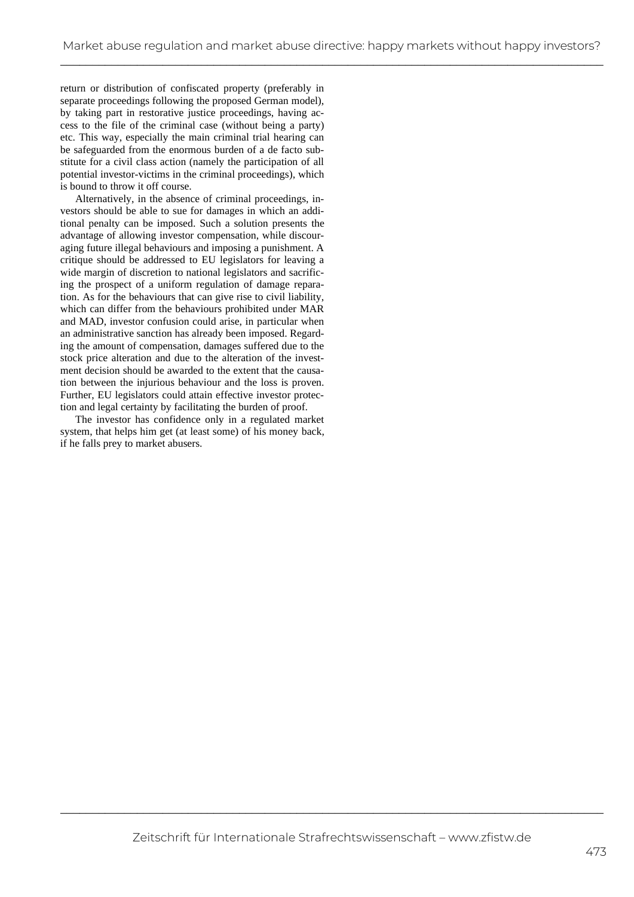return or distribution of confiscated property (preferably in separate proceedings following the proposed German model), by taking part in restorative justice proceedings, having access to the file of the criminal case (without being a party) etc. This way, especially the main criminal trial hearing can be safeguarded from the enormous burden of a de facto substitute for a civil class action (namely the participation of all potential investor-victims in the criminal proceedings), which is bound to throw it off course.

Alternatively, in the absence of criminal proceedings, investors should be able to sue for damages in which an additional penalty can be imposed. Such a solution presents the advantage of allowing investor compensation, while discouraging future illegal behaviours and imposing a punishment. A critique should be addressed to EU legislators for leaving a wide margin of discretion to national legislators and sacrificing the prospect of a uniform regulation of damage reparation. As for the behaviours that can give rise to civil liability, which can differ from the behaviours prohibited under MAR and MAD, investor confusion could arise, in particular when an administrative sanction has already been imposed. Regarding the amount of compensation, damages suffered due to the stock price alteration and due to the alteration of the investment decision should be awarded to the extent that the causation between the injurious behaviour and the loss is proven. Further, EU legislators could attain effective investor protection and legal certainty by facilitating the burden of proof.

The investor has confidence only in a regulated market system, that helps him get (at least some) of his money back, if he falls prey to market abusers.